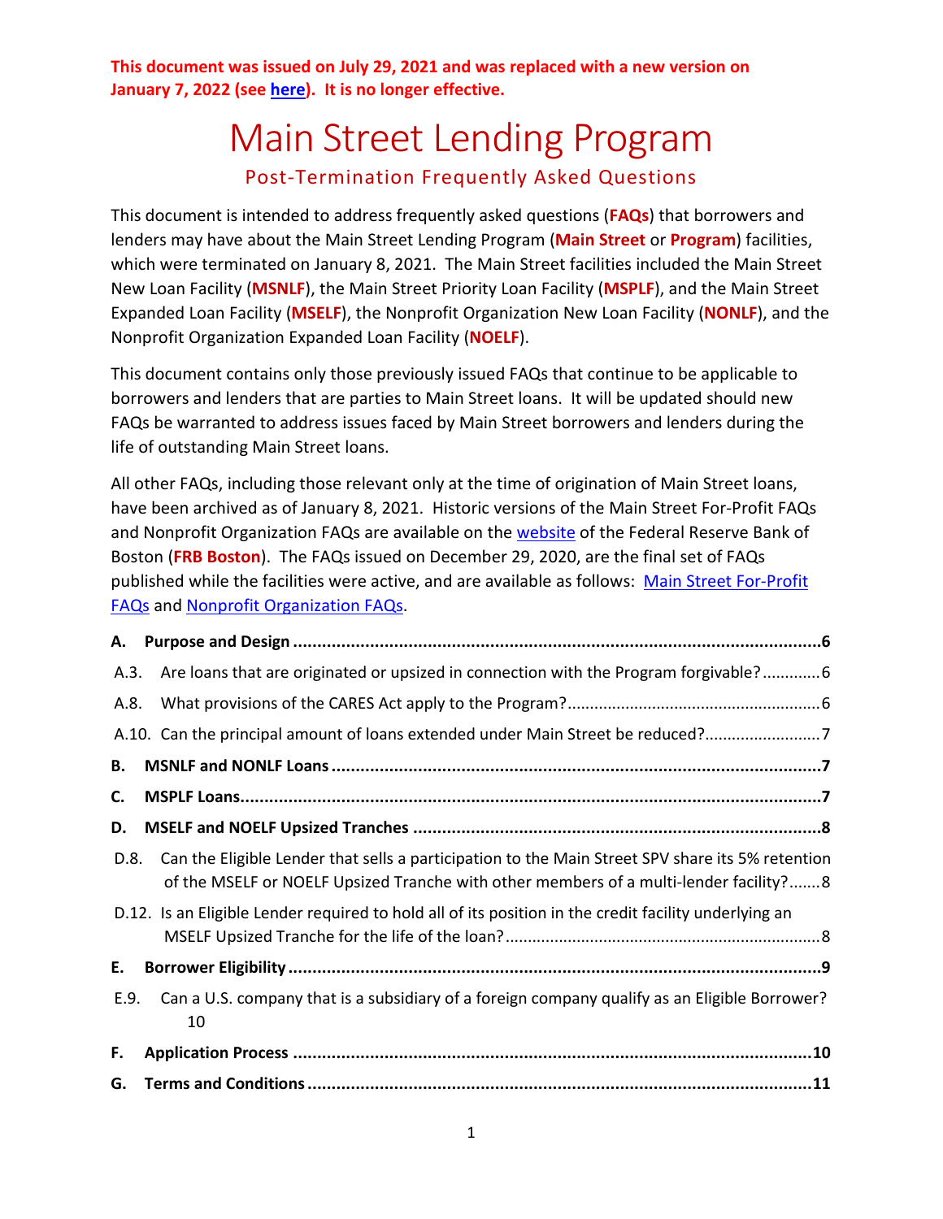**This document was issued on July 29, 2021 and was replaced with a new version on January 7, 2022 (see here). It is no longer effective.**

# Main Street Lending Program

## Post-Termination Frequently Asked Questions

This document is intended to address frequently asked questions (**FAQs**) that borrowers and lenders may have about the Main Street Lending Program (**Main Street** or **Program**) facilities, which were terminated on January 8, 2021. The Main Street facilities included the Main Street New Loan Facility (**MSNLF**), the Main Street Priority Loan Facility (**MSPLF**), and the Main Street Expanded Loan Facility (**MSELF**), the Nonprofit Organization New Loan Facility (**NONLF**), and the Nonprofit Organization Expanded Loan Facility (**NOELF**).

This document contains only those previously issued FAQs that continue to be applicable to borrowers and lenders that are parties to Main Street loans. It will be updated should new FAQs be warranted to address issues faced by Main Street borrowers and lenders during the life of outstanding Main Street loans.

All other FAQs, including those relevant only at the time of origination of Main Street loans, have been archived as of January 8, 2021. Historic versions of the Main Street For-Profit FAQs and Nonprofit Organization FAQs are available on the website of the Federal Reserve Bank of Boston (**FRB Boston**). The FAQs issued on December 29, 2020, are the final set of FAQs published while the facilities were active, and are available as follows: Main Street For-Profit FAQs and Nonprofit Organization FAQs.

**A. Purpose and Design** .......... 6

A.3. Are loans that are originated or upsized in connection with the Program forgivable? .......... 6

A.8. What provisions of the CARES Act apply to the Program? .......... 6

A.10. Can the principal amount of loans extended under Main Street be reduced? .......... 7

**B. MSNLF and NONLF Loans** .......... 7

**C. MSPLF Loans** .......... 7

**D. MSELF and NOELF Upsized Tranches** .......... 8

D.8. Can the Eligible Lender that sells a participation to the Main Street SPV share its 5% retention of the MSELF or NOELF Upsized Tranche with other members of a multi-lender facility? .......... 8

D.12. Is an Eligible Lender required to hold all of its position in the credit facility underlying an MSELF Upsized Tranche for the life of the loan? .......... 8

**E. Borrower Eligibility** .......... 9

E.9. Can a U.S. company that is a subsidiary of a foreign company qualify as an Eligible Borrower? .......... 10

**F. Application Process** .......... 10

**G. Terms and Conditions** .......... 11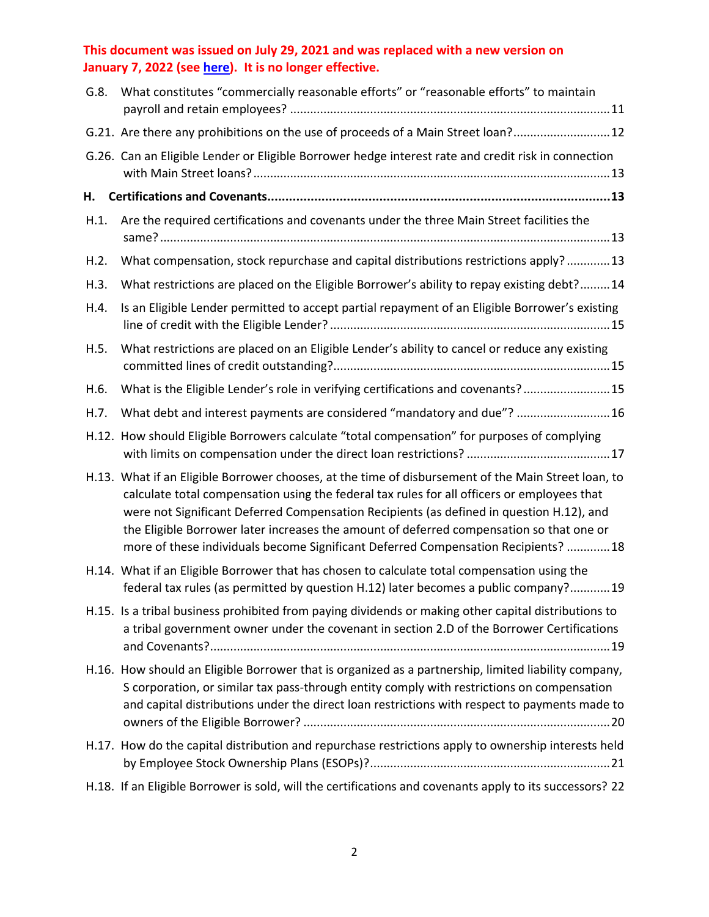**This document was issued on July 29, 2021 and was replaced with a new version on January 7, 2022 (see [here](#)). It is no longer effective.**

G.8. What constitutes "commercially reasonable efforts" or "reasonable efforts" to maintain payroll and retain employees? ............................................................................................ 11

G.21. Are there any prohibitions on the use of proceeds of a Main Street loan? ............................ 12

G.26. Can an Eligible Lender or Eligible Borrower hedge interest rate and credit risk in connection with Main Street loans? ........................................................................................................ 13

**H. Certifications and Covenants........................................................................................... 13**

H.1. Are the required certifications and covenants under the three Main Street facilities the same? ...................................................................................................................................... 13

H.2. What compensation, stock repurchase and capital distributions restrictions apply? ............. 13

H.3. What restrictions are placed on the Eligible Borrower's ability to repay existing debt? ......... 14

H.4. Is an Eligible Lender permitted to accept partial repayment of an Eligible Borrower's existing line of credit with the Eligible Lender? ................................................................................... 15

H.5. What restrictions are placed on an Eligible Lender's ability to cancel or reduce any existing committed lines of credit outstanding? ................................................................................... 15

H.6. What is the Eligible Lender's role in verifying certifications and covenants? .......................... 15

H.7. What debt and interest payments are considered "mandatory and due"? ............................ 16

H.12. How should Eligible Borrowers calculate "total compensation" for purposes of complying with limits on compensation under the direct loan restrictions? ........................................... 17

H.13. What if an Eligible Borrower chooses, at the time of disbursement of the Main Street loan, to calculate total compensation using the federal tax rules for all officers or employees that were not Significant Deferred Compensation Recipients (as defined in question H.12), and the Eligible Borrower later increases the amount of deferred compensation so that one or more of these individuals become Significant Deferred Compensation Recipients? ............. 18

H.14. What if an Eligible Borrower that has chosen to calculate total compensation using the federal tax rules (as permitted by question H.12) later becomes a public company? ............ 19

H.15. Is a tribal business prohibited from paying dividends or making other capital distributions to a tribal government owner under the covenant in section 2.D of the Borrower Certifications and Covenants? ....................................................................................................................... 19

H.16. How should an Eligible Borrower that is organized as a partnership, limited liability company, S corporation, or similar tax pass-through entity comply with restrictions on compensation and capital distributions under the direct loan restrictions with respect to payments made to owners of the Eligible Borrower? ........................................................................................... 20

H.17. How do the capital distribution and repurchase restrictions apply to ownership interests held by Employee Stock Ownership Plans (ESOPs)? ....................................................................... 21

H.18. If an Eligible Borrower is sold, will the certifications and covenants apply to its successors? 22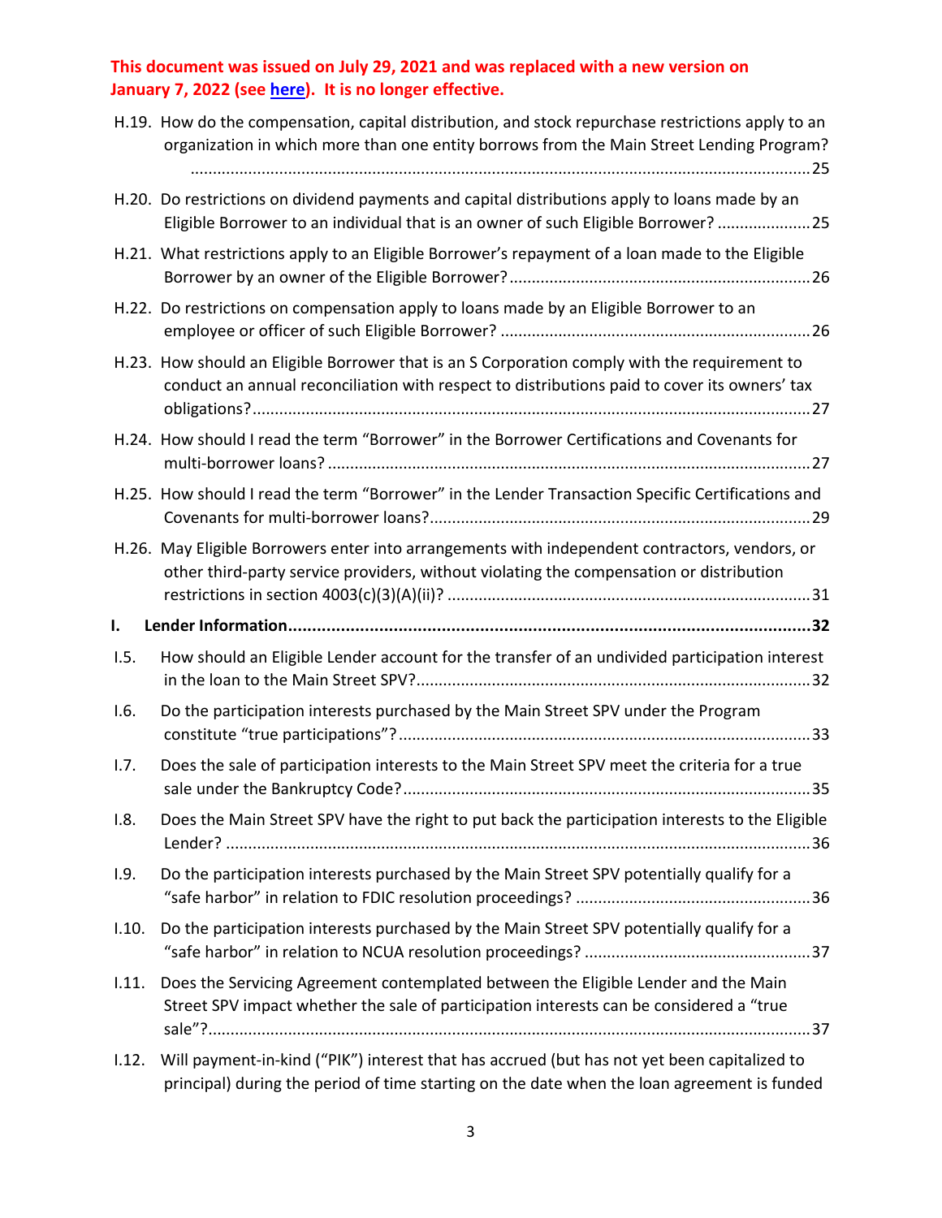**This document was issued on July 29, 2021 and was replaced with a new version on January 7, 2022 (see here). It is no longer effective.**

H.19. How do the compensation, capital distribution, and stock repurchase restrictions apply to an organization in which more than one entity borrows from the Main Street Lending Program? ........................................................................................................................................ 25

H.20. Do restrictions on dividend payments and capital distributions apply to loans made by an Eligible Borrower to an individual that is an owner of such Eligible Borrower? ..................... 25

H.21. What restrictions apply to an Eligible Borrower's repayment of a loan made to the Eligible Borrower by an owner of the Eligible Borrower? ................................................................... 26

H.22. Do restrictions on compensation apply to loans made by an Eligible Borrower to an employee or officer of such Eligible Borrower? ..................................................................... 26

H.23. How should an Eligible Borrower that is an S Corporation comply with the requirement to conduct an annual reconciliation with respect to distributions paid to cover its owners' tax obligations? ........................................................................................................................... 27

H.24. How should I read the term "Borrower" in the Borrower Certifications and Covenants for multi-borrower loans? ........................................................................................................... 27

H.25. How should I read the term "Borrower" in the Lender Transaction Specific Certifications and Covenants for multi-borrower loans? .................................................................................... 29

H.26. May Eligible Borrowers enter into arrangements with independent contractors, vendors, or other third-party service providers, without violating the compensation or distribution restrictions in section 4003(c)(3)(A)(ii)? ................................................................................. 31

**I. Lender Information ............................................................................................................. 32**

I.5. How should an Eligible Lender account for the transfer of an undivided participation interest in the loan to the Main Street SPV? ....................................................................................... 32

I.6. Do the participation interests purchased by the Main Street SPV under the Program constitute "true participations"? ............................................................................................ 33

I.7. Does the sale of participation interests to the Main Street SPV meet the criteria for a true sale under the Bankruptcy Code? .......................................................................................... 35

I.8. Does the Main Street SPV have the right to put back the participation interests to the Eligible Lender? ................................................................................................................................. 36

I.9. Do the participation interests purchased by the Main Street SPV potentially qualify for a "safe harbor" in relation to FDIC resolution proceedings? .................................................... 36

I.10. Do the participation interests purchased by the Main Street SPV potentially qualify for a "safe harbor" in relation to NCUA resolution proceedings? .................................................. 37

I.11. Does the Servicing Agreement contemplated between the Eligible Lender and the Main Street SPV impact whether the sale of participation interests can be considered a "true sale"? ...................................................................................................................................... 37

I.12. Will payment-in-kind ("PIK") interest that has accrued (but has not yet been capitalized to principal) during the period of time starting on the date when the loan agreement is funded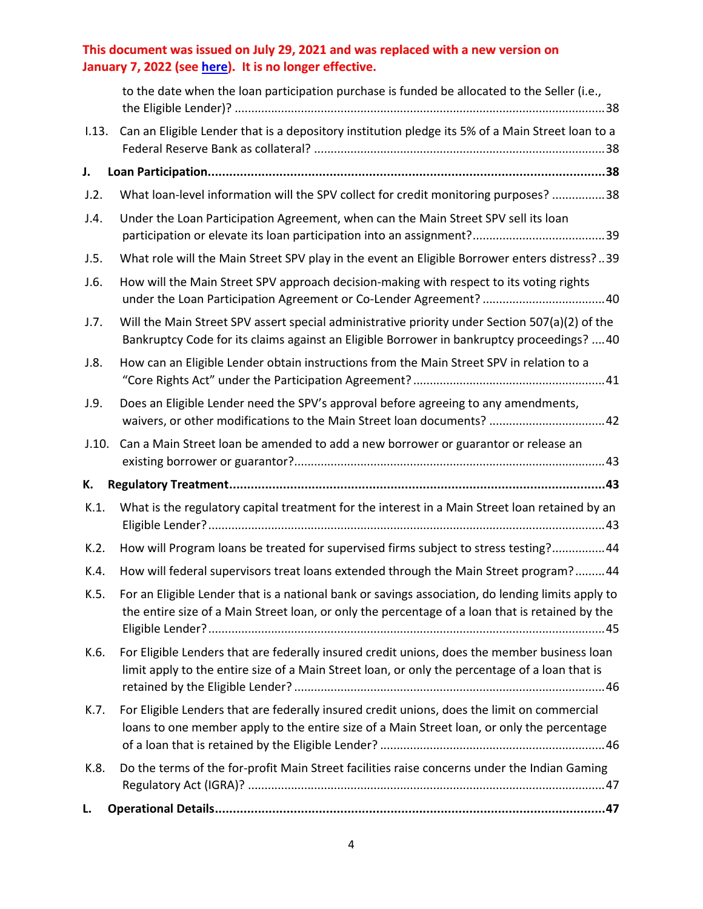**This document was issued on July 29, 2021 and was replaced with a new version on January 7, 2022 (see here). It is no longer effective.**

to the date when the loan participation purchase is funded be allocated to the Seller (i.e., the Eligible Lender)? ............ 38

I.13. Can an Eligible Lender that is a depository institution pledge its 5% of a Main Street loan to a Federal Reserve Bank as collateral? ............ 38

**J. Loan Participation............ 38**

J.2. What loan-level information will the SPV collect for credit monitoring purposes? ............ 38

J.4. Under the Loan Participation Agreement, when can the Main Street SPV sell its loan participation or elevate its loan participation into an assignment? ............ 39

J.5. What role will the Main Street SPV play in the event an Eligible Borrower enters distress? .. 39

J.6. How will the Main Street SPV approach decision-making with respect to its voting rights under the Loan Participation Agreement or Co-Lender Agreement? ............ 40

J.7. Will the Main Street SPV assert special administrative priority under Section 507(a)(2) of the Bankruptcy Code for its claims against an Eligible Borrower in bankruptcy proceedings? .... 40

J.8. How can an Eligible Lender obtain instructions from the Main Street SPV in relation to a "Core Rights Act" under the Participation Agreement? ............ 41

J.9. Does an Eligible Lender need the SPV's approval before agreeing to any amendments, waivers, or other modifications to the Main Street loan documents? ............ 42

J.10. Can a Main Street loan be amended to add a new borrower or guarantor or release an existing borrower or guarantor? ............ 43

**K. Regulatory Treatment............ 43**

K.1. What is the regulatory capital treatment for the interest in a Main Street loan retained by an Eligible Lender? ............ 43

K.2. How will Program loans be treated for supervised firms subject to stress testing? ............ 44

K.4. How will federal supervisors treat loans extended through the Main Street program? ......... 44

K.5. For an Eligible Lender that is a national bank or savings association, do lending limits apply to the entire size of a Main Street loan, or only the percentage of a loan that is retained by the Eligible Lender? ............ 45

K.6. For Eligible Lenders that are federally insured credit unions, does the member business loan limit apply to the entire size of a Main Street loan, or only the percentage of a loan that is retained by the Eligible Lender? ............ 46

K.7. For Eligible Lenders that are federally insured credit unions, does the limit on commercial loans to one member apply to the entire size of a Main Street loan, or only the percentage of a loan that is retained by the Eligible Lender? ............ 46

K.8. Do the terms of the for-profit Main Street facilities raise concerns under the Indian Gaming Regulatory Act (IGRA)? ............ 47

**L. Operational Details............ 47**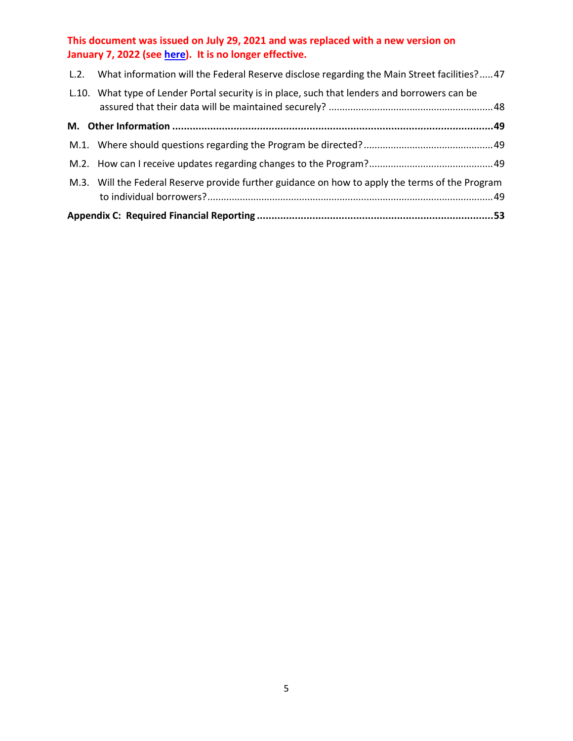**This document was issued on July 29, 2021 and was replaced with a new version on January 7, 2022 (see [here](here)). It is no longer effective.**

L.2. What information will the Federal Reserve disclose regarding the Main Street facilities? ..... 47

L.10. What type of Lender Portal security is in place, such that lenders and borrowers can be assured that their data will be maintained securely? ..... 48

**M. Other Information ..... 49**

M.1. Where should questions regarding the Program be directed? ..... 49

M.2. How can I receive updates regarding changes to the Program? ..... 49

M.3. Will the Federal Reserve provide further guidance on how to apply the terms of the Program to individual borrowers? ..... 49

**Appendix C: Required Financial Reporting ..... 53**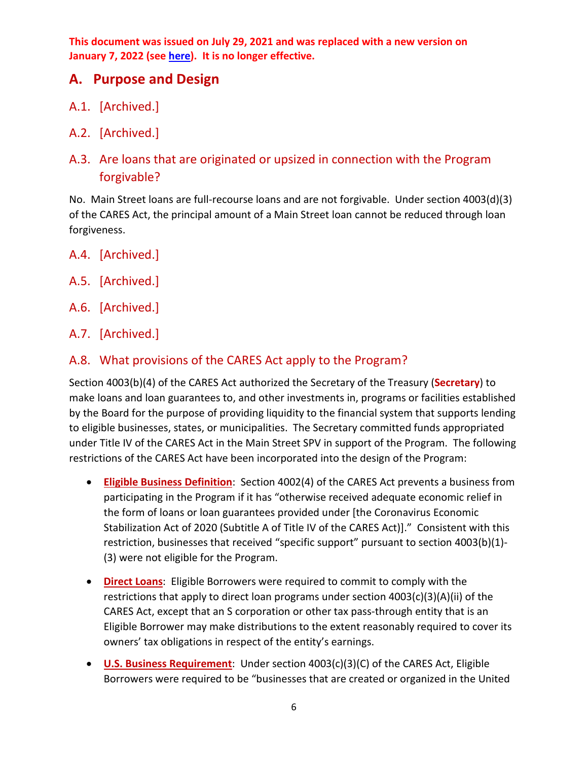**This document was issued on July 29, 2021 and was replaced with a new version on January 7, 2022 (see here). It is no longer effective.**

## A. Purpose and Design

### A.1. [Archived.]

### A.2. [Archived.]

### A.3. Are loans that are originated or upsized in connection with the Program forgivable?

No. Main Street loans are full-recourse loans and are not forgivable. Under section 4003(d)(3) of the CARES Act, the principal amount of a Main Street loan cannot be reduced through loan forgiveness.

### A.4. [Archived.]

### A.5. [Archived.]

### A.6. [Archived.]

### A.7. [Archived.]

### A.8. What provisions of the CARES Act apply to the Program?

Section 4003(b)(4) of the CARES Act authorized the Secretary of the Treasury (**Secretary**) to make loans and loan guarantees to, and other investments in, programs or facilities established by the Board for the purpose of providing liquidity to the financial system that supports lending to eligible businesses, states, or municipalities. The Secretary committed funds appropriated under Title IV of the CARES Act in the Main Street SPV in support of the Program. The following restrictions of the CARES Act have been incorporated into the design of the Program:

- **Eligible Business Definition**: Section 4002(4) of the CARES Act prevents a business from participating in the Program if it has "otherwise received adequate economic relief in the form of loans or loan guarantees provided under [the Coronavirus Economic Stabilization Act of 2020 (Subtitle A of Title IV of the CARES Act)]." Consistent with this restriction, businesses that received "specific support" pursuant to section 4003(b)(1)-(3) were not eligible for the Program.
- **Direct Loans**: Eligible Borrowers were required to commit to comply with the restrictions that apply to direct loan programs under section 4003(c)(3)(A)(ii) of the CARES Act, except that an S corporation or other tax pass-through entity that is an Eligible Borrower may make distributions to the extent reasonably required to cover its owners' tax obligations in respect of the entity's earnings.
- **U.S. Business Requirement**: Under section 4003(c)(3)(C) of the CARES Act, Eligible Borrowers were required to be "businesses that are created or organized in the United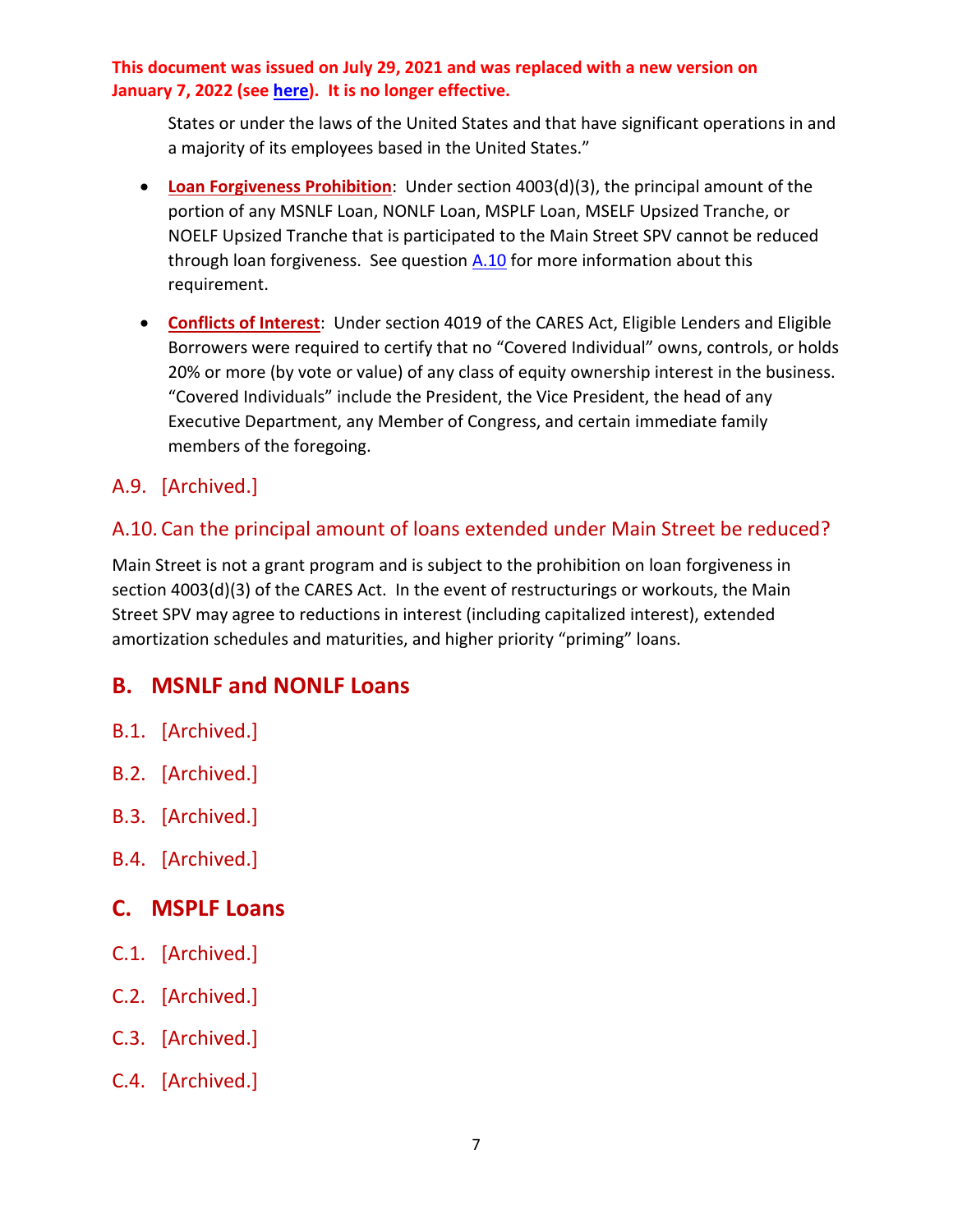**This document was issued on July 29, 2021 and was replaced with a new version on January 7, 2022 (see here). It is no longer effective.**

States or under the laws of the United States and that have significant operations in and a majority of its employees based in the United States."

- **Loan Forgiveness Prohibition**: Under section 4003(d)(3), the principal amount of the portion of any MSNLF Loan, NONLF Loan, MSPLF Loan, MSELF Upsized Tranche, or NOELF Upsized Tranche that is participated to the Main Street SPV cannot be reduced through loan forgiveness. See question A.10 for more information about this requirement.
- **Conflicts of Interest**: Under section 4019 of the CARES Act, Eligible Lenders and Eligible Borrowers were required to certify that no "Covered Individual" owns, controls, or holds 20% or more (by vote or value) of any class of equity ownership interest in the business. "Covered Individuals" include the President, the Vice President, the head of any Executive Department, any Member of Congress, and certain immediate family members of the foregoing.

### A.9. [Archived.]

### A.10. Can the principal amount of loans extended under Main Street be reduced?

Main Street is not a grant program and is subject to the prohibition on loan forgiveness in section 4003(d)(3) of the CARES Act. In the event of restructurings or workouts, the Main Street SPV may agree to reductions in interest (including capitalized interest), extended amortization schedules and maturities, and higher priority "priming" loans.

## B. MSNLF and NONLF Loans

### B.1. [Archived.]

### B.2. [Archived.]

### B.3. [Archived.]

### B.4. [Archived.]

## C. MSPLF Loans

### C.1. [Archived.]

### C.2. [Archived.]

### C.3. [Archived.]

### C.4. [Archived.]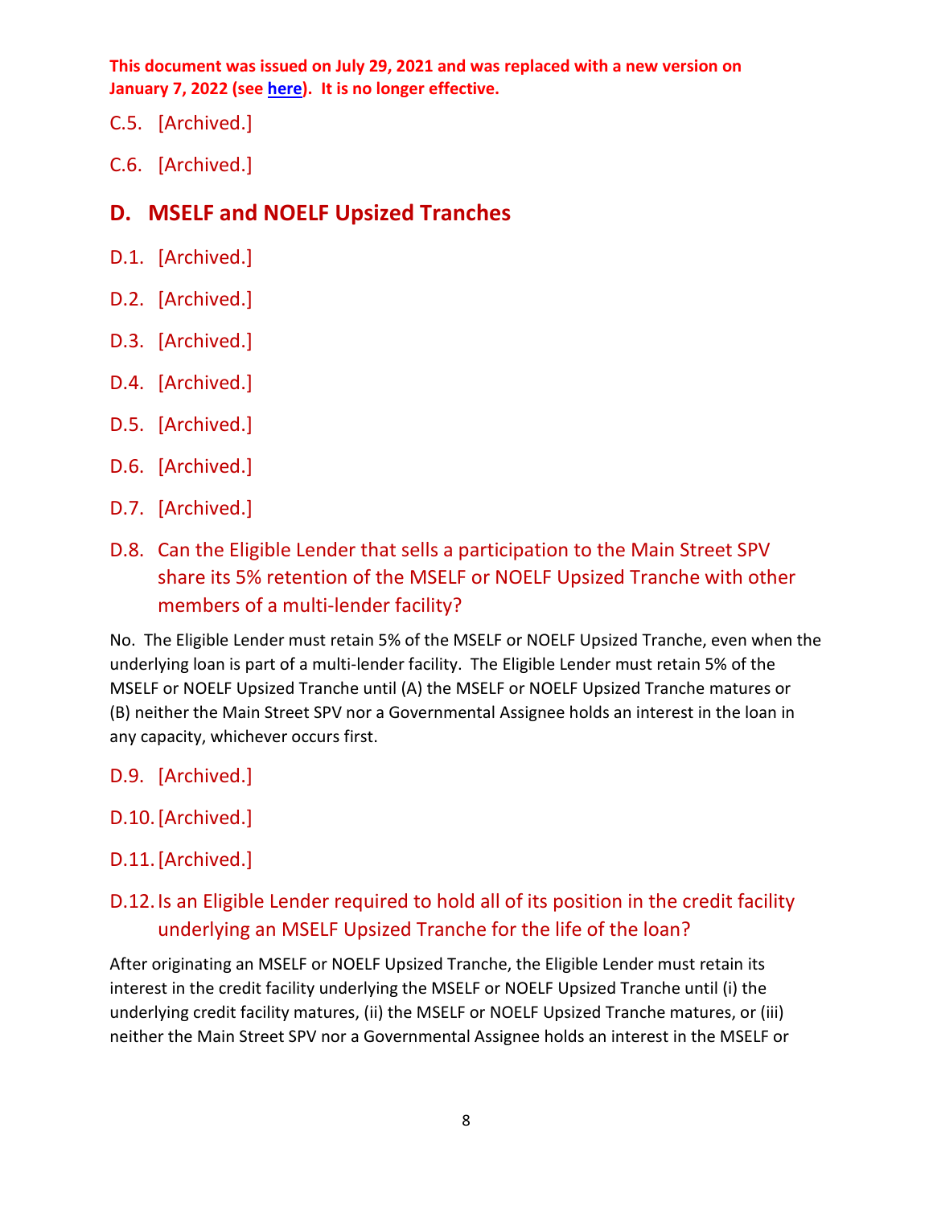**This document was issued on July 29, 2021 and was replaced with a new version on January 7, 2022 (see here). It is no longer effective.**

### C.5. [Archived.]

### C.6. [Archived.]

## D. MSELF and NOELF Upsized Tranches

### D.1. [Archived.]

### D.2. [Archived.]

### D.3. [Archived.]

### D.4. [Archived.]

### D.5. [Archived.]

### D.6. [Archived.]

### D.7. [Archived.]

### D.8. Can the Eligible Lender that sells a participation to the Main Street SPV share its 5% retention of the MSELF or NOELF Upsized Tranche with other members of a multi-lender facility?

No. The Eligible Lender must retain 5% of the MSELF or NOELF Upsized Tranche, even when the underlying loan is part of a multi-lender facility. The Eligible Lender must retain 5% of the MSELF or NOELF Upsized Tranche until (A) the MSELF or NOELF Upsized Tranche matures or (B) neither the Main Street SPV nor a Governmental Assignee holds an interest in the loan in any capacity, whichever occurs first.

### D.9. [Archived.]

### D.10. [Archived.]

### D.11. [Archived.]

### D.12. Is an Eligible Lender required to hold all of its position in the credit facility underlying an MSELF Upsized Tranche for the life of the loan?

After originating an MSELF or NOELF Upsized Tranche, the Eligible Lender must retain its interest in the credit facility underlying the MSELF or NOELF Upsized Tranche until (i) the underlying credit facility matures, (ii) the MSELF or NOELF Upsized Tranche matures, or (iii) neither the Main Street SPV nor a Governmental Assignee holds an interest in the MSELF or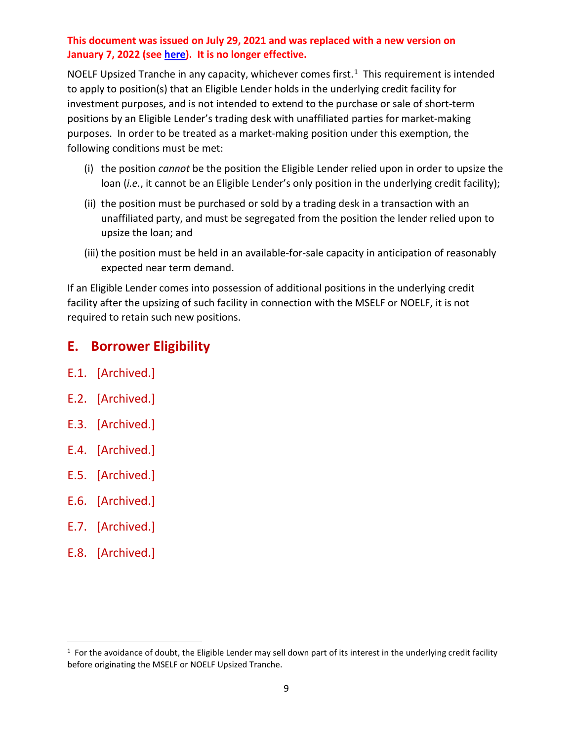**This document was issued on July 29, 2021 and was replaced with a new version on January 7, 2022 (see here). It is no longer effective.**

NOELF Upsized Tranche in any capacity, whichever comes first.[1] This requirement is intended to apply to position(s) that an Eligible Lender holds in the underlying credit facility for investment purposes, and is not intended to extend to the purchase or sale of short-term positions by an Eligible Lender's trading desk with unaffiliated parties for market-making purposes. In order to be treated as a market-making position under this exemption, the following conditions must be met:

(i) the position *cannot* be the position the Eligible Lender relied upon in order to upsize the loan (*i.e.*, it cannot be an Eligible Lender's only position in the underlying credit facility);

(ii) the position must be purchased or sold by a trading desk in a transaction with an unaffiliated party, and must be segregated from the position the lender relied upon to upsize the loan; and

(iii) the position must be held in an available-for-sale capacity in anticipation of reasonably expected near term demand.

If an Eligible Lender comes into possession of additional positions in the underlying credit facility after the upsizing of such facility in connection with the MSELF or NOELF, it is not required to retain such new positions.

## E. Borrower Eligibility

### E.1. [Archived.]

### E.2. [Archived.]

### E.3. [Archived.]

### E.4. [Archived.]

### E.5. [Archived.]

### E.6. [Archived.]

### E.7. [Archived.]

### E.8. [Archived.]

[1] For the avoidance of doubt, the Eligible Lender may sell down part of its interest in the underlying credit facility before originating the MSELF or NOELF Upsized Tranche.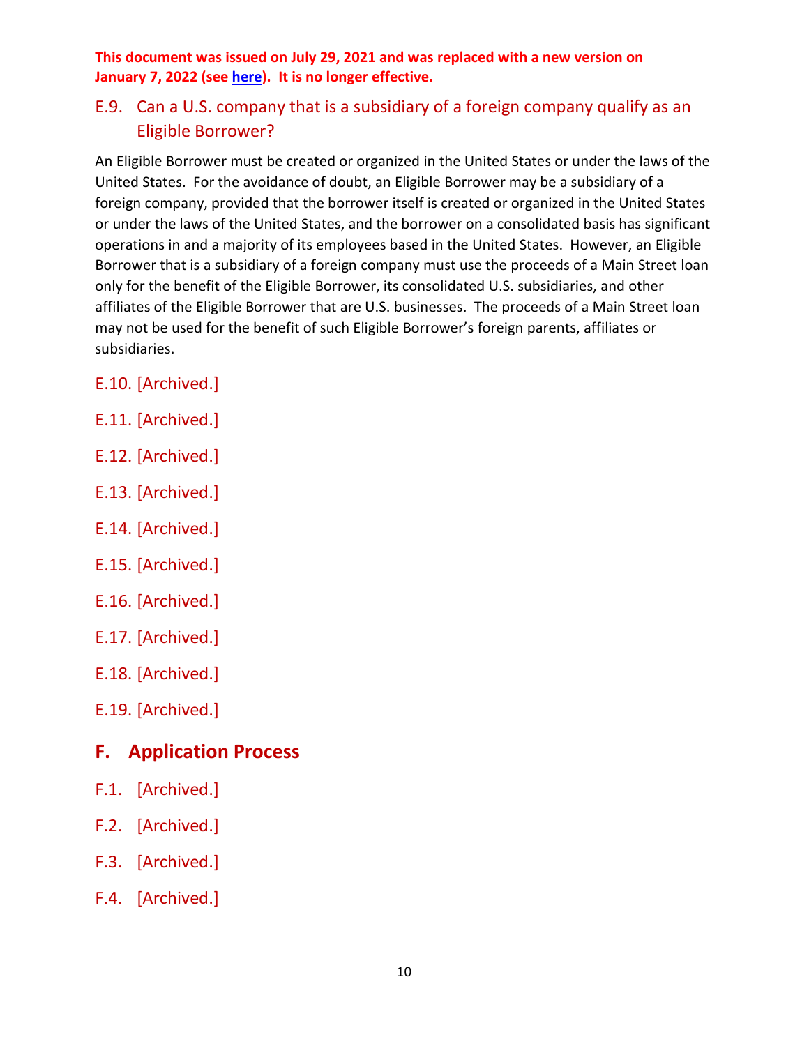**This document was issued on July 29, 2021 and was replaced with a new version on January 7, 2022 (see here). It is no longer effective.**

### E.9. Can a U.S. company that is a subsidiary of a foreign company qualify as an Eligible Borrower?

An Eligible Borrower must be created or organized in the United States or under the laws of the United States. For the avoidance of doubt, an Eligible Borrower may be a subsidiary of a foreign company, provided that the borrower itself is created or organized in the United States or under the laws of the United States, and the borrower on a consolidated basis has significant operations in and a majority of its employees based in the United States. However, an Eligible Borrower that is a subsidiary of a foreign company must use the proceeds of a Main Street loan only for the benefit of the Eligible Borrower, its consolidated U.S. subsidiaries, and other affiliates of the Eligible Borrower that are U.S. businesses. The proceeds of a Main Street loan may not be used for the benefit of such Eligible Borrower's foreign parents, affiliates or subsidiaries.

### E.10. [Archived.]

### E.11. [Archived.]

### E.12. [Archived.]

### E.13. [Archived.]

### E.14. [Archived.]

### E.15. [Archived.]

### E.16. [Archived.]

### E.17. [Archived.]

### E.18. [Archived.]

### E.19. [Archived.]

## F. Application Process

### F.1. [Archived.]

### F.2. [Archived.]

### F.3. [Archived.]

### F.4. [Archived.]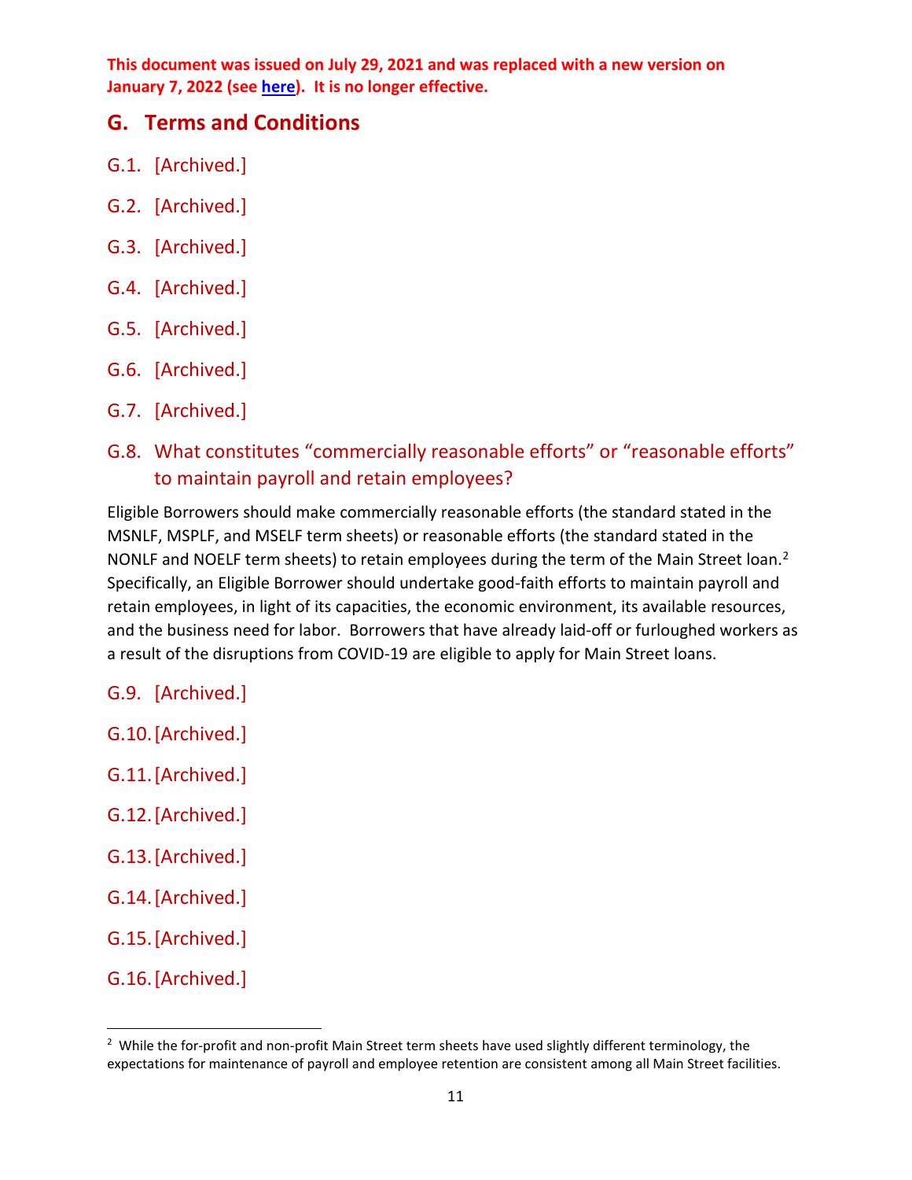**This document was issued on July 29, 2021 and was replaced with a new version on January 7, 2022 (see here). It is no longer effective.**

## G. Terms and Conditions

### G.1. [Archived.]

### G.2. [Archived.]

### G.3. [Archived.]

### G.4. [Archived.]

### G.5. [Archived.]

### G.6. [Archived.]

### G.7. [Archived.]

### G.8. What constitutes "commercially reasonable efforts" or "reasonable efforts" to maintain payroll and retain employees?

Eligible Borrowers should make commercially reasonable efforts (the standard stated in the MSNLF, MSPLF, and MSELF term sheets) or reasonable efforts (the standard stated in the NONLF and NOELF term sheets) to retain employees during the term of the Main Street loan.[2] Specifically, an Eligible Borrower should undertake good-faith efforts to maintain payroll and retain employees, in light of its capacities, the economic environment, its available resources, and the business need for labor. Borrowers that have already laid-off or furloughed workers as a result of the disruptions from COVID-19 are eligible to apply for Main Street loans.

### G.9. [Archived.]

### G.10. [Archived.]

### G.11. [Archived.]

### G.12. [Archived.]

### G.13. [Archived.]

### G.14. [Archived.]

### G.15. [Archived.]

### G.16. [Archived.]

[2] While the for-profit and non-profit Main Street term sheets have used slightly different terminology, the expectations for maintenance of payroll and employee retention are consistent among all Main Street facilities.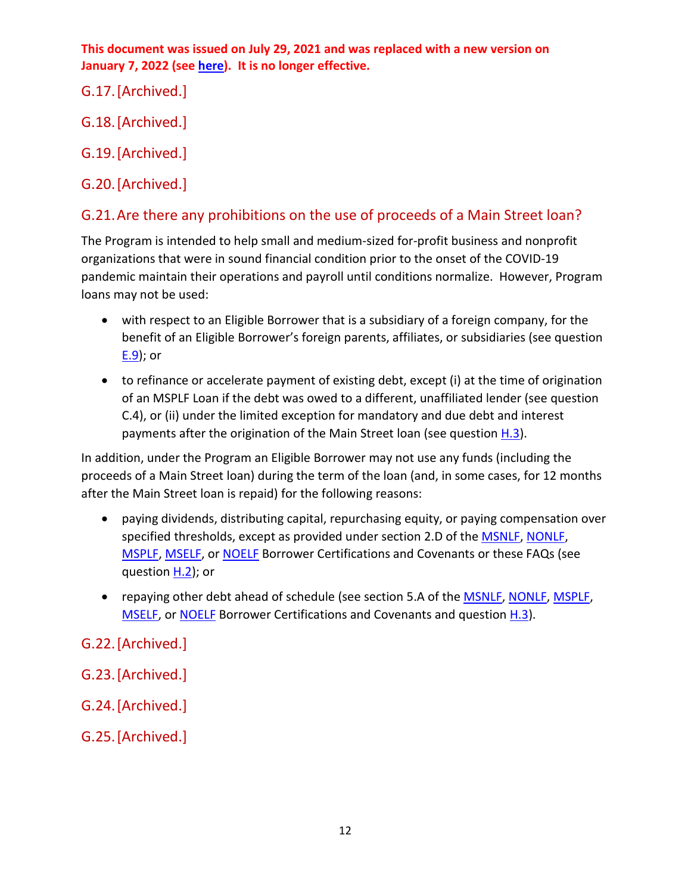**This document was issued on July 29, 2021 and was replaced with a new version on January 7, 2022 (see here). It is no longer effective.**

## G.17. [Archived.]

## G.18. [Archived.]

## G.19. [Archived.]

## G.20. [Archived.]

## G.21. Are there any prohibitions on the use of proceeds of a Main Street loan?

The Program is intended to help small and medium-sized for-profit business and nonprofit organizations that were in sound financial condition prior to the onset of the COVID-19 pandemic maintain their operations and payroll until conditions normalize. However, Program loans may not be used:

- with respect to an Eligible Borrower that is a subsidiary of a foreign company, for the benefit of an Eligible Borrower's foreign parents, affiliates, or subsidiaries (see question E.9); or
- to refinance or accelerate payment of existing debt, except (i) at the time of origination of an MSPLF Loan if the debt was owed to a different, unaffiliated lender (see question C.4), or (ii) under the limited exception for mandatory and due debt and interest payments after the origination of the Main Street loan (see question H.3).

In addition, under the Program an Eligible Borrower may not use any funds (including the proceeds of a Main Street loan) during the term of the loan (and, in some cases, for 12 months after the Main Street loan is repaid) for the following reasons:

- paying dividends, distributing capital, repurchasing equity, or paying compensation over specified thresholds, except as provided under section 2.D of the MSNLF, NONLF, MSPLF, MSELF, or NOELF Borrower Certifications and Covenants or these FAQs (see question H.2); or
- repaying other debt ahead of schedule (see section 5.A of the MSNLF, NONLF, MSPLF, MSELF, or NOELF Borrower Certifications and Covenants and question H.3).

## G.22. [Archived.]

## G.23. [Archived.]

## G.24. [Archived.]

## G.25. [Archived.]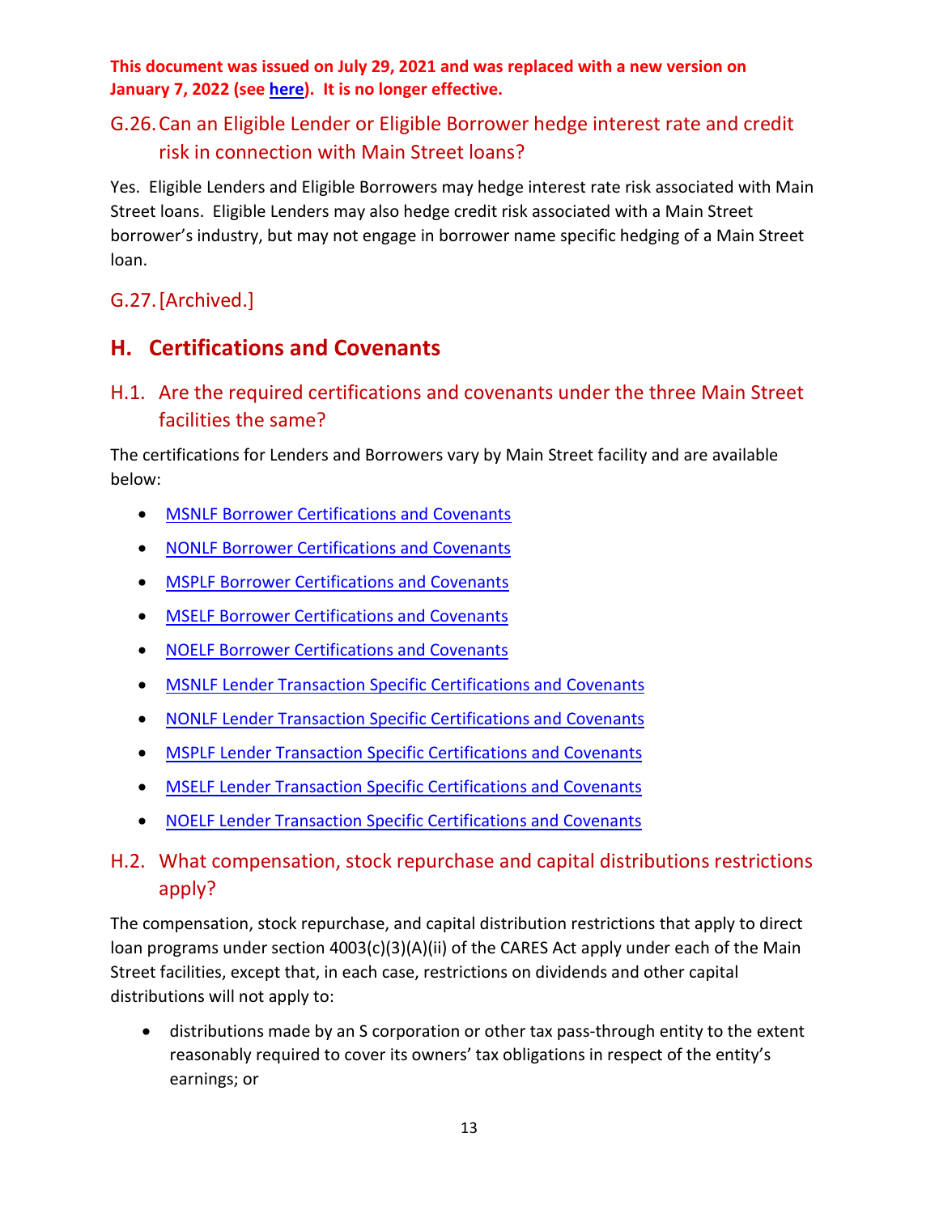**This document was issued on July 29, 2021 and was replaced with a new version on January 7, 2022 (see here). It is no longer effective.**

### G.26. Can an Eligible Lender or Eligible Borrower hedge interest rate and credit risk in connection with Main Street loans?

Yes. Eligible Lenders and Eligible Borrowers may hedge interest rate risk associated with Main Street loans. Eligible Lenders may also hedge credit risk associated with a Main Street borrower's industry, but may not engage in borrower name specific hedging of a Main Street loan.

### G.27. [Archived.]

## H. Certifications and Covenants

### H.1. Are the required certifications and covenants under the three Main Street facilities the same?

The certifications for Lenders and Borrowers vary by Main Street facility and are available below:

- MSNLF Borrower Certifications and Covenants
- NONLF Borrower Certifications and Covenants
- MSPLF Borrower Certifications and Covenants
- MSELF Borrower Certifications and Covenants
- NOELF Borrower Certifications and Covenants
- MSNLF Lender Transaction Specific Certifications and Covenants
- NONLF Lender Transaction Specific Certifications and Covenants
- MSPLF Lender Transaction Specific Certifications and Covenants
- MSELF Lender Transaction Specific Certifications and Covenants
- NOELF Lender Transaction Specific Certifications and Covenants

### H.2. What compensation, stock repurchase and capital distributions restrictions apply?

The compensation, stock repurchase, and capital distribution restrictions that apply to direct loan programs under section 4003(c)(3)(A)(ii) of the CARES Act apply under each of the Main Street facilities, except that, in each case, restrictions on dividends and other capital distributions will not apply to:

- distributions made by an S corporation or other tax pass-through entity to the extent reasonably required to cover its owners' tax obligations in respect of the entity's earnings; or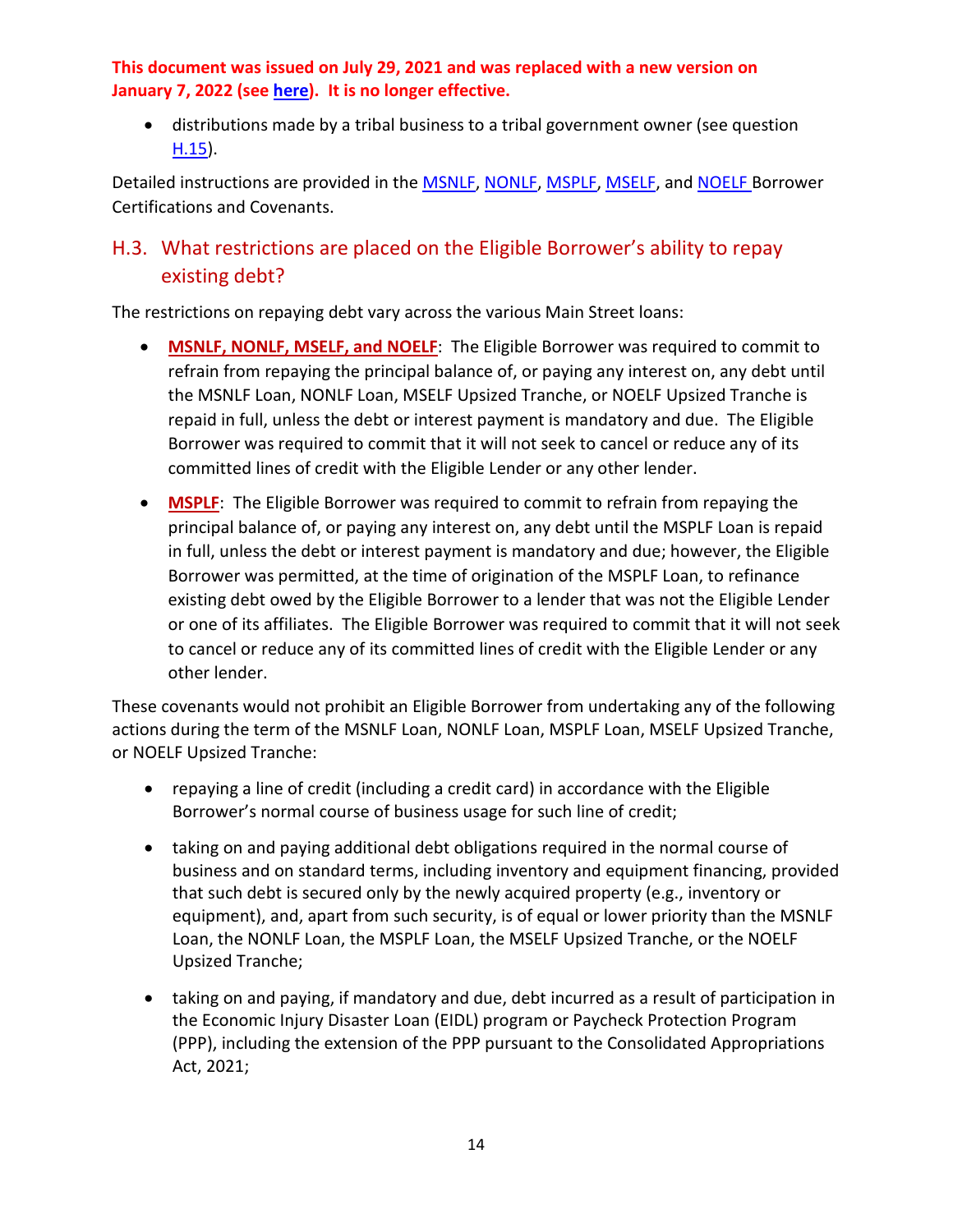**This document was issued on July 29, 2021 and was replaced with a new version on January 7, 2022 (see here). It is no longer effective.**

- distributions made by a tribal business to a tribal government owner (see question H.15).

Detailed instructions are provided in the MSNLF, NONLF, MSPLF, MSELF, and NOELF Borrower Certifications and Covenants.

## H.3. What restrictions are placed on the Eligible Borrower's ability to repay existing debt?

The restrictions on repaying debt vary across the various Main Street loans:

- **MSNLF, NONLF, MSELF, and NOELF**: The Eligible Borrower was required to commit to refrain from repaying the principal balance of, or paying any interest on, any debt until the MSNLF Loan, NONLF Loan, MSELF Upsized Tranche, or NOELF Upsized Tranche is repaid in full, unless the debt or interest payment is mandatory and due. The Eligible Borrower was required to commit that it will not seek to cancel or reduce any of its committed lines of credit with the Eligible Lender or any other lender.
- **MSPLF**: The Eligible Borrower was required to commit to refrain from repaying the principal balance of, or paying any interest on, any debt until the MSPLF Loan is repaid in full, unless the debt or interest payment is mandatory and due; however, the Eligible Borrower was permitted, at the time of origination of the MSPLF Loan, to refinance existing debt owed by the Eligible Borrower to a lender that was not the Eligible Lender or one of its affiliates. The Eligible Borrower was required to commit that it will not seek to cancel or reduce any of its committed lines of credit with the Eligible Lender or any other lender.

These covenants would not prohibit an Eligible Borrower from undertaking any of the following actions during the term of the MSNLF Loan, NONLF Loan, MSPLF Loan, MSELF Upsized Tranche, or NOELF Upsized Tranche:

- repaying a line of credit (including a credit card) in accordance with the Eligible Borrower's normal course of business usage for such line of credit;
- taking on and paying additional debt obligations required in the normal course of business and on standard terms, including inventory and equipment financing, provided that such debt is secured only by the newly acquired property (e.g., inventory or equipment), and, apart from such security, is of equal or lower priority than the MSNLF Loan, the NONLF Loan, the MSPLF Loan, the MSELF Upsized Tranche, or the NOELF Upsized Tranche;
- taking on and paying, if mandatory and due, debt incurred as a result of participation in the Economic Injury Disaster Loan (EIDL) program or Paycheck Protection Program (PPP), including the extension of the PPP pursuant to the Consolidated Appropriations Act, 2021;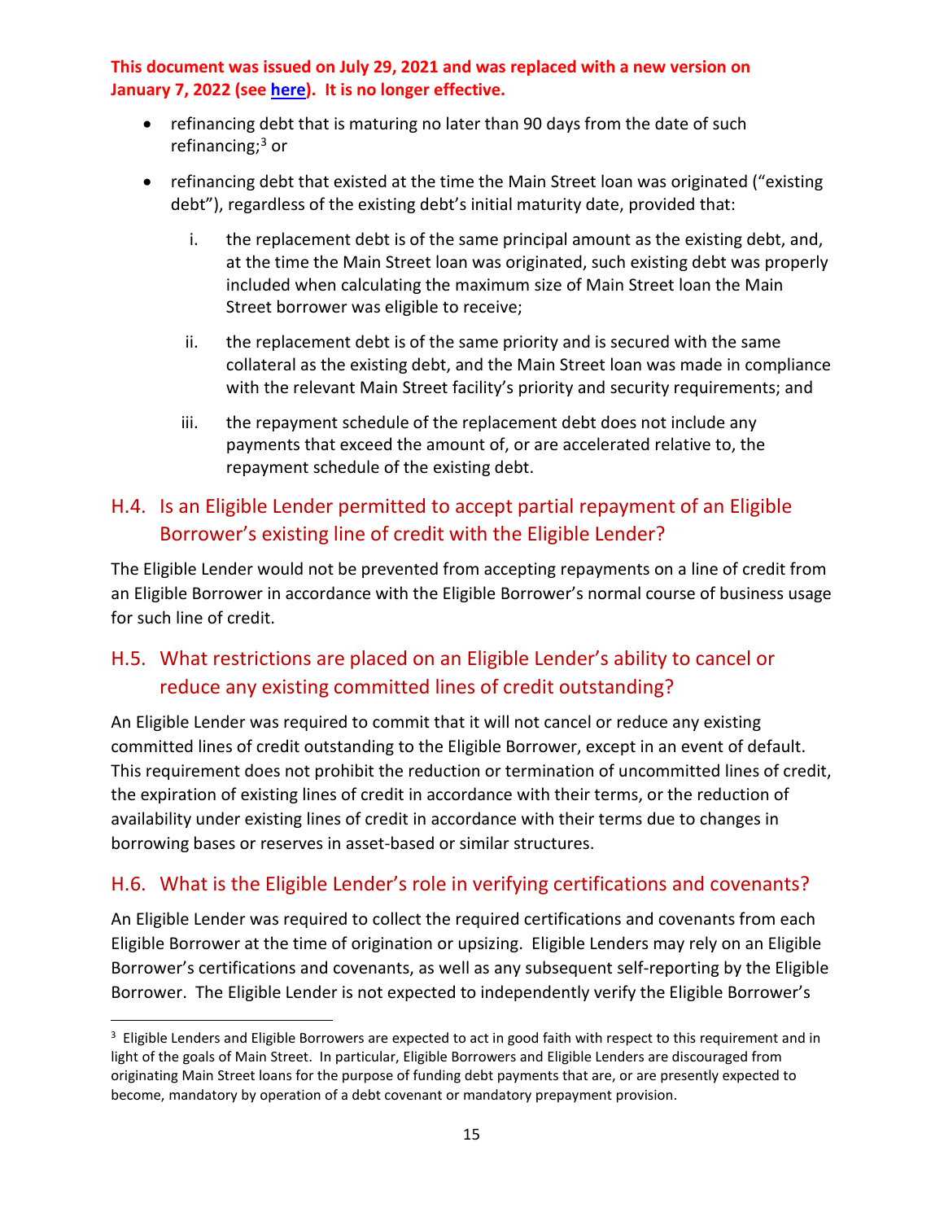**This document was issued on July 29, 2021 and was replaced with a new version on January 7, 2022 (see here). It is no longer effective.**

- refinancing debt that is maturing no later than 90 days from the date of such refinancing;[3] or
- refinancing debt that existed at the time the Main Street loan was originated ("existing debt"), regardless of the existing debt's initial maturity date, provided that:
  1. the replacement debt is of the same principal amount as the existing debt, and, at the time the Main Street loan was originated, such existing debt was properly included when calculating the maximum size of Main Street loan the Main Street borrower was eligible to receive;
  2. the replacement debt is of the same priority and is secured with the same collateral as the existing debt, and the Main Street loan was made in compliance with the relevant Main Street facility's priority and security requirements; and
  3. the repayment schedule of the replacement debt does not include any payments that exceed the amount of, or are accelerated relative to, the repayment schedule of the existing debt.

## H.4. Is an Eligible Lender permitted to accept partial repayment of an Eligible Borrower's existing line of credit with the Eligible Lender?

The Eligible Lender would not be prevented from accepting repayments on a line of credit from an Eligible Borrower in accordance with the Eligible Borrower's normal course of business usage for such line of credit.

## H.5. What restrictions are placed on an Eligible Lender's ability to cancel or reduce any existing committed lines of credit outstanding?

An Eligible Lender was required to commit that it will not cancel or reduce any existing committed lines of credit outstanding to the Eligible Borrower, except in an event of default. This requirement does not prohibit the reduction or termination of uncommitted lines of credit, the expiration of existing lines of credit in accordance with their terms, or the reduction of availability under existing lines of credit in accordance with their terms due to changes in borrowing bases or reserves in asset-based or similar structures.

## H.6. What is the Eligible Lender's role in verifying certifications and covenants?

An Eligible Lender was required to collect the required certifications and covenants from each Eligible Borrower at the time of origination or upsizing. Eligible Lenders may rely on an Eligible Borrower's certifications and covenants, as well as any subsequent self-reporting by the Eligible Borrower. The Eligible Lender is not expected to independently verify the Eligible Borrower's

---

[3] Eligible Lenders and Eligible Borrowers are expected to act in good faith with respect to this requirement and in light of the goals of Main Street. In particular, Eligible Borrowers and Eligible Lenders are discouraged from originating Main Street loans for the purpose of funding debt payments that are, or are presently expected to become, mandatory by operation of a debt covenant or mandatory prepayment provision.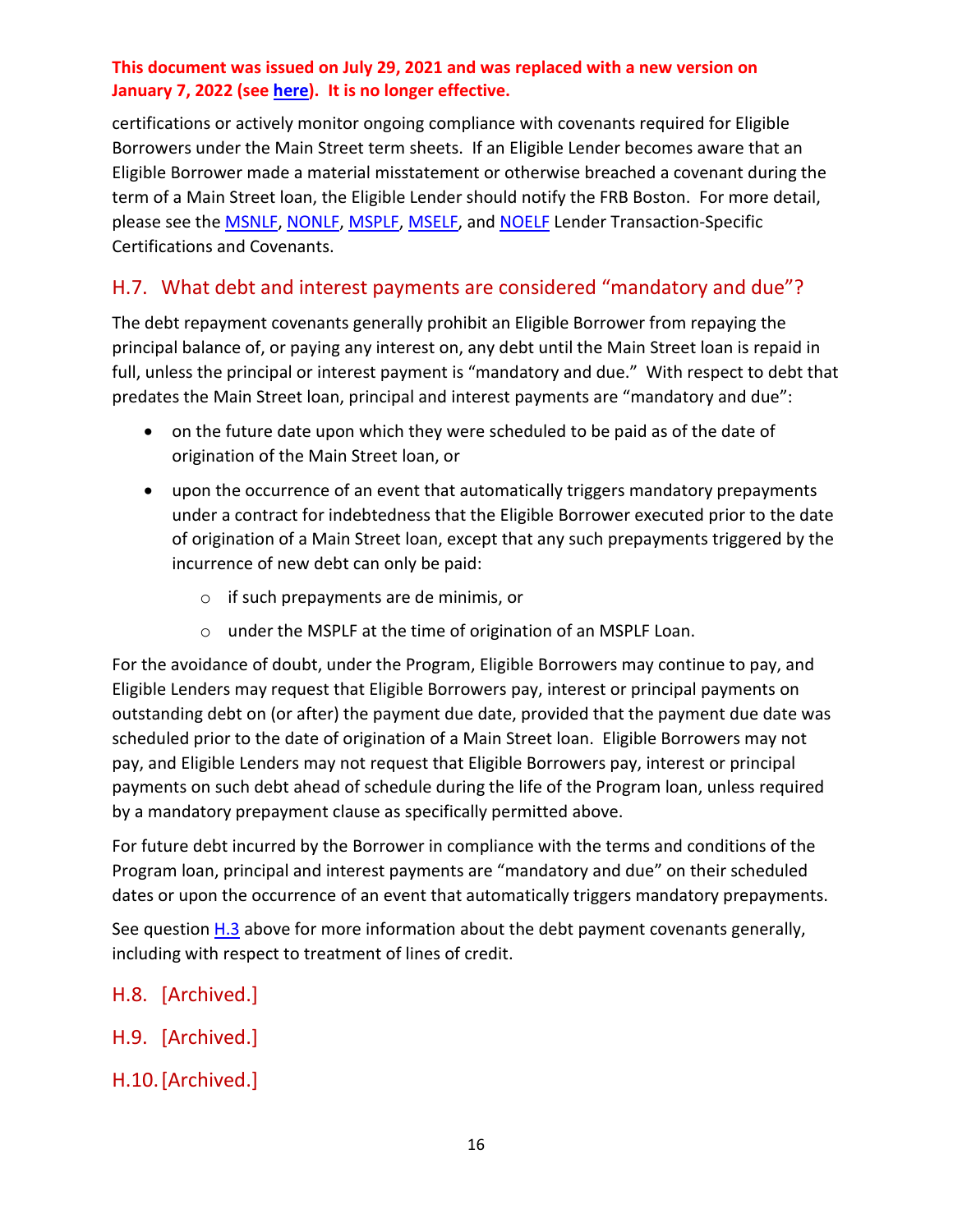**This document was issued on July 29, 2021 and was replaced with a new version on January 7, 2022 (see here). It is no longer effective.**

certifications or actively monitor ongoing compliance with covenants required for Eligible Borrowers under the Main Street term sheets. If an Eligible Lender becomes aware that an Eligible Borrower made a material misstatement or otherwise breached a covenant during the term of a Main Street loan, the Eligible Lender should notify the FRB Boston. For more detail, please see the MSNLF, NONLF, MSPLF, MSELF, and NOELF Lender Transaction-Specific Certifications and Covenants.

## H.7. What debt and interest payments are considered "mandatory and due"?

The debt repayment covenants generally prohibit an Eligible Borrower from repaying the principal balance of, or paying any interest on, any debt until the Main Street loan is repaid in full, unless the principal or interest payment is "mandatory and due." With respect to debt that predates the Main Street loan, principal and interest payments are "mandatory and due":

- on the future date upon which they were scheduled to be paid as of the date of origination of the Main Street loan, or
- upon the occurrence of an event that automatically triggers mandatory prepayments under a contract for indebtedness that the Eligible Borrower executed prior to the date of origination of a Main Street loan, except that any such prepayments triggered by the incurrence of new debt can only be paid:
  - if such prepayments are de minimis, or
  - under the MSPLF at the time of origination of an MSPLF Loan.

For the avoidance of doubt, under the Program, Eligible Borrowers may continue to pay, and Eligible Lenders may request that Eligible Borrowers pay, interest or principal payments on outstanding debt on (or after) the payment due date, provided that the payment due date was scheduled prior to the date of origination of a Main Street loan. Eligible Borrowers may not pay, and Eligible Lenders may not request that Eligible Borrowers pay, interest or principal payments on such debt ahead of schedule during the life of the Program loan, unless required by a mandatory prepayment clause as specifically permitted above.

For future debt incurred by the Borrower in compliance with the terms and conditions of the Program loan, principal and interest payments are "mandatory and due" on their scheduled dates or upon the occurrence of an event that automatically triggers mandatory prepayments.

See question H.3 above for more information about the debt payment covenants generally, including with respect to treatment of lines of credit.

## H.8. [Archived.]

## H.9. [Archived.]

## H.10. [Archived.]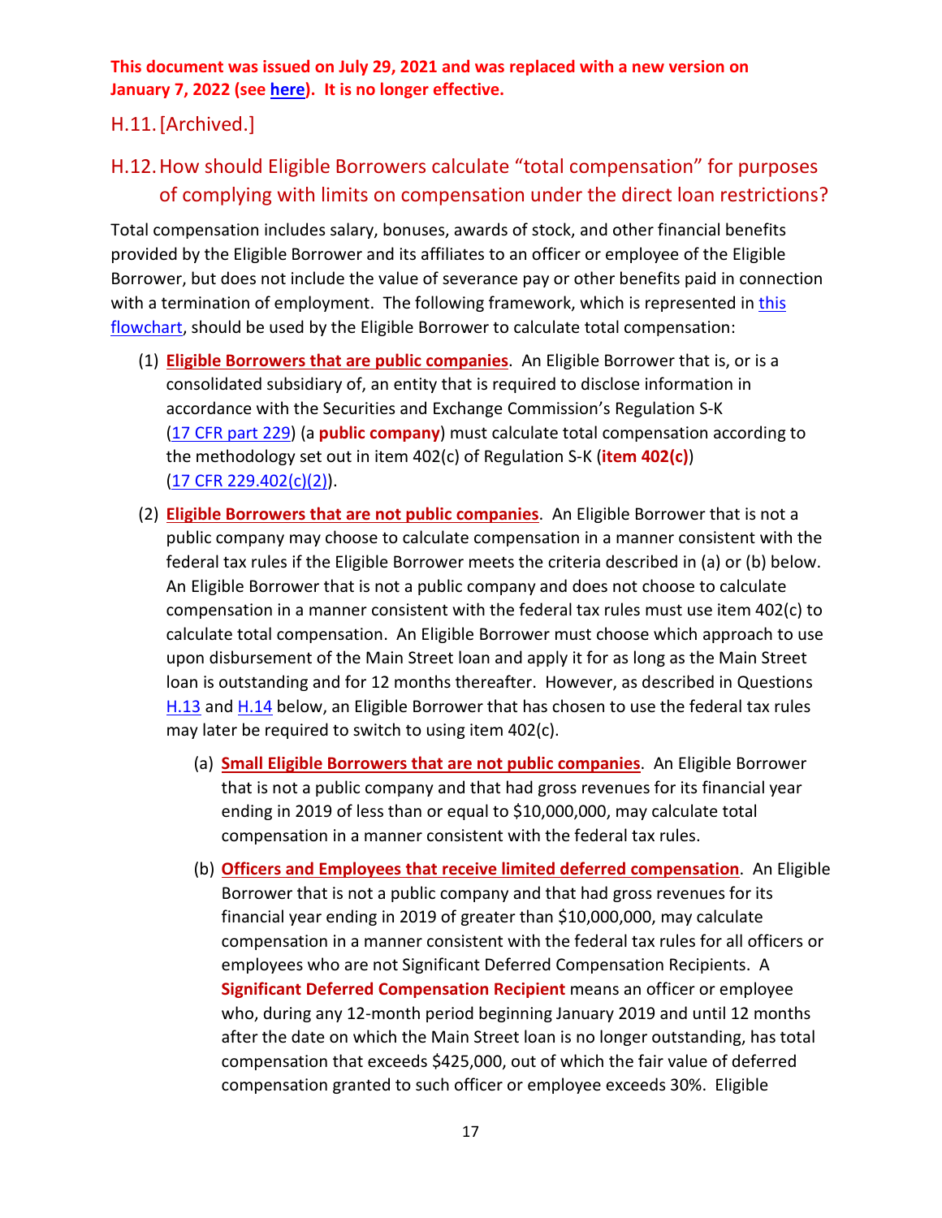**This document was issued on July 29, 2021 and was replaced with a new version on January 7, 2022 (see here). It is no longer effective.**

## H.11. [Archived.]

## H.12. How should Eligible Borrowers calculate "total compensation" for purposes of complying with limits on compensation under the direct loan restrictions?

Total compensation includes salary, bonuses, awards of stock, and other financial benefits provided by the Eligible Borrower and its affiliates to an officer or employee of the Eligible Borrower, but does not include the value of severance pay or other benefits paid in connection with a termination of employment. The following framework, which is represented in this flowchart, should be used by the Eligible Borrower to calculate total compensation:

(1) **Eligible Borrowers that are public companies**. An Eligible Borrower that is, or is a consolidated subsidiary of, an entity that is required to disclose information in accordance with the Securities and Exchange Commission's Regulation S-K (17 CFR part 229) (a **public company**) must calculate total compensation according to the methodology set out in item 402(c) of Regulation S-K (**item 402(c)**) (17 CFR 229.402(c)(2)).

(2) **Eligible Borrowers that are not public companies**. An Eligible Borrower that is not a public company may choose to calculate compensation in a manner consistent with the federal tax rules if the Eligible Borrower meets the criteria described in (a) or (b) below. An Eligible Borrower that is not a public company and does not choose to calculate compensation in a manner consistent with the federal tax rules must use item 402(c) to calculate total compensation. An Eligible Borrower must choose which approach to use upon disbursement of the Main Street loan and apply it for as long as the Main Street loan is outstanding and for 12 months thereafter. However, as described in Questions H.13 and H.14 below, an Eligible Borrower that has chosen to use the federal tax rules may later be required to switch to using item 402(c).

   (a) **Small Eligible Borrowers that are not public companies**. An Eligible Borrower that is not a public company and that had gross revenues for its financial year ending in 2019 of less than or equal to $10,000,000, may calculate total compensation in a manner consistent with the federal tax rules.

   (b) **Officers and Employees that receive limited deferred compensation**. An Eligible Borrower that is not a public company and that had gross revenues for its financial year ending in 2019 of greater than $10,000,000, may calculate compensation in a manner consistent with the federal tax rules for all officers or employees who are not Significant Deferred Compensation Recipients. A **Significant Deferred Compensation Recipient** means an officer or employee who, during any 12-month period beginning January 2019 and until 12 months after the date on which the Main Street loan is no longer outstanding, has total compensation that exceeds $425,000, out of which the fair value of deferred compensation granted to such officer or employee exceeds 30%. Eligible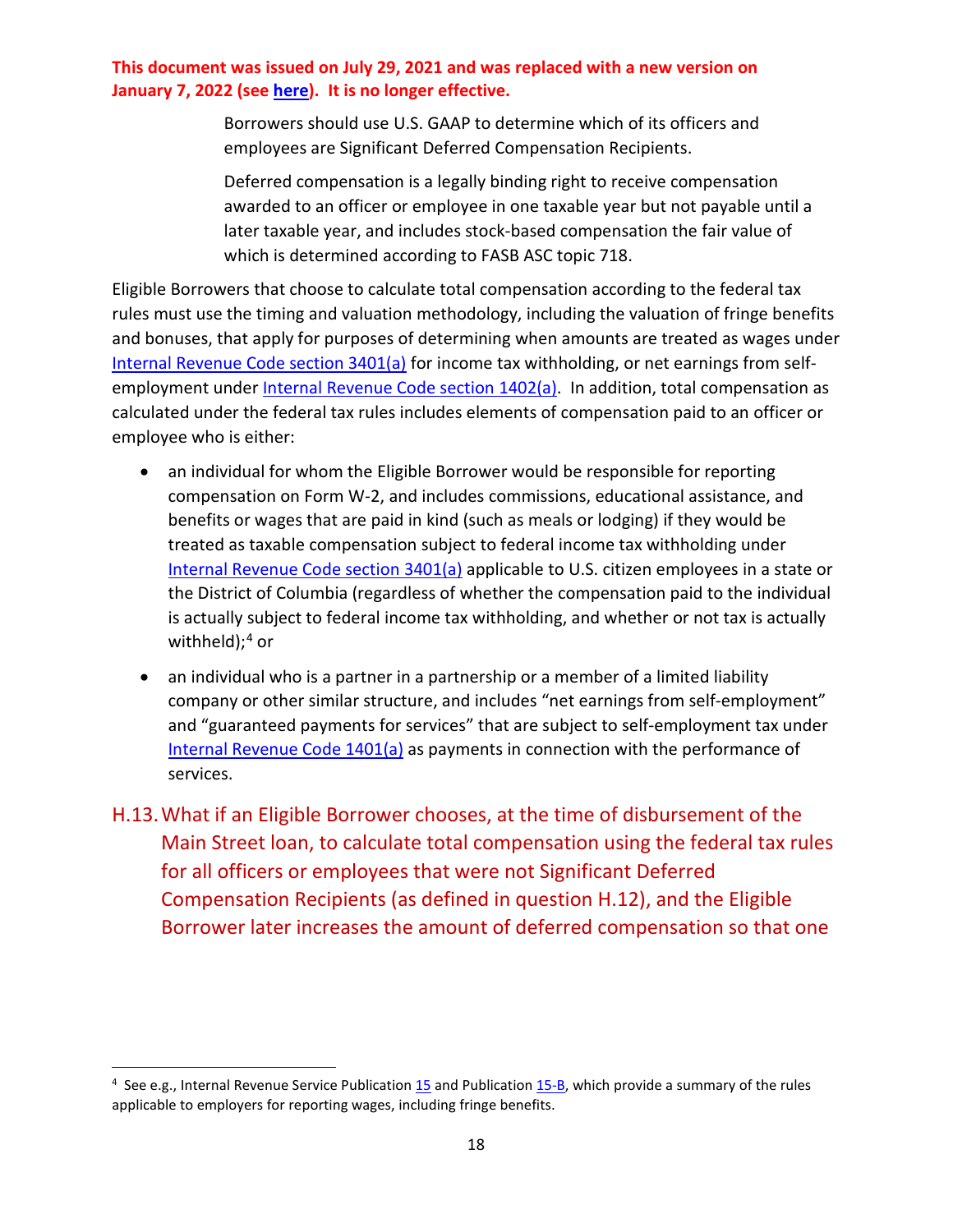**This document was issued on July 29, 2021 and was replaced with a new version on January 7, 2022 (see [here](#)). It is no longer effective.**

> Borrowers should use U.S. GAAP to determine which of its officers and employees are Significant Deferred Compensation Recipients.
>
> Deferred compensation is a legally binding right to receive compensation awarded to an officer or employee in one taxable year but not payable until a later taxable year, and includes stock-based compensation the fair value of which is determined according to FASB ASC topic 718.

Eligible Borrowers that choose to calculate total compensation according to the federal tax rules must use the timing and valuation methodology, including the valuation of fringe benefits and bonuses, that apply for purposes of determining when amounts are treated as wages under Internal Revenue Code section 3401(a) for income tax withholding, or net earnings from self-employment under Internal Revenue Code section 1402(a). In addition, total compensation as calculated under the federal tax rules includes elements of compensation paid to an officer or employee who is either:

- an individual for whom the Eligible Borrower would be responsible for reporting compensation on Form W-2, and includes commissions, educational assistance, and benefits or wages that are paid in kind (such as meals or lodging) if they would be treated as taxable compensation subject to federal income tax withholding under Internal Revenue Code section 3401(a) applicable to U.S. citizen employees in a state or the District of Columbia (regardless of whether the compensation paid to the individual is actually subject to federal income tax withholding, and whether or not tax is actually withheld);[4] or
- an individual who is a partner in a partnership or a member of a limited liability company or other similar structure, and includes "net earnings from self-employment" and "guaranteed payments for services" that are subject to self-employment tax under Internal Revenue Code 1401(a) as payments in connection with the performance of services.

## H.13. What if an Eligible Borrower chooses, at the time of disbursement of the Main Street loan, to calculate total compensation using the federal tax rules for all officers or employees that were not Significant Deferred Compensation Recipients (as defined in question H.12), and the Eligible Borrower later increases the amount of deferred compensation so that one

[4] See e.g., Internal Revenue Service Publication 15 and Publication 15-B, which provide a summary of the rules applicable to employers for reporting wages, including fringe benefits.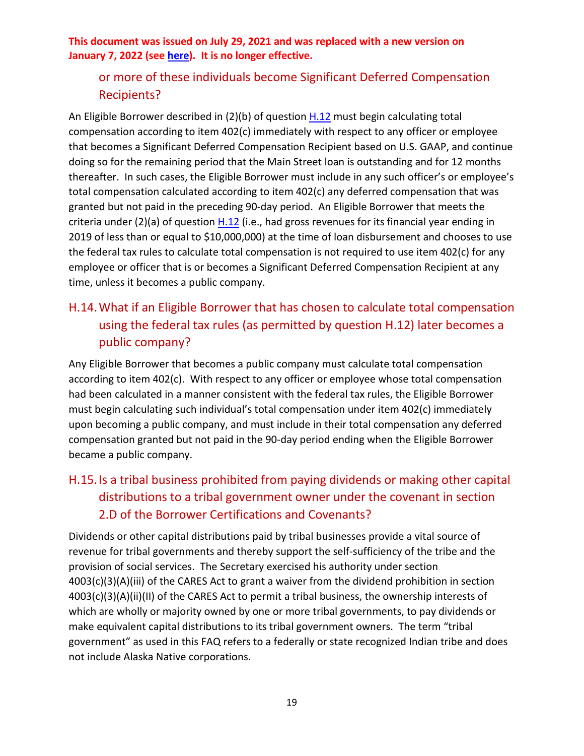**This document was issued on July 29, 2021 and was replaced with a new version on January 7, 2022 (see here). It is no longer effective.**

## or more of these individuals become Significant Deferred Compensation Recipients?

An Eligible Borrower described in (2)(b) of question H.12 must begin calculating total compensation according to item 402(c) immediately with respect to any officer or employee that becomes a Significant Deferred Compensation Recipient based on U.S. GAAP, and continue doing so for the remaining period that the Main Street loan is outstanding and for 12 months thereafter. In such cases, the Eligible Borrower must include in any such officer's or employee's total compensation calculated according to item 402(c) any deferred compensation that was granted but not paid in the preceding 90-day period. An Eligible Borrower that meets the criteria under (2)(a) of question H.12 (i.e., had gross revenues for its financial year ending in 2019 of less than or equal to $10,000,000) at the time of loan disbursement and chooses to use the federal tax rules to calculate total compensation is not required to use item 402(c) for any employee or officer that is or becomes a Significant Deferred Compensation Recipient at any time, unless it becomes a public company.

## H.14. What if an Eligible Borrower that has chosen to calculate total compensation using the federal tax rules (as permitted by question H.12) later becomes a public company?

Any Eligible Borrower that becomes a public company must calculate total compensation according to item 402(c). With respect to any officer or employee whose total compensation had been calculated in a manner consistent with the federal tax rules, the Eligible Borrower must begin calculating such individual's total compensation under item 402(c) immediately upon becoming a public company, and must include in their total compensation any deferred compensation granted but not paid in the 90-day period ending when the Eligible Borrower became a public company.

## H.15. Is a tribal business prohibited from paying dividends or making other capital distributions to a tribal government owner under the covenant in section 2.D of the Borrower Certifications and Covenants?

Dividends or other capital distributions paid by tribal businesses provide a vital source of revenue for tribal governments and thereby support the self-sufficiency of the tribe and the provision of social services. The Secretary exercised his authority under section 4003(c)(3)(A)(iii) of the CARES Act to grant a waiver from the dividend prohibition in section 4003(c)(3)(A)(ii)(II) of the CARES Act to permit a tribal business, the ownership interests of which are wholly or majority owned by one or more tribal governments, to pay dividends or make equivalent capital distributions to its tribal government owners. The term "tribal government" as used in this FAQ refers to a federally or state recognized Indian tribe and does not include Alaska Native corporations.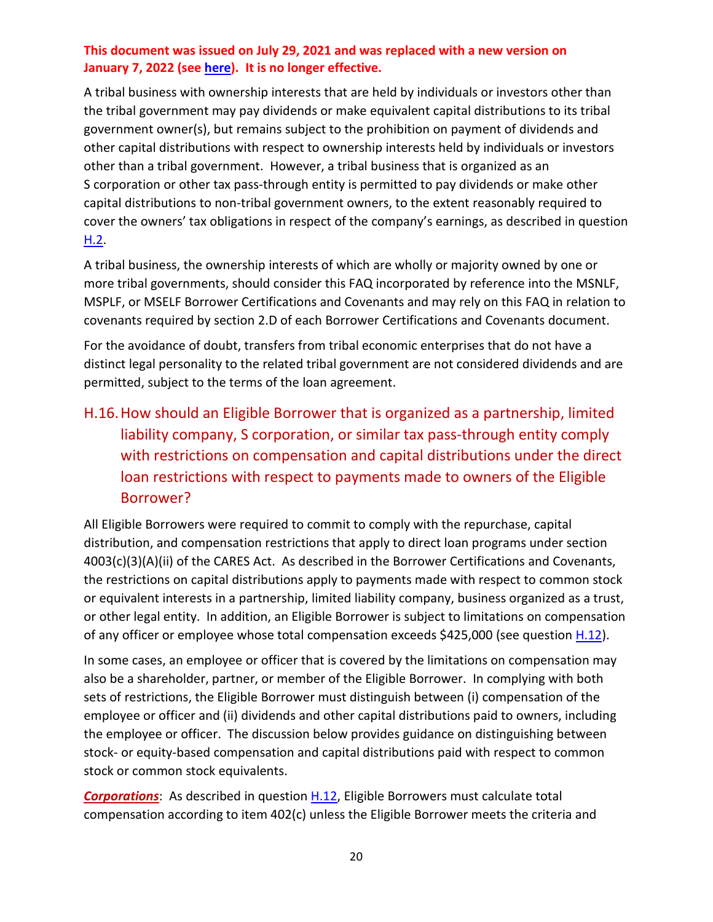**This document was issued on July 29, 2021 and was replaced with a new version on January 7, 2022 (see here). It is no longer effective.**

A tribal business with ownership interests that are held by individuals or investors other than the tribal government may pay dividends or make equivalent capital distributions to its tribal government owner(s), but remains subject to the prohibition on payment of dividends and other capital distributions with respect to ownership interests held by individuals or investors other than a tribal government. However, a tribal business that is organized as an S corporation or other tax pass-through entity is permitted to pay dividends or make other capital distributions to non-tribal government owners, to the extent reasonably required to cover the owners' tax obligations in respect of the company's earnings, as described in question H.2.

A tribal business, the ownership interests of which are wholly or majority owned by one or more tribal governments, should consider this FAQ incorporated by reference into the MSNLF, MSPLF, or MSELF Borrower Certifications and Covenants and may rely on this FAQ in relation to covenants required by section 2.D of each Borrower Certifications and Covenants document.

For the avoidance of doubt, transfers from tribal economic enterprises that do not have a distinct legal personality to the related tribal government are not considered dividends and are permitted, subject to the terms of the loan agreement.

## H.16. How should an Eligible Borrower that is organized as a partnership, limited liability company, S corporation, or similar tax pass-through entity comply with restrictions on compensation and capital distributions under the direct loan restrictions with respect to payments made to owners of the Eligible Borrower?

All Eligible Borrowers were required to commit to comply with the repurchase, capital distribution, and compensation restrictions that apply to direct loan programs under section 4003(c)(3)(A)(ii) of the CARES Act. As described in the Borrower Certifications and Covenants, the restrictions on capital distributions apply to payments made with respect to common stock or equivalent interests in a partnership, limited liability company, business organized as a trust, or other legal entity. In addition, an Eligible Borrower is subject to limitations on compensation of any officer or employee whose total compensation exceeds $425,000 (see question H.12).

In some cases, an employee or officer that is covered by the limitations on compensation may also be a shareholder, partner, or member of the Eligible Borrower. In complying with both sets of restrictions, the Eligible Borrower must distinguish between (i) compensation of the employee or officer and (ii) dividends and other capital distributions paid to owners, including the employee or officer. The discussion below provides guidance on distinguishing between stock- or equity-based compensation and capital distributions paid with respect to common stock or common stock equivalents.

***Corporations***: As described in question H.12, Eligible Borrowers must calculate total compensation according to item 402(c) unless the Eligible Borrower meets the criteria and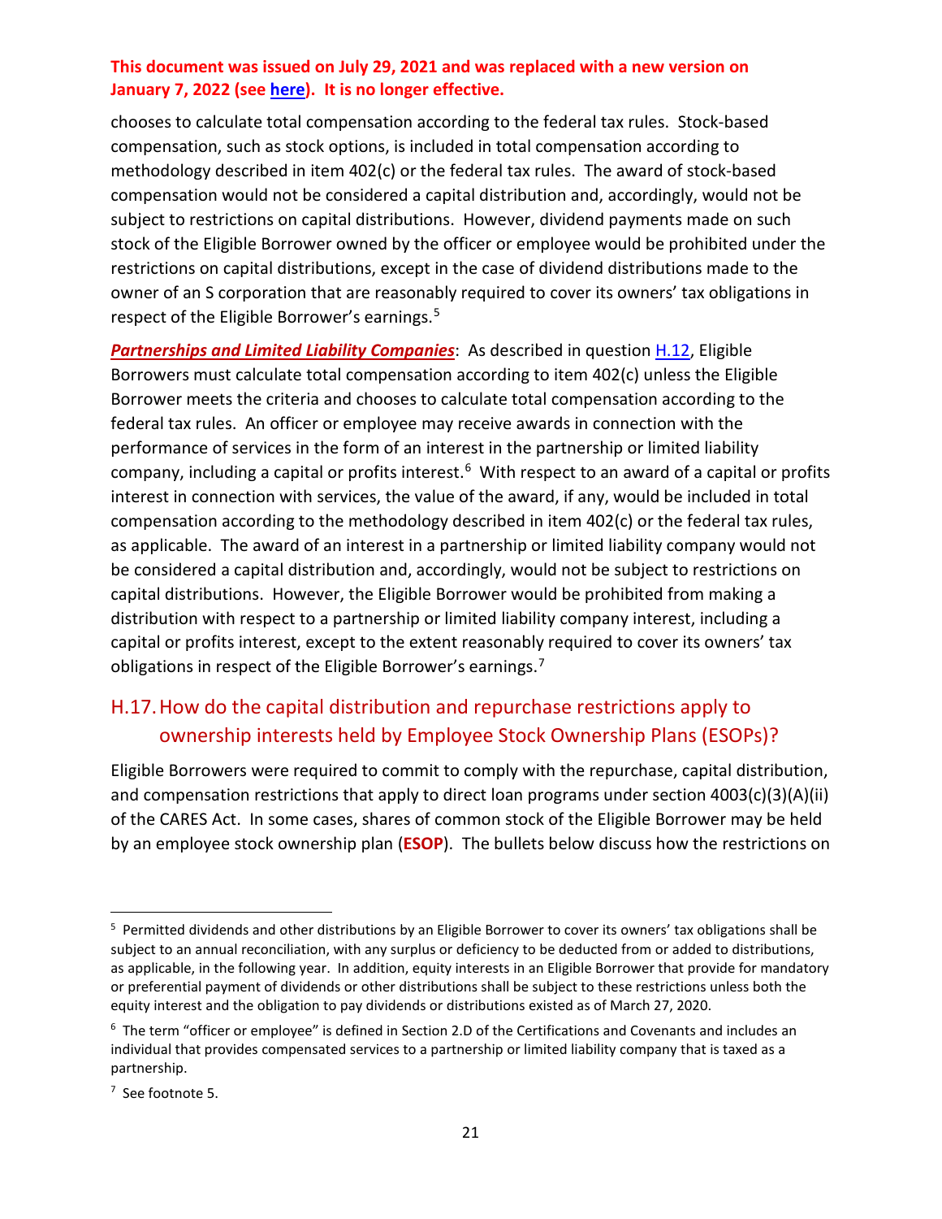**This document was issued on July 29, 2021 and was replaced with a new version on January 7, 2022 (see [here](#)). It is no longer effective.**

chooses to calculate total compensation according to the federal tax rules. Stock-based compensation, such as stock options, is included in total compensation according to methodology described in item 402(c) or the federal tax rules. The award of stock-based compensation would not be considered a capital distribution and, accordingly, would not be subject to restrictions on capital distributions. However, dividend payments made on such stock of the Eligible Borrower owned by the officer or employee would be prohibited under the restrictions on capital distributions, except in the case of dividend distributions made to the owner of an S corporation that are reasonably required to cover its owners' tax obligations in respect of the Eligible Borrower's earnings.[5]

***Partnerships and Limited Liability Companies***: As described in question H.12, Eligible Borrowers must calculate total compensation according to item 402(c) unless the Eligible Borrower meets the criteria and chooses to calculate total compensation according to the federal tax rules. An officer or employee may receive awards in connection with the performance of services in the form of an interest in the partnership or limited liability company, including a capital or profits interest.[6] With respect to an award of a capital or profits interest in connection with services, the value of the award, if any, would be included in total compensation according to the methodology described in item 402(c) or the federal tax rules, as applicable. The award of an interest in a partnership or limited liability company would not be considered a capital distribution and, accordingly, would not be subject to restrictions on capital distributions. However, the Eligible Borrower would be prohibited from making a distribution with respect to a partnership or limited liability company interest, including a capital or profits interest, except to the extent reasonably required to cover its owners' tax obligations in respect of the Eligible Borrower's earnings.[7]

## H.17. How do the capital distribution and repurchase restrictions apply to ownership interests held by Employee Stock Ownership Plans (ESOPs)?

Eligible Borrowers were required to commit to comply with the repurchase, capital distribution, and compensation restrictions that apply to direct loan programs under section 4003(c)(3)(A)(ii) of the CARES Act. In some cases, shares of common stock of the Eligible Borrower may be held by an employee stock ownership plan (**ESOP**). The bullets below discuss how the restrictions on

---

[5] Permitted dividends and other distributions by an Eligible Borrower to cover its owners' tax obligations shall be subject to an annual reconciliation, with any surplus or deficiency to be deducted from or added to distributions, as applicable, in the following year. In addition, equity interests in an Eligible Borrower that provide for mandatory or preferential payment of dividends or other distributions shall be subject to these restrictions unless both the equity interest and the obligation to pay dividends or distributions existed as of March 27, 2020.

[6] The term "officer or employee" is defined in Section 2.D of the Certifications and Covenants and includes an individual that provides compensated services to a partnership or limited liability company that is taxed as a partnership.

[7] See footnote 5.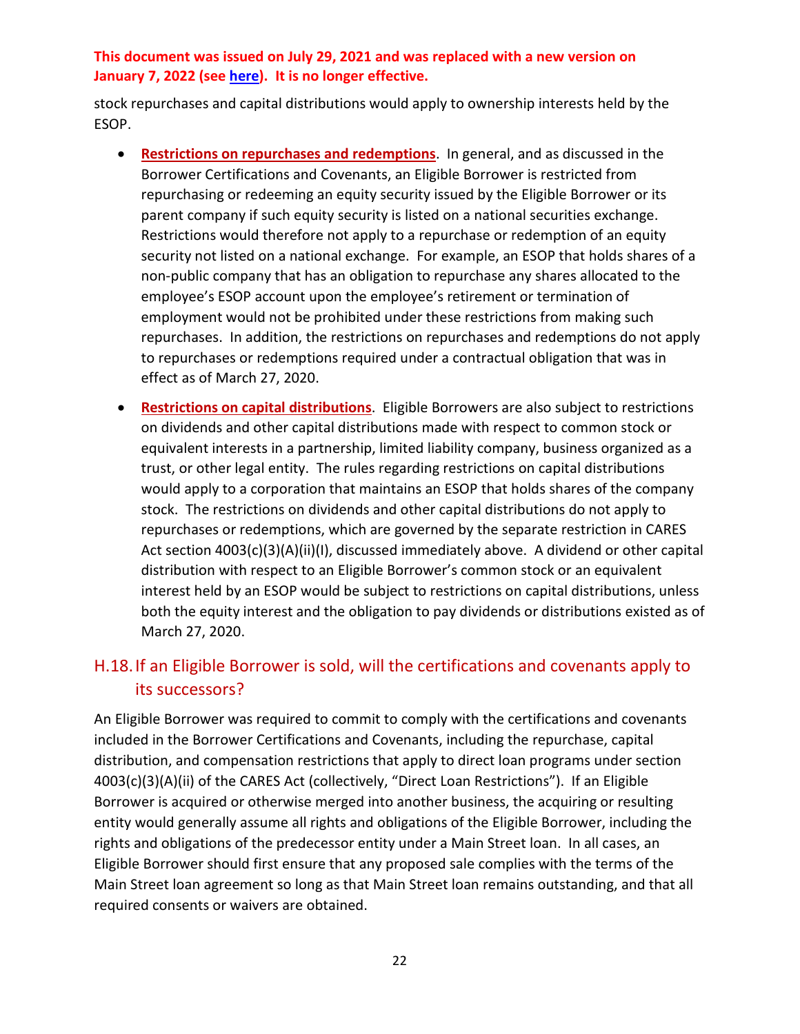**This document was issued on July 29, 2021 and was replaced with a new version on January 7, 2022 (see here). It is no longer effective.**

stock repurchases and capital distributions would apply to ownership interests held by the ESOP.

- **Restrictions on repurchases and redemptions**. In general, and as discussed in the Borrower Certifications and Covenants, an Eligible Borrower is restricted from repurchasing or redeeming an equity security issued by the Eligible Borrower or its parent company if such equity security is listed on a national securities exchange. Restrictions would therefore not apply to a repurchase or redemption of an equity security not listed on a national exchange. For example, an ESOP that holds shares of a non-public company that has an obligation to repurchase any shares allocated to the employee's ESOP account upon the employee's retirement or termination of employment would not be prohibited under these restrictions from making such repurchases. In addition, the restrictions on repurchases and redemptions do not apply to repurchases or redemptions required under a contractual obligation that was in effect as of March 27, 2020.
- **Restrictions on capital distributions**. Eligible Borrowers are also subject to restrictions on dividends and other capital distributions made with respect to common stock or equivalent interests in a partnership, limited liability company, business organized as a trust, or other legal entity. The rules regarding restrictions on capital distributions would apply to a corporation that maintains an ESOP that holds shares of the company stock. The restrictions on dividends and other capital distributions do not apply to repurchases or redemptions, which are governed by the separate restriction in CARES Act section 4003(c)(3)(A)(ii)(I), discussed immediately above. A dividend or other capital distribution with respect to an Eligible Borrower's common stock or an equivalent interest held by an ESOP would be subject to restrictions on capital distributions, unless both the equity interest and the obligation to pay dividends or distributions existed as of March 27, 2020.

## H.18. If an Eligible Borrower is sold, will the certifications and covenants apply to its successors?

An Eligible Borrower was required to commit to comply with the certifications and covenants included in the Borrower Certifications and Covenants, including the repurchase, capital distribution, and compensation restrictions that apply to direct loan programs under section 4003(c)(3)(A)(ii) of the CARES Act (collectively, "Direct Loan Restrictions"). If an Eligible Borrower is acquired or otherwise merged into another business, the acquiring or resulting entity would generally assume all rights and obligations of the Eligible Borrower, including the rights and obligations of the predecessor entity under a Main Street loan. In all cases, an Eligible Borrower should first ensure that any proposed sale complies with the terms of the Main Street loan agreement so long as that Main Street loan remains outstanding, and that all required consents or waivers are obtained.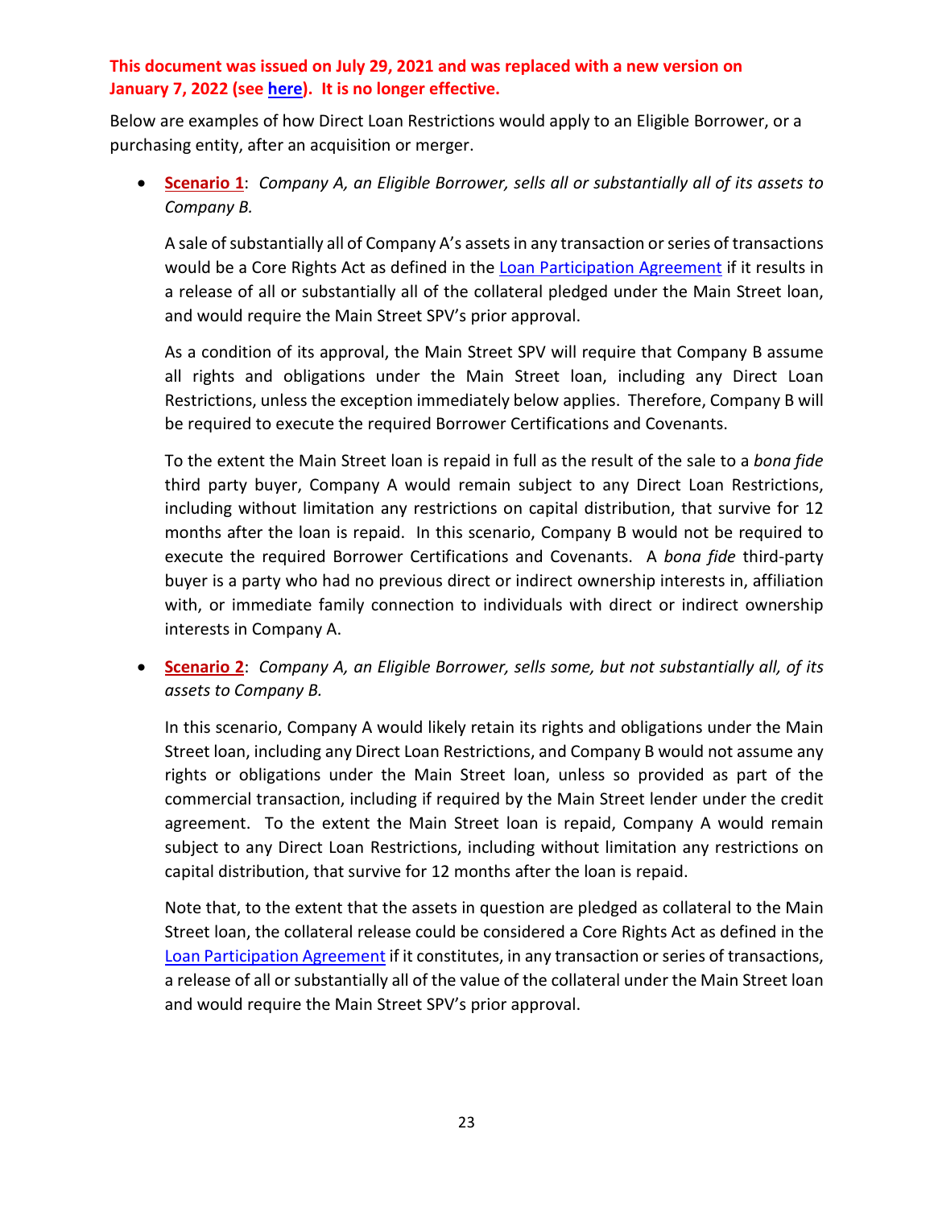**This document was issued on July 29, 2021 and was replaced with a new version on January 7, 2022 (see here). It is no longer effective.**

Below are examples of how Direct Loan Restrictions would apply to an Eligible Borrower, or a purchasing entity, after an acquisition or merger.

- **Scenario 1**: *Company A, an Eligible Borrower, sells all or substantially all of its assets to Company B.*

  A sale of substantially all of Company A's assets in any transaction or series of transactions would be a Core Rights Act as defined in the Loan Participation Agreement if it results in a release of all or substantially all of the collateral pledged under the Main Street loan, and would require the Main Street SPV's prior approval.

  As a condition of its approval, the Main Street SPV will require that Company B assume all rights and obligations under the Main Street loan, including any Direct Loan Restrictions, unless the exception immediately below applies. Therefore, Company B will be required to execute the required Borrower Certifications and Covenants.

  To the extent the Main Street loan is repaid in full as the result of the sale to a *bona fide* third party buyer, Company A would remain subject to any Direct Loan Restrictions, including without limitation any restrictions on capital distribution, that survive for 12 months after the loan is repaid. In this scenario, Company B would not be required to execute the required Borrower Certifications and Covenants. A *bona fide* third-party buyer is a party who had no previous direct or indirect ownership interests in, affiliation with, or immediate family connection to individuals with direct or indirect ownership interests in Company A.

- **Scenario 2**: *Company A, an Eligible Borrower, sells some, but not substantially all, of its assets to Company B.*

  In this scenario, Company A would likely retain its rights and obligations under the Main Street loan, including any Direct Loan Restrictions, and Company B would not assume any rights or obligations under the Main Street loan, unless so provided as part of the commercial transaction, including if required by the Main Street lender under the credit agreement. To the extent the Main Street loan is repaid, Company A would remain subject to any Direct Loan Restrictions, including without limitation any restrictions on capital distribution, that survive for 12 months after the loan is repaid.

  Note that, to the extent that the assets in question are pledged as collateral to the Main Street loan, the collateral release could be considered a Core Rights Act as defined in the Loan Participation Agreement if it constitutes, in any transaction or series of transactions, a release of all or substantially all of the value of the collateral under the Main Street loan and would require the Main Street SPV's prior approval.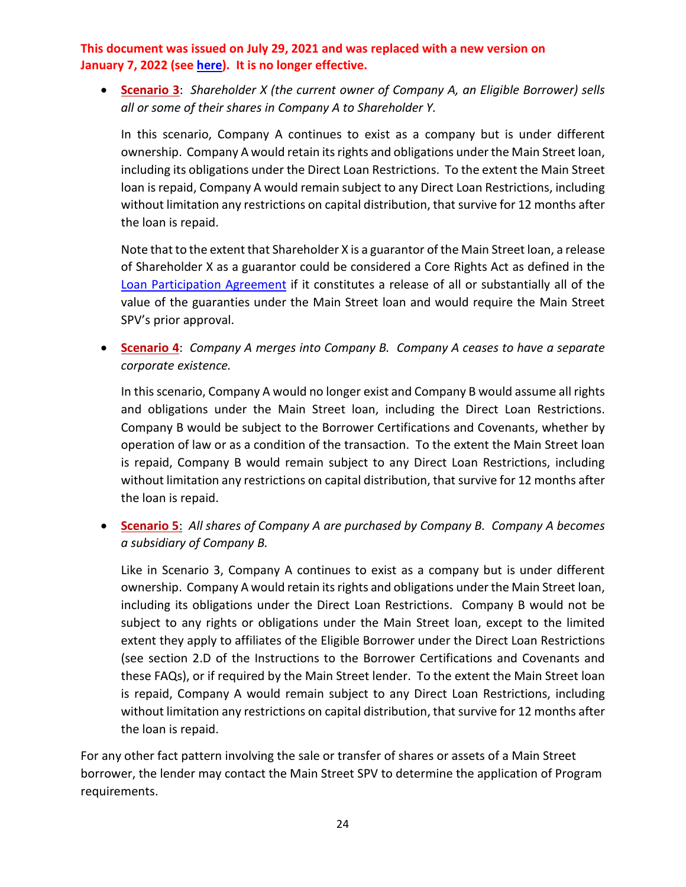**This document was issued on July 29, 2021 and was replaced with a new version on January 7, 2022 (see here). It is no longer effective.**

- **Scenario 3**: *Shareholder X (the current owner of Company A, an Eligible Borrower) sells all or some of their shares in Company A to Shareholder Y.*

  In this scenario, Company A continues to exist as a company but is under different ownership. Company A would retain its rights and obligations under the Main Street loan, including its obligations under the Direct Loan Restrictions. To the extent the Main Street loan is repaid, Company A would remain subject to any Direct Loan Restrictions, including without limitation any restrictions on capital distribution, that survive for 12 months after the loan is repaid.

  Note that to the extent that Shareholder X is a guarantor of the Main Street loan, a release of Shareholder X as a guarantor could be considered a Core Rights Act as defined in the Loan Participation Agreement if it constitutes a release of all or substantially all of the value of the guaranties under the Main Street loan and would require the Main Street SPV's prior approval.

- **Scenario 4**: *Company A merges into Company B. Company A ceases to have a separate corporate existence.*

  In this scenario, Company A would no longer exist and Company B would assume all rights and obligations under the Main Street loan, including the Direct Loan Restrictions. Company B would be subject to the Borrower Certifications and Covenants, whether by operation of law or as a condition of the transaction. To the extent the Main Street loan is repaid, Company B would remain subject to any Direct Loan Restrictions, including without limitation any restrictions on capital distribution, that survive for 12 months after the loan is repaid.

- **Scenario 5**: *All shares of Company A are purchased by Company B. Company A becomes a subsidiary of Company B.*

  Like in Scenario 3, Company A continues to exist as a company but is under different ownership. Company A would retain its rights and obligations under the Main Street loan, including its obligations under the Direct Loan Restrictions. Company B would not be subject to any rights or obligations under the Main Street loan, except to the limited extent they apply to affiliates of the Eligible Borrower under the Direct Loan Restrictions (see section 2.D of the Instructions to the Borrower Certifications and Covenants and these FAQs), or if required by the Main Street lender. To the extent the Main Street loan is repaid, Company A would remain subject to any Direct Loan Restrictions, including without limitation any restrictions on capital distribution, that survive for 12 months after the loan is repaid.

For any other fact pattern involving the sale or transfer of shares or assets of a Main Street borrower, the lender may contact the Main Street SPV to determine the application of Program requirements.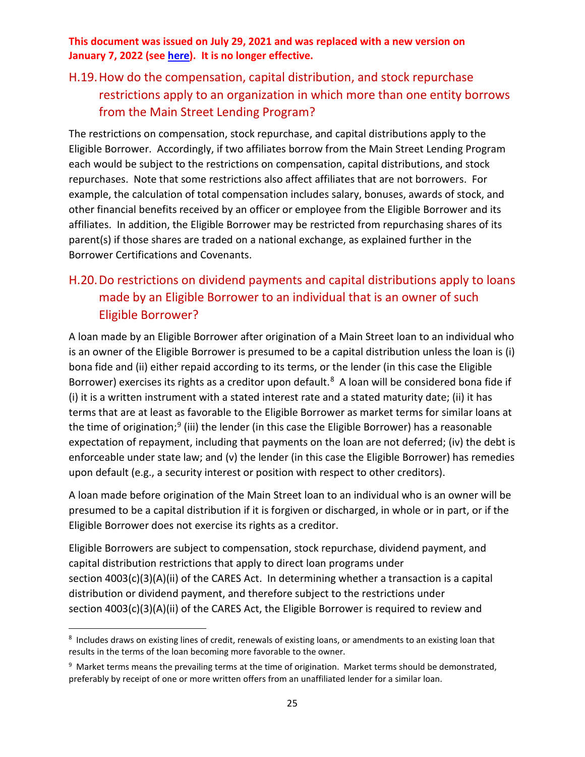**This document was issued on July 29, 2021 and was replaced with a new version on January 7, 2022 (see here). It is no longer effective.**

## H.19. How do the compensation, capital distribution, and stock repurchase restrictions apply to an organization in which more than one entity borrows from the Main Street Lending Program?

The restrictions on compensation, stock repurchase, and capital distributions apply to the Eligible Borrower. Accordingly, if two affiliates borrow from the Main Street Lending Program each would be subject to the restrictions on compensation, capital distributions, and stock repurchases. Note that some restrictions also affect affiliates that are not borrowers. For example, the calculation of total compensation includes salary, bonuses, awards of stock, and other financial benefits received by an officer or employee from the Eligible Borrower and its affiliates. In addition, the Eligible Borrower may be restricted from repurchasing shares of its parent(s) if those shares are traded on a national exchange, as explained further in the Borrower Certifications and Covenants.

## H.20. Do restrictions on dividend payments and capital distributions apply to loans made by an Eligible Borrower to an individual that is an owner of such Eligible Borrower?

A loan made by an Eligible Borrower after origination of a Main Street loan to an individual who is an owner of the Eligible Borrower is presumed to be a capital distribution unless the loan is (i) bona fide and (ii) either repaid according to its terms, or the lender (in this case the Eligible Borrower) exercises its rights as a creditor upon default.[8] A loan will be considered bona fide if (i) it is a written instrument with a stated interest rate and a stated maturity date; (ii) it has terms that are at least as favorable to the Eligible Borrower as market terms for similar loans at the time of origination;[9] (iii) the lender (in this case the Eligible Borrower) has a reasonable expectation of repayment, including that payments on the loan are not deferred; (iv) the debt is enforceable under state law; and (v) the lender (in this case the Eligible Borrower) has remedies upon default (e.g., a security interest or position with respect to other creditors).

A loan made before origination of the Main Street loan to an individual who is an owner will be presumed to be a capital distribution if it is forgiven or discharged, in whole or in part, or if the Eligible Borrower does not exercise its rights as a creditor.

Eligible Borrowers are subject to compensation, stock repurchase, dividend payment, and capital distribution restrictions that apply to direct loan programs under section 4003(c)(3)(A)(ii) of the CARES Act. In determining whether a transaction is a capital distribution or dividend payment, and therefore subject to the restrictions under section 4003(c)(3)(A)(ii) of the CARES Act, the Eligible Borrower is required to review and

---

[8] Includes draws on existing lines of credit, renewals of existing loans, or amendments to an existing loan that results in the terms of the loan becoming more favorable to the owner.

[9] Market terms means the prevailing terms at the time of origination. Market terms should be demonstrated, preferably by receipt of one or more written offers from an unaffiliated lender for a similar loan.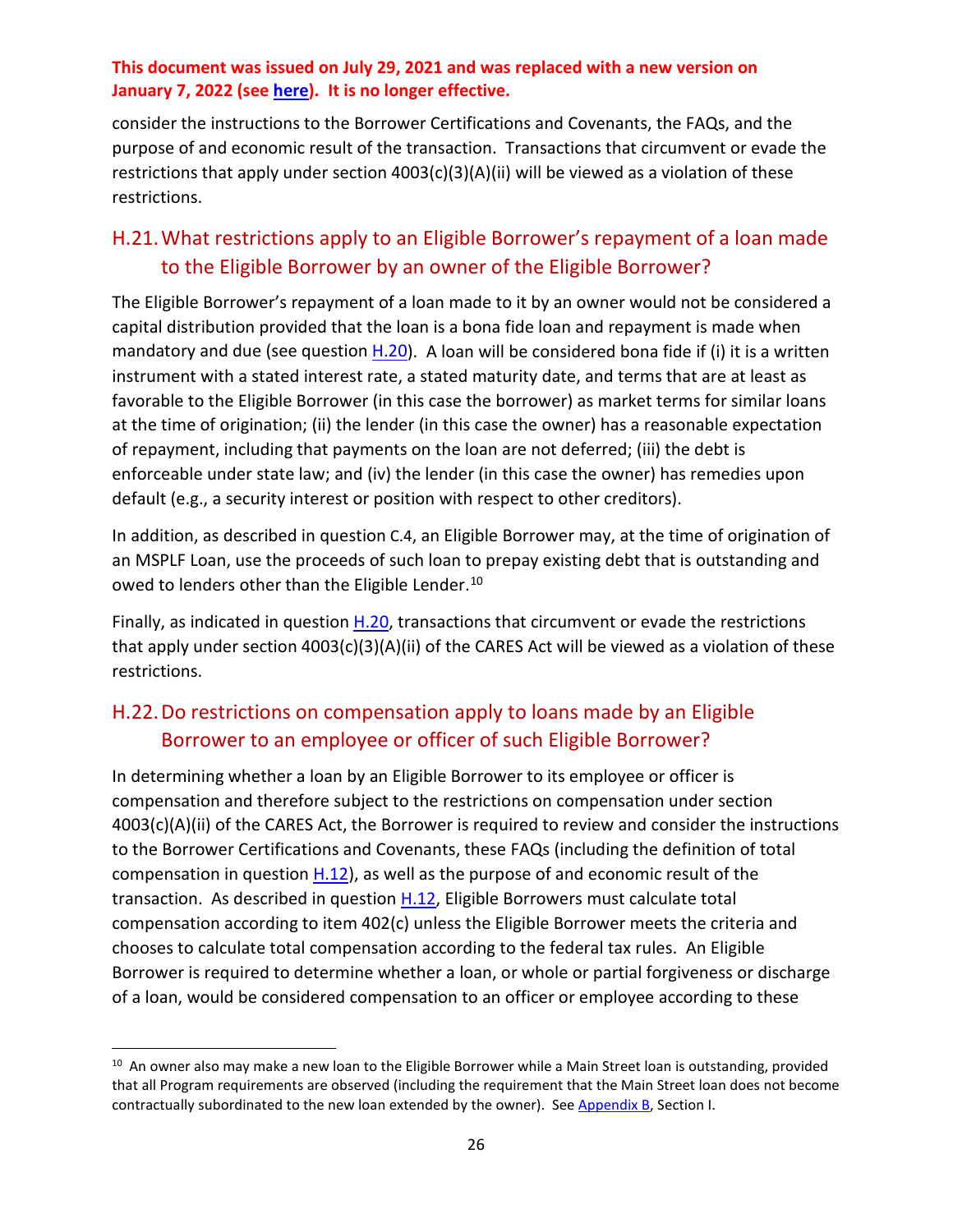**This document was issued on July 29, 2021 and was replaced with a new version on January 7, 2022 (see here). It is no longer effective.**

consider the instructions to the Borrower Certifications and Covenants, the FAQs, and the purpose of and economic result of the transaction. Transactions that circumvent or evade the restrictions that apply under section 4003(c)(3)(A)(ii) will be viewed as a violation of these restrictions.

## H.21. What restrictions apply to an Eligible Borrower's repayment of a loan made to the Eligible Borrower by an owner of the Eligible Borrower?

The Eligible Borrower's repayment of a loan made to it by an owner would not be considered a capital distribution provided that the loan is a bona fide loan and repayment is made when mandatory and due (see question H.20). A loan will be considered bona fide if (i) it is a written instrument with a stated interest rate, a stated maturity date, and terms that are at least as favorable to the Eligible Borrower (in this case the borrower) as market terms for similar loans at the time of origination; (ii) the lender (in this case the owner) has a reasonable expectation of repayment, including that payments on the loan are not deferred; (iii) the debt is enforceable under state law; and (iv) the lender (in this case the owner) has remedies upon default (e.g., a security interest or position with respect to other creditors).

In addition, as described in question C.4, an Eligible Borrower may, at the time of origination of an MSPLF Loan, use the proceeds of such loan to prepay existing debt that is outstanding and owed to lenders other than the Eligible Lender.[10]

Finally, as indicated in question H.20, transactions that circumvent or evade the restrictions that apply under section 4003(c)(3)(A)(ii) of the CARES Act will be viewed as a violation of these restrictions.

## H.22. Do restrictions on compensation apply to loans made by an Eligible Borrower to an employee or officer of such Eligible Borrower?

In determining whether a loan by an Eligible Borrower to its employee or officer is compensation and therefore subject to the restrictions on compensation under section 4003(c)(A)(ii) of the CARES Act, the Borrower is required to review and consider the instructions to the Borrower Certifications and Covenants, these FAQs (including the definition of total compensation in question H.12), as well as the purpose of and economic result of the transaction. As described in question H.12, Eligible Borrowers must calculate total compensation according to item 402(c) unless the Eligible Borrower meets the criteria and chooses to calculate total compensation according to the federal tax rules. An Eligible Borrower is required to determine whether a loan, or whole or partial forgiveness or discharge of a loan, would be considered compensation to an officer or employee according to these

[10] An owner also may make a new loan to the Eligible Borrower while a Main Street loan is outstanding, provided that all Program requirements are observed (including the requirement that the Main Street loan does not become contractually subordinated to the new loan extended by the owner). See Appendix B, Section I.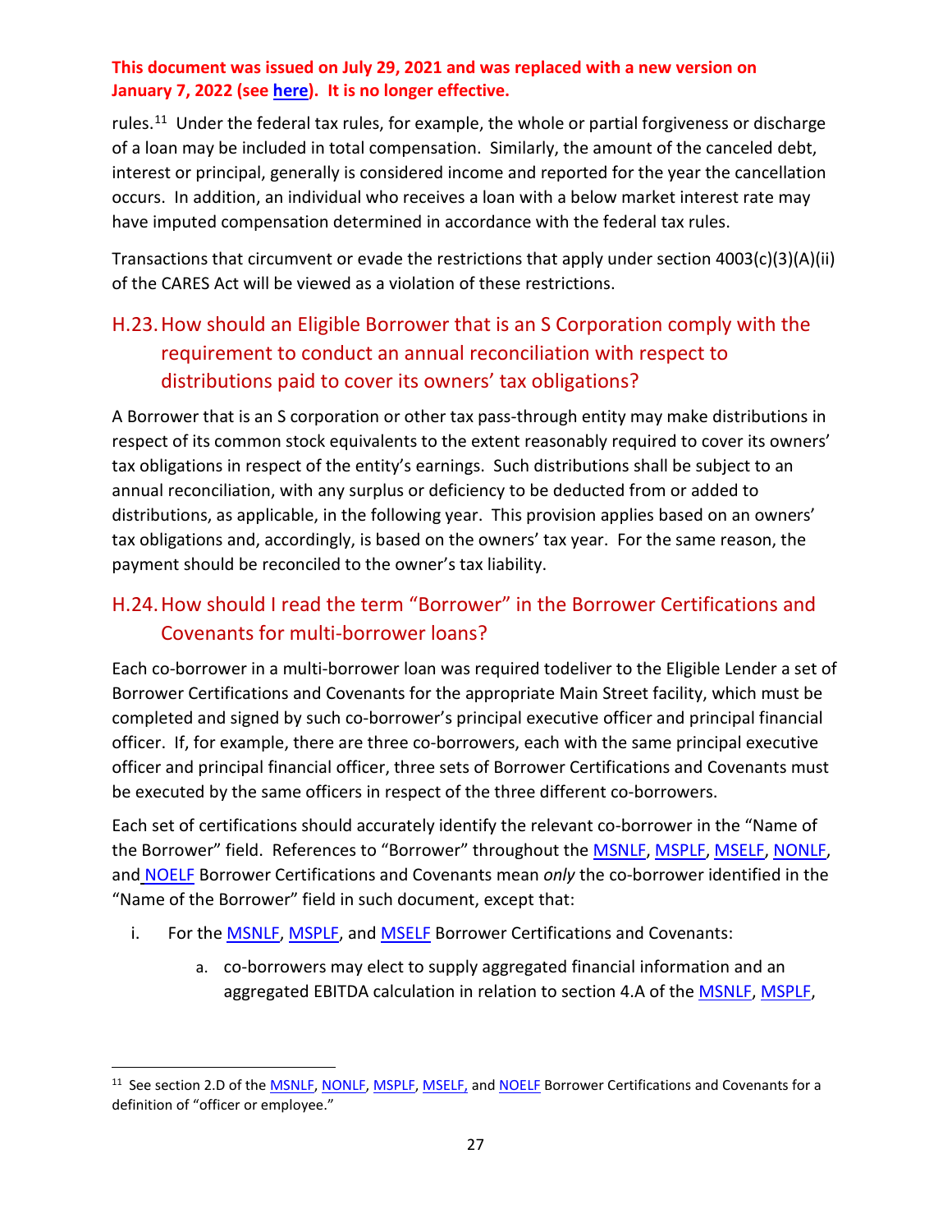**This document was issued on July 29, 2021 and was replaced with a new version on January 7, 2022 (see here). It is no longer effective.**

rules.[11] Under the federal tax rules, for example, the whole or partial forgiveness or discharge of a loan may be included in total compensation. Similarly, the amount of the canceled debt, interest or principal, generally is considered income and reported for the year the cancellation occurs. In addition, an individual who receives a loan with a below market interest rate may have imputed compensation determined in accordance with the federal tax rules.

Transactions that circumvent or evade the restrictions that apply under section 4003(c)(3)(A)(ii) of the CARES Act will be viewed as a violation of these restrictions.

## H.23. How should an Eligible Borrower that is an S Corporation comply with the requirement to conduct an annual reconciliation with respect to distributions paid to cover its owners' tax obligations?

A Borrower that is an S corporation or other tax pass-through entity may make distributions in respect of its common stock equivalents to the extent reasonably required to cover its owners' tax obligations in respect of the entity's earnings. Such distributions shall be subject to an annual reconciliation, with any surplus or deficiency to be deducted from or added to distributions, as applicable, in the following year. This provision applies based on an owners' tax obligations and, accordingly, is based on the owners' tax year. For the same reason, the payment should be reconciled to the owner's tax liability.

## H.24. How should I read the term "Borrower" in the Borrower Certifications and Covenants for multi-borrower loans?

Each co-borrower in a multi-borrower loan was required todeliver to the Eligible Lender a set of Borrower Certifications and Covenants for the appropriate Main Street facility, which must be completed and signed by such co-borrower's principal executive officer and principal financial officer. If, for example, there are three co-borrowers, each with the same principal executive officer and principal financial officer, three sets of Borrower Certifications and Covenants must be executed by the same officers in respect of the three different co-borrowers.

Each set of certifications should accurately identify the relevant co-borrower in the "Name of the Borrower" field. References to "Borrower" throughout the MSNLF, MSPLF, MSELF, NONLF, and NOELF Borrower Certifications and Covenants mean *only* the co-borrower identified in the "Name of the Borrower" field in such document, except that:

i. For the MSNLF, MSPLF, and MSELF Borrower Certifications and Covenants:
    a. co-borrowers may elect to supply aggregated financial information and an aggregated EBITDA calculation in relation to section 4.A of the MSNLF, MSPLF,

[11] See section 2.D of the MSNLF, NONLF, MSPLF, MSELF, and NOELF Borrower Certifications and Covenants for a definition of "officer or employee."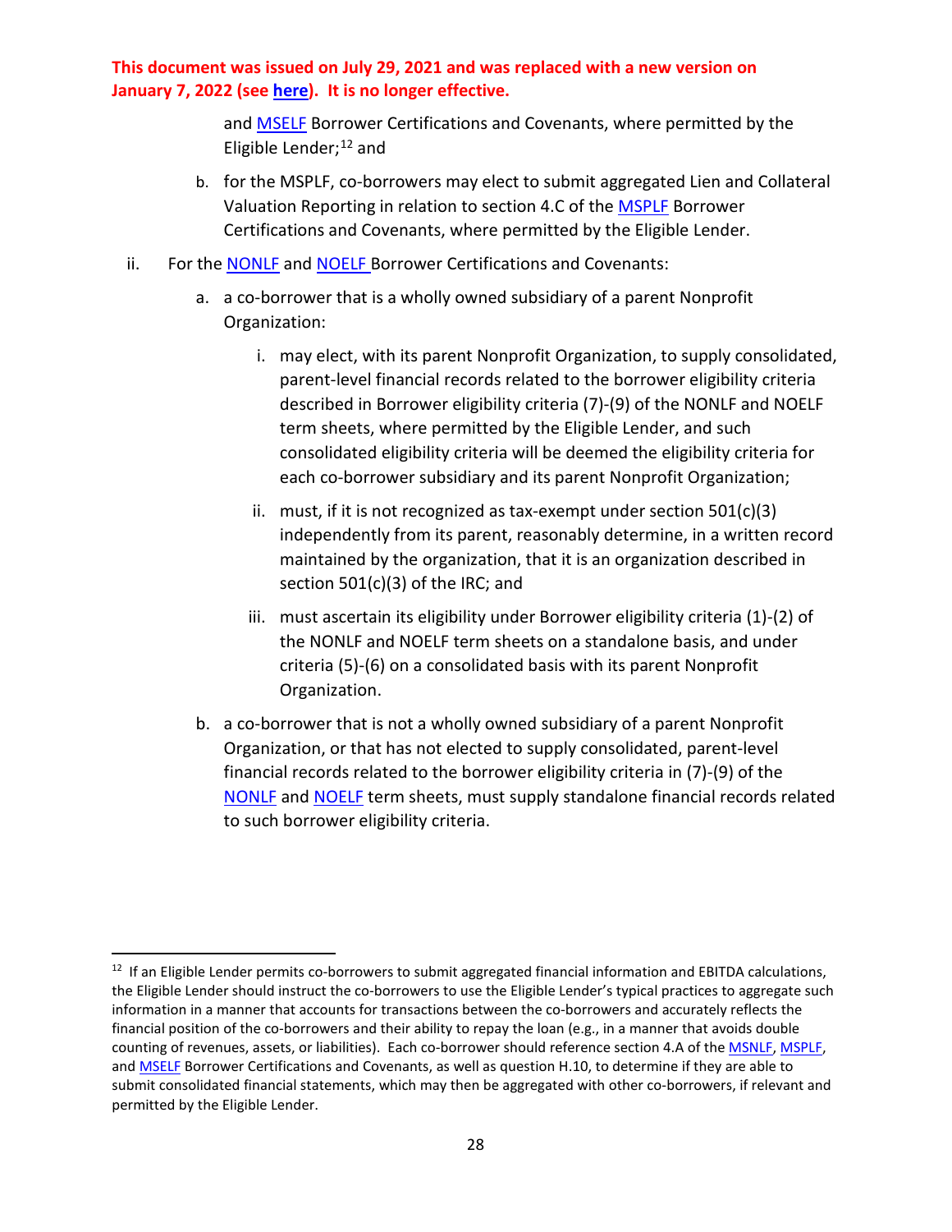**This document was issued on July 29, 2021 and was replaced with a new version on January 7, 2022 (see here). It is no longer effective.**

and MSELF Borrower Certifications and Covenants, where permitted by the Eligible Lender;[12] and

b. for the MSPLF, co-borrowers may elect to submit aggregated Lien and Collateral Valuation Reporting in relation to section 4.C of the MSPLF Borrower Certifications and Covenants, where permitted by the Eligible Lender.

ii. For the NONLF and NOELF Borrower Certifications and Covenants:

a. a co-borrower that is a wholly owned subsidiary of a parent Nonprofit Organization:

i. may elect, with its parent Nonprofit Organization, to supply consolidated, parent-level financial records related to the borrower eligibility criteria described in Borrower eligibility criteria (7)-(9) of the NONLF and NOELF term sheets, where permitted by the Eligible Lender, and such consolidated eligibility criteria will be deemed the eligibility criteria for each co-borrower subsidiary and its parent Nonprofit Organization;

ii. must, if it is not recognized as tax-exempt under section 501(c)(3) independently from its parent, reasonably determine, in a written record maintained by the organization, that it is an organization described in section 501(c)(3) of the IRC; and

iii. must ascertain its eligibility under Borrower eligibility criteria (1)-(2) of the NONLF and NOELF term sheets on a standalone basis, and under criteria (5)-(6) on a consolidated basis with its parent Nonprofit Organization.

b. a co-borrower that is not a wholly owned subsidiary of a parent Nonprofit Organization, or that has not elected to supply consolidated, parent-level financial records related to the borrower eligibility criteria in (7)-(9) of the NONLF and NOELF term sheets, must supply standalone financial records related to such borrower eligibility criteria.

[12] If an Eligible Lender permits co-borrowers to submit aggregated financial information and EBITDA calculations, the Eligible Lender should instruct the co-borrowers to use the Eligible Lender's typical practices to aggregate such information in a manner that accounts for transactions between the co-borrowers and accurately reflects the financial position of the co-borrowers and their ability to repay the loan (e.g., in a manner that avoids double counting of revenues, assets, or liabilities). Each co-borrower should reference section 4.A of the MSNLF, MSPLF, and MSELF Borrower Certifications and Covenants, as well as question H.10, to determine if they are able to submit consolidated financial statements, which may then be aggregated with other co-borrowers, if relevant and permitted by the Eligible Lender.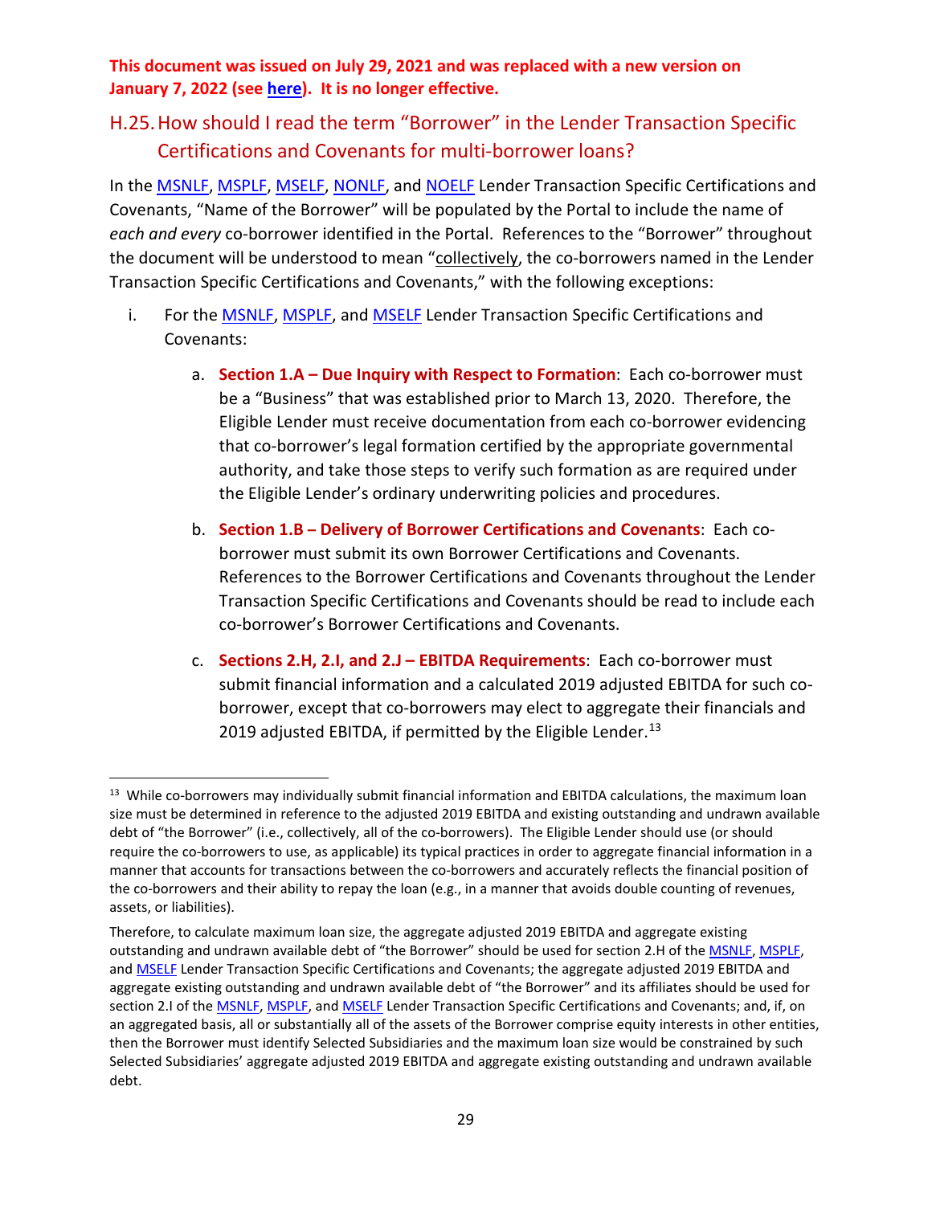**This document was issued on July 29, 2021 and was replaced with a new version on January 7, 2022 (see here). It is no longer effective.**

## H.25. How should I read the term "Borrower" in the Lender Transaction Specific Certifications and Covenants for multi-borrower loans?

In the MSNLF, MSPLF, MSELF, NONLF, and NOELF Lender Transaction Specific Certifications and Covenants, "Name of the Borrower" will be populated by the Portal to include the name of *each and every* co-borrower identified in the Portal. References to the "Borrower" throughout the document will be understood to mean "collectively, the co-borrowers named in the Lender Transaction Specific Certifications and Covenants," with the following exceptions:

i. For the MSNLF, MSPLF, and MSELF Lender Transaction Specific Certifications and Covenants:

   a. **Section 1.A – Due Inquiry with Respect to Formation**: Each co-borrower must be a "Business" that was established prior to March 13, 2020. Therefore, the Eligible Lender must receive documentation from each co-borrower evidencing that co-borrower's legal formation certified by the appropriate governmental authority, and take those steps to verify such formation as are required under the Eligible Lender's ordinary underwriting policies and procedures.

   b. **Section 1.B – Delivery of Borrower Certifications and Covenants**: Each co-borrower must submit its own Borrower Certifications and Covenants. References to the Borrower Certifications and Covenants throughout the Lender Transaction Specific Certifications and Covenants should be read to include each co-borrower's Borrower Certifications and Covenants.

   c. **Sections 2.H, 2.I, and 2.J – EBITDA Requirements**: Each co-borrower must submit financial information and a calculated 2019 adjusted EBITDA for such co-borrower, except that co-borrowers may elect to aggregate their financials and 2019 adjusted EBITDA, if permitted by the Eligible Lender.[13]

---

[13] While co-borrowers may individually submit financial information and EBITDA calculations, the maximum loan size must be determined in reference to the adjusted 2019 EBITDA and existing outstanding and undrawn available debt of "the Borrower" (i.e., collectively, all of the co-borrowers). The Eligible Lender should use (or should require the co-borrowers to use, as applicable) its typical practices in order to aggregate financial information in a manner that accounts for transactions between the co-borrowers and accurately reflects the financial position of the co-borrowers and their ability to repay the loan (e.g., in a manner that avoids double counting of revenues, assets, or liabilities).

Therefore, to calculate maximum loan size, the aggregate adjusted 2019 EBITDA and aggregate existing outstanding and undrawn available debt of "the Borrower" should be used for section 2.H of the MSNLF, MSPLF, and MSELF Lender Transaction Specific Certifications and Covenants; the aggregate adjusted 2019 EBITDA and aggregate existing outstanding and undrawn available debt of "the Borrower" and its affiliates should be used for section 2.I of the MSNLF, MSPLF, and MSELF Lender Transaction Specific Certifications and Covenants; and, if, on an aggregated basis, all or substantially all of the assets of the Borrower comprise equity interests in other entities, then the Borrower must identify Selected Subsidiaries and the maximum loan size would be constrained by such Selected Subsidiaries' aggregate adjusted 2019 EBITDA and aggregate existing outstanding and undrawn available debt.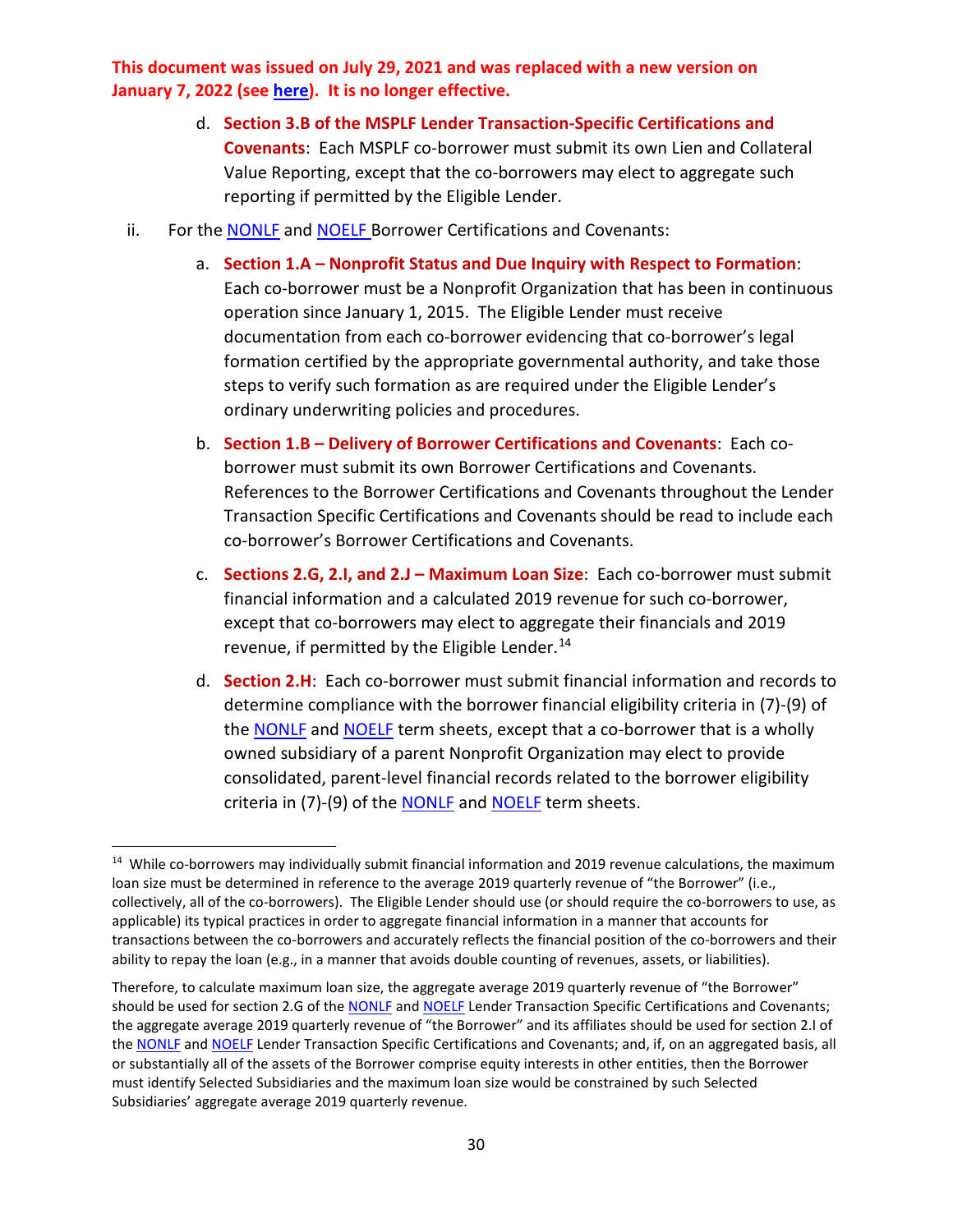**This document was issued on July 29, 2021 and was replaced with a new version on January 7, 2022 (see here). It is no longer effective.**

d. **Section 3.B of the MSPLF Lender Transaction-Specific Certifications and Covenants**: Each MSPLF co-borrower must submit its own Lien and Collateral Value Reporting, except that the co-borrowers may elect to aggregate such reporting if permitted by the Eligible Lender.

ii. For the NONLF and NOELF Borrower Certifications and Covenants:

a. **Section 1.A – Nonprofit Status and Due Inquiry with Respect to Formation**: Each co-borrower must be a Nonprofit Organization that has been in continuous operation since January 1, 2015. The Eligible Lender must receive documentation from each co-borrower evidencing that co-borrower's legal formation certified by the appropriate governmental authority, and take those steps to verify such formation as are required under the Eligible Lender's ordinary underwriting policies and procedures.

b. **Section 1.B – Delivery of Borrower Certifications and Covenants**: Each co-borrower must submit its own Borrower Certifications and Covenants. References to the Borrower Certifications and Covenants throughout the Lender Transaction Specific Certifications and Covenants should be read to include each co-borrower's Borrower Certifications and Covenants.

c. **Sections 2.G, 2.I, and 2.J – Maximum Loan Size**: Each co-borrower must submit financial information and a calculated 2019 revenue for such co-borrower, except that co-borrowers may elect to aggregate their financials and 2019 revenue, if permitted by the Eligible Lender.[14]

d. **Section 2.H**: Each co-borrower must submit financial information and records to determine compliance with the borrower financial eligibility criteria in (7)-(9) of the NONLF and NOELF term sheets, except that a co-borrower that is a wholly owned subsidiary of a parent Nonprofit Organization may elect to provide consolidated, parent-level financial records related to the borrower eligibility criteria in (7)-(9) of the NONLF and NOELF term sheets.

---

[14] While co-borrowers may individually submit financial information and 2019 revenue calculations, the maximum loan size must be determined in reference to the average 2019 quarterly revenue of "the Borrower" (i.e., collectively, all of the co-borrowers). The Eligible Lender should use (or should require the co-borrowers to use, as applicable) its typical practices in order to aggregate financial information in a manner that accounts for transactions between the co-borrowers and accurately reflects the financial position of the co-borrowers and their ability to repay the loan (e.g., in a manner that avoids double counting of revenues, assets, or liabilities).

Therefore, to calculate maximum loan size, the aggregate average 2019 quarterly revenue of "the Borrower" should be used for section 2.G of the NONLF and NOELF Lender Transaction Specific Certifications and Covenants; the aggregate average 2019 quarterly revenue of "the Borrower" and its affiliates should be used for section 2.I of the NONLF and NOELF Lender Transaction Specific Certifications and Covenants; and, if, on an aggregated basis, all or substantially all of the assets of the Borrower comprise equity interests in other entities, then the Borrower must identify Selected Subsidiaries and the maximum loan size would be constrained by such Selected Subsidiaries' aggregate average 2019 quarterly revenue.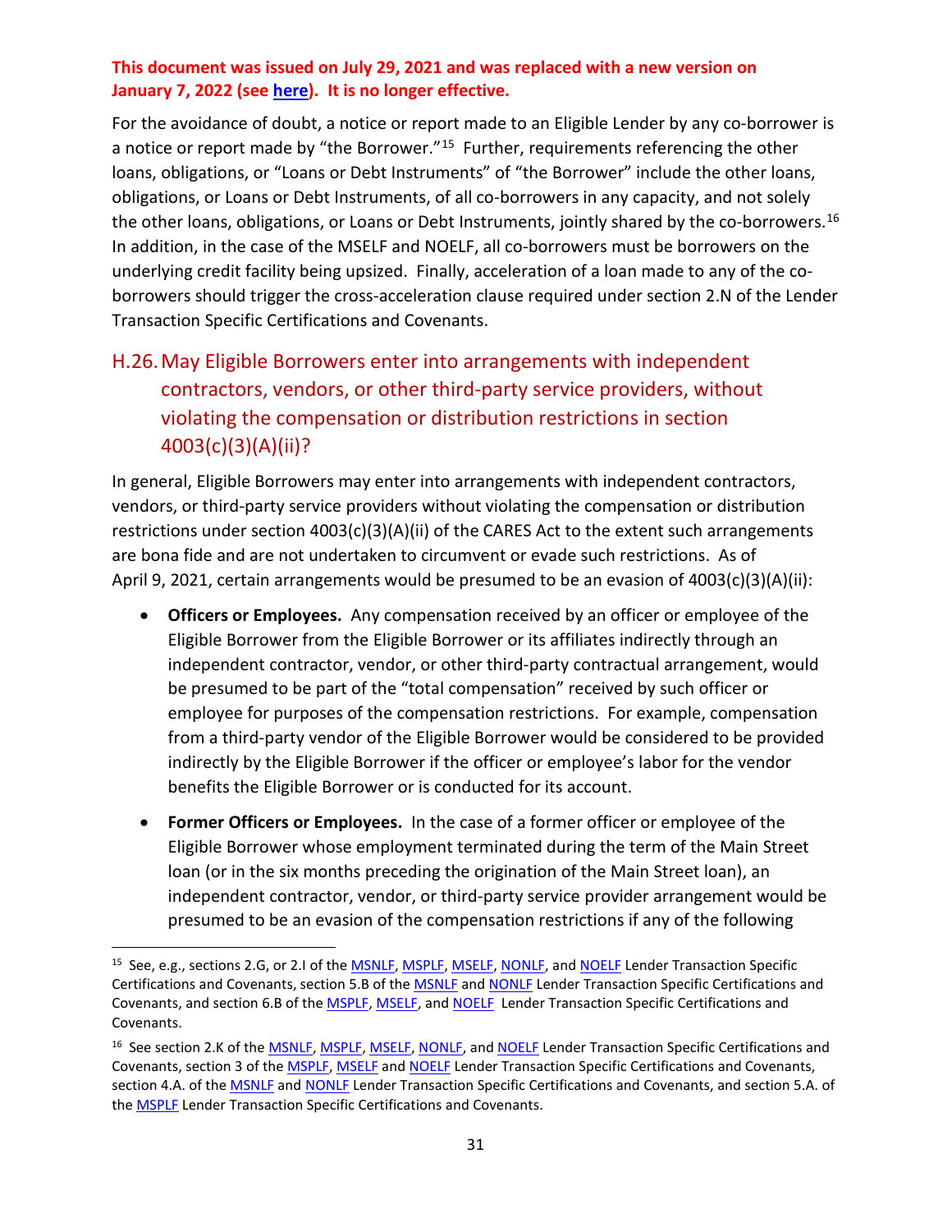**This document was issued on July 29, 2021 and was replaced with a new version on January 7, 2022 (see here). It is no longer effective.**

For the avoidance of doubt, a notice or report made to an Eligible Lender by any co-borrower is a notice or report made by "the Borrower."[15] Further, requirements referencing the other loans, obligations, or "Loans or Debt Instruments" of "the Borrower" include the other loans, obligations, or Loans or Debt Instruments, of all co-borrowers in any capacity, and not solely the other loans, obligations, or Loans or Debt Instruments, jointly shared by the co-borrowers.[16] In addition, in the case of the MSELF and NOELF, all co-borrowers must be borrowers on the underlying credit facility being upsized. Finally, acceleration of a loan made to any of the co-borrowers should trigger the cross-acceleration clause required under section 2.N of the Lender Transaction Specific Certifications and Covenants.

## H.26. May Eligible Borrowers enter into arrangements with independent contractors, vendors, or other third-party service providers, without violating the compensation or distribution restrictions in section 4003(c)(3)(A)(ii)?

In general, Eligible Borrowers may enter into arrangements with independent contractors, vendors, or third-party service providers without violating the compensation or distribution restrictions under section 4003(c)(3)(A)(ii) of the CARES Act to the extent such arrangements are bona fide and are not undertaken to circumvent or evade such restrictions. As of April 9, 2021, certain arrangements would be presumed to be an evasion of 4003(c)(3)(A)(ii):

- **Officers or Employees.** Any compensation received by an officer or employee of the Eligible Borrower from the Eligible Borrower or its affiliates indirectly through an independent contractor, vendor, or other third-party contractual arrangement, would be presumed to be part of the "total compensation" received by such officer or employee for purposes of the compensation restrictions. For example, compensation from a third-party vendor of the Eligible Borrower would be considered to be provided indirectly by the Eligible Borrower if the officer or employee's labor for the vendor benefits the Eligible Borrower or is conducted for its account.
- **Former Officers or Employees.** In the case of a former officer or employee of the Eligible Borrower whose employment terminated during the term of the Main Street loan (or in the six months preceding the origination of the Main Street loan), an independent contractor, vendor, or third-party service provider arrangement would be presumed to be an evasion of the compensation restrictions if any of the following

---

[15] See, e.g., sections 2.G, or 2.I of the MSNLF, MSPLF, MSELF, NONLF, and NOELF Lender Transaction Specific Certifications and Covenants, section 5.B of the MSNLF and NONLF Lender Transaction Specific Certifications and Covenants, and section 6.B of the MSPLF, MSELF, and NOELF Lender Transaction Specific Certifications and Covenants.

[16] See section 2.K of the MSNLF, MSPLF, MSELF, NONLF, and NOELF Lender Transaction Specific Certifications and Covenants, section 3 of the MSPLF, MSELF and NOELF Lender Transaction Specific Certifications and Covenants, section 4.A. of the MSNLF and NONLF Lender Transaction Specific Certifications and Covenants, and section 5.A. of the MSPLF Lender Transaction Specific Certifications and Covenants.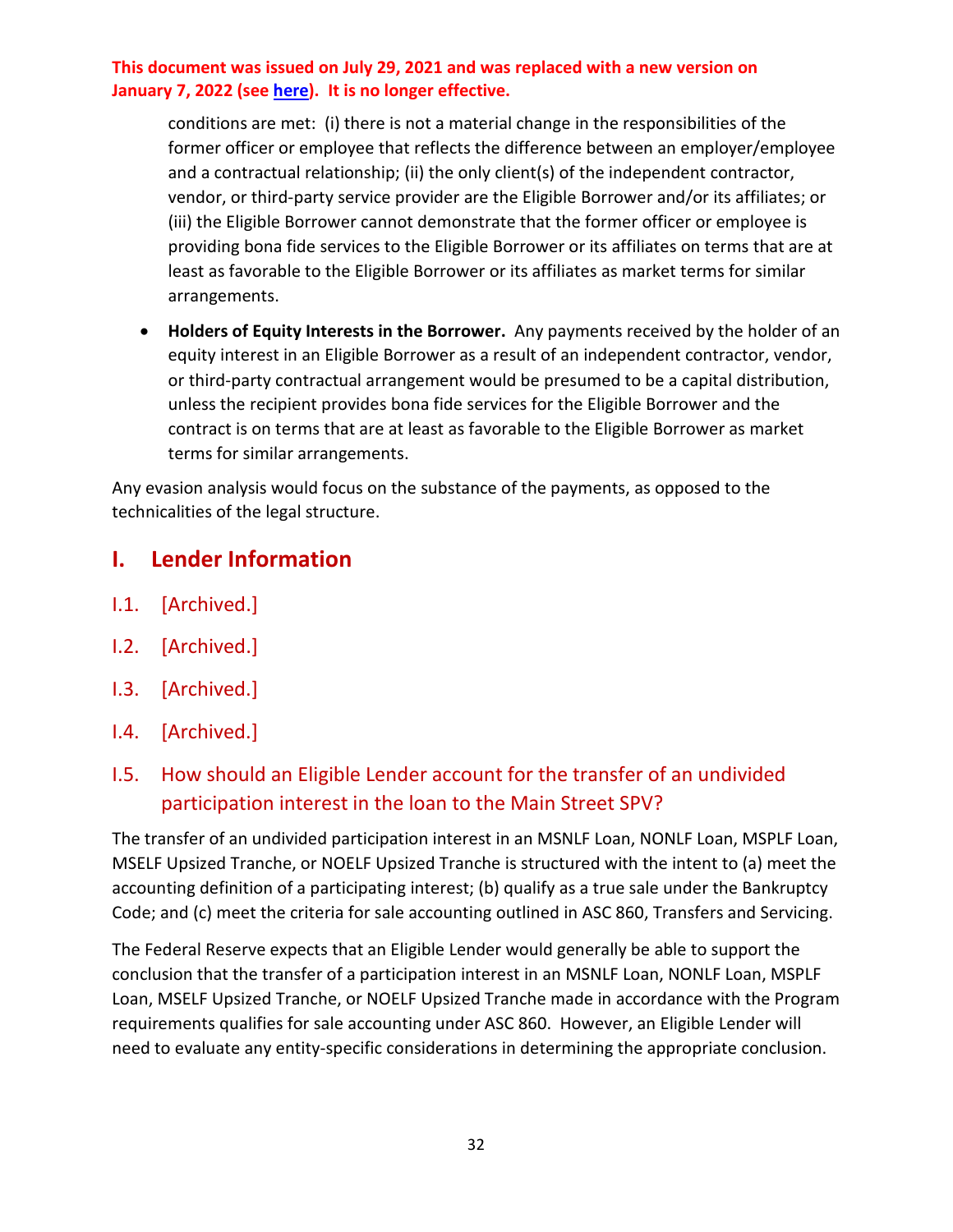**This document was issued on July 29, 2021 and was replaced with a new version on January 7, 2022 (see here). It is no longer effective.**

conditions are met: (i) there is not a material change in the responsibilities of the former officer or employee that reflects the difference between an employer/employee and a contractual relationship; (ii) the only client(s) of the independent contractor, vendor, or third-party service provider are the Eligible Borrower and/or its affiliates; or (iii) the Eligible Borrower cannot demonstrate that the former officer or employee is providing bona fide services to the Eligible Borrower or its affiliates on terms that are at least as favorable to the Eligible Borrower or its affiliates as market terms for similar arrangements.

- **Holders of Equity Interests in the Borrower.** Any payments received by the holder of an equity interest in an Eligible Borrower as a result of an independent contractor, vendor, or third-party contractual arrangement would be presumed to be a capital distribution, unless the recipient provides bona fide services for the Eligible Borrower and the contract is on terms that are at least as favorable to the Eligible Borrower as market terms for similar arrangements.

Any evasion analysis would focus on the substance of the payments, as opposed to the technicalities of the legal structure.

# I. Lender Information

## I.1. [Archived.]

## I.2. [Archived.]

## I.3. [Archived.]

## I.4. [Archived.]

## I.5. How should an Eligible Lender account for the transfer of an undivided participation interest in the loan to the Main Street SPV?

The transfer of an undivided participation interest in an MSNLF Loan, NONLF Loan, MSPLF Loan, MSELF Upsized Tranche, or NOELF Upsized Tranche is structured with the intent to (a) meet the accounting definition of a participating interest; (b) qualify as a true sale under the Bankruptcy Code; and (c) meet the criteria for sale accounting outlined in ASC 860, Transfers and Servicing.

The Federal Reserve expects that an Eligible Lender would generally be able to support the conclusion that the transfer of a participation interest in an MSNLF Loan, NONLF Loan, MSPLF Loan, MSELF Upsized Tranche, or NOELF Upsized Tranche made in accordance with the Program requirements qualifies for sale accounting under ASC 860. However, an Eligible Lender will need to evaluate any entity-specific considerations in determining the appropriate conclusion.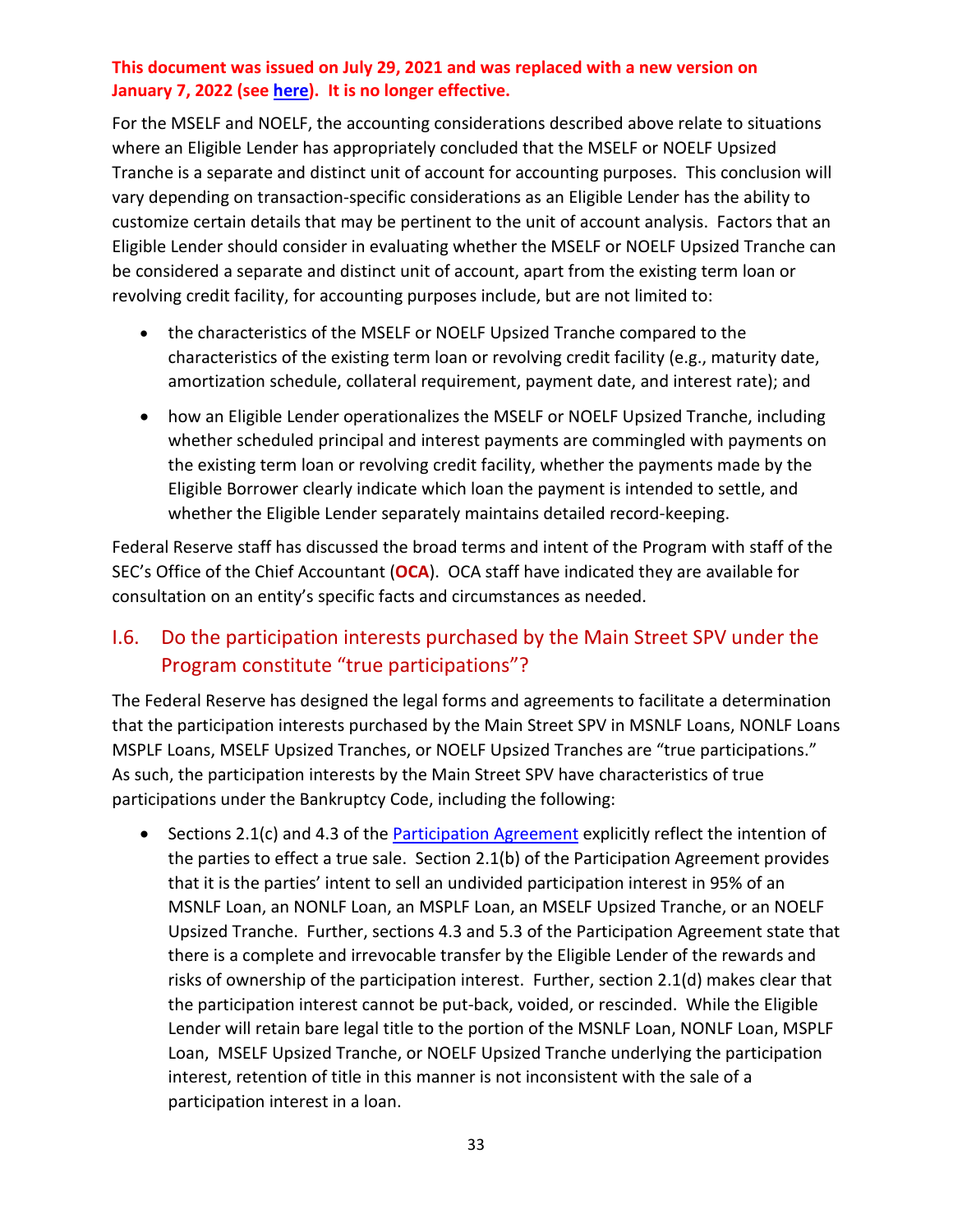**This document was issued on July 29, 2021 and was replaced with a new version on January 7, 2022 (see here). It is no longer effective.**

For the MSELF and NOELF, the accounting considerations described above relate to situations where an Eligible Lender has appropriately concluded that the MSELF or NOELF Upsized Tranche is a separate and distinct unit of account for accounting purposes. This conclusion will vary depending on transaction-specific considerations as an Eligible Lender has the ability to customize certain details that may be pertinent to the unit of account analysis. Factors that an Eligible Lender should consider in evaluating whether the MSELF or NOELF Upsized Tranche can be considered a separate and distinct unit of account, apart from the existing term loan or revolving credit facility, for accounting purposes include, but are not limited to:

- the characteristics of the MSELF or NOELF Upsized Tranche compared to the characteristics of the existing term loan or revolving credit facility (e.g., maturity date, amortization schedule, collateral requirement, payment date, and interest rate); and
- how an Eligible Lender operationalizes the MSELF or NOELF Upsized Tranche, including whether scheduled principal and interest payments are commingled with payments on the existing term loan or revolving credit facility, whether the payments made by the Eligible Borrower clearly indicate which loan the payment is intended to settle, and whether the Eligible Lender separately maintains detailed record-keeping.

Federal Reserve staff has discussed the broad terms and intent of the Program with staff of the SEC's Office of the Chief Accountant (**OCA**). OCA staff have indicated they are available for consultation on an entity's specific facts and circumstances as needed.

## I.6. Do the participation interests purchased by the Main Street SPV under the Program constitute "true participations"?

The Federal Reserve has designed the legal forms and agreements to facilitate a determination that the participation interests purchased by the Main Street SPV in MSNLF Loans, NONLF Loans MSPLF Loans, MSELF Upsized Tranches, or NOELF Upsized Tranches are "true participations." As such, the participation interests by the Main Street SPV have characteristics of true participations under the Bankruptcy Code, including the following:

- Sections 2.1(c) and 4.3 of the Participation Agreement explicitly reflect the intention of the parties to effect a true sale. Section 2.1(b) of the Participation Agreement provides that it is the parties' intent to sell an undivided participation interest in 95% of an MSNLF Loan, an NONLF Loan, an MSPLF Loan, an MSELF Upsized Tranche, or an NOELF Upsized Tranche. Further, sections 4.3 and 5.3 of the Participation Agreement state that there is a complete and irrevocable transfer by the Eligible Lender of the rewards and risks of ownership of the participation interest. Further, section 2.1(d) makes clear that the participation interest cannot be put-back, voided, or rescinded. While the Eligible Lender will retain bare legal title to the portion of the MSNLF Loan, NONLF Loan, MSPLF Loan, MSELF Upsized Tranche, or NOELF Upsized Tranche underlying the participation interest, retention of title in this manner is not inconsistent with the sale of a participation interest in a loan.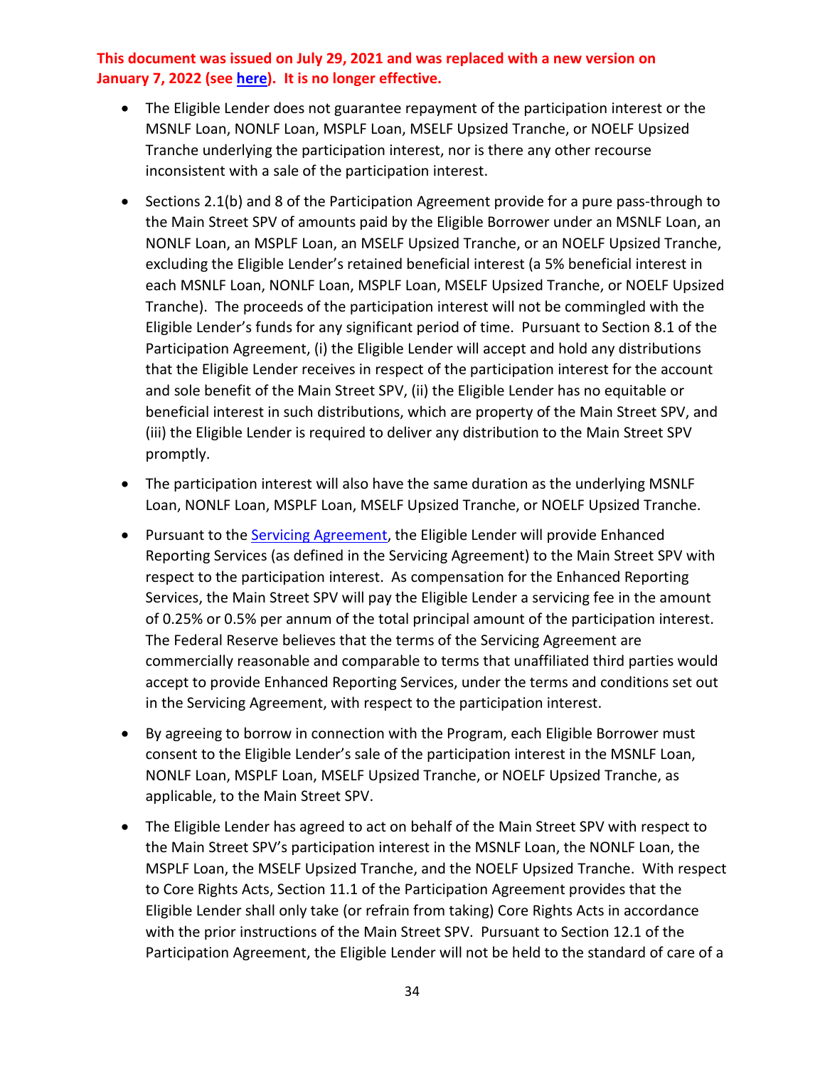**This document was issued on July 29, 2021 and was replaced with a new version on January 7, 2022 (see here). It is no longer effective.**

- The Eligible Lender does not guarantee repayment of the participation interest or the MSNLF Loan, NONLF Loan, MSPLF Loan, MSELF Upsized Tranche, or NOELF Upsized Tranche underlying the participation interest, nor is there any other recourse inconsistent with a sale of the participation interest.
- Sections 2.1(b) and 8 of the Participation Agreement provide for a pure pass-through to the Main Street SPV of amounts paid by the Eligible Borrower under an MSNLF Loan, an NONLF Loan, an MSPLF Loan, an MSELF Upsized Tranche, or an NOELF Upsized Tranche, excluding the Eligible Lender's retained beneficial interest (a 5% beneficial interest in each MSNLF Loan, NONLF Loan, MSPLF Loan, MSELF Upsized Tranche, or NOELF Upsized Tranche). The proceeds of the participation interest will not be commingled with the Eligible Lender's funds for any significant period of time. Pursuant to Section 8.1 of the Participation Agreement, (i) the Eligible Lender will accept and hold any distributions that the Eligible Lender receives in respect of the participation interest for the account and sole benefit of the Main Street SPV, (ii) the Eligible Lender has no equitable or beneficial interest in such distributions, which are property of the Main Street SPV, and (iii) the Eligible Lender is required to deliver any distribution to the Main Street SPV promptly.
- The participation interest will also have the same duration as the underlying MSNLF Loan, NONLF Loan, MSPLF Loan, MSELF Upsized Tranche, or NOELF Upsized Tranche.
- Pursuant to the Servicing Agreement, the Eligible Lender will provide Enhanced Reporting Services (as defined in the Servicing Agreement) to the Main Street SPV with respect to the participation interest. As compensation for the Enhanced Reporting Services, the Main Street SPV will pay the Eligible Lender a servicing fee in the amount of 0.25% or 0.5% per annum of the total principal amount of the participation interest. The Federal Reserve believes that the terms of the Servicing Agreement are commercially reasonable and comparable to terms that unaffiliated third parties would accept to provide Enhanced Reporting Services, under the terms and conditions set out in the Servicing Agreement, with respect to the participation interest.
- By agreeing to borrow in connection with the Program, each Eligible Borrower must consent to the Eligible Lender's sale of the participation interest in the MSNLF Loan, NONLF Loan, MSPLF Loan, MSELF Upsized Tranche, or NOELF Upsized Tranche, as applicable, to the Main Street SPV.
- The Eligible Lender has agreed to act on behalf of the Main Street SPV with respect to the Main Street SPV's participation interest in the MSNLF Loan, the NONLF Loan, the MSPLF Loan, the MSELF Upsized Tranche, and the NOELF Upsized Tranche. With respect to Core Rights Acts, Section 11.1 of the Participation Agreement provides that the Eligible Lender shall only take (or refrain from taking) Core Rights Acts in accordance with the prior instructions of the Main Street SPV. Pursuant to Section 12.1 of the Participation Agreement, the Eligible Lender will not be held to the standard of care of a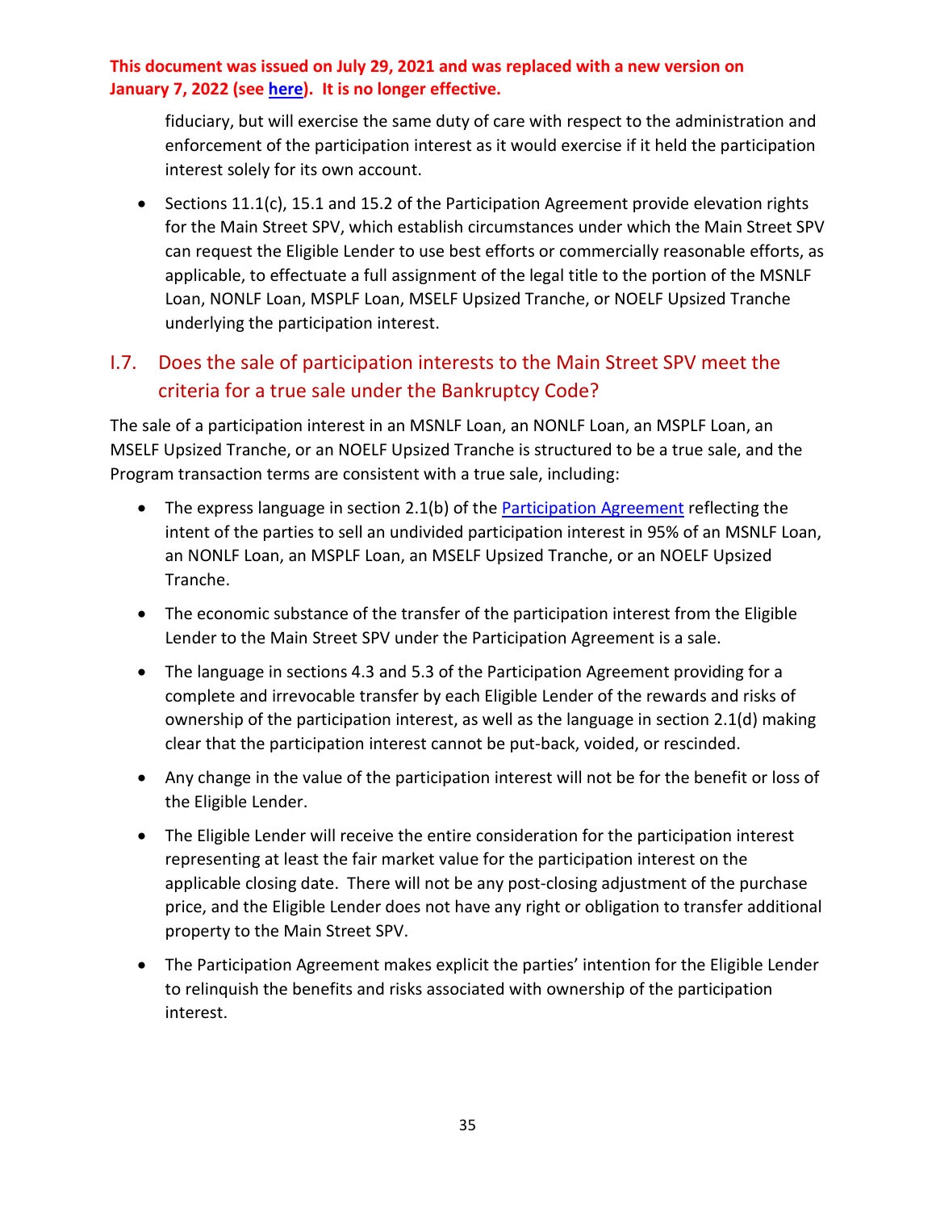**This document was issued on July 29, 2021 and was replaced with a new version on January 7, 2022 (see here). It is no longer effective.**

fiduciary, but will exercise the same duty of care with respect to the administration and enforcement of the participation interest as it would exercise if it held the participation interest solely for its own account.

- Sections 11.1(c), 15.1 and 15.2 of the Participation Agreement provide elevation rights for the Main Street SPV, which establish circumstances under which the Main Street SPV can request the Eligible Lender to use best efforts or commercially reasonable efforts, as applicable, to effectuate a full assignment of the legal title to the portion of the MSNLF Loan, NONLF Loan, MSPLF Loan, MSELF Upsized Tranche, or NOELF Upsized Tranche underlying the participation interest.

## I.7. Does the sale of participation interests to the Main Street SPV meet the criteria for a true sale under the Bankruptcy Code?

The sale of a participation interest in an MSNLF Loan, an NONLF Loan, an MSPLF Loan, an MSELF Upsized Tranche, or an NOELF Upsized Tranche is structured to be a true sale, and the Program transaction terms are consistent with a true sale, including:

- The express language in section 2.1(b) of the Participation Agreement reflecting the intent of the parties to sell an undivided participation interest in 95% of an MSNLF Loan, an NONLF Loan, an MSPLF Loan, an MSELF Upsized Tranche, or an NOELF Upsized Tranche.
- The economic substance of the transfer of the participation interest from the Eligible Lender to the Main Street SPV under the Participation Agreement is a sale.
- The language in sections 4.3 and 5.3 of the Participation Agreement providing for a complete and irrevocable transfer by each Eligible Lender of the rewards and risks of ownership of the participation interest, as well as the language in section 2.1(d) making clear that the participation interest cannot be put-back, voided, or rescinded.
- Any change in the value of the participation interest will not be for the benefit or loss of the Eligible Lender.
- The Eligible Lender will receive the entire consideration for the participation interest representing at least the fair market value for the participation interest on the applicable closing date. There will not be any post-closing adjustment of the purchase price, and the Eligible Lender does not have any right or obligation to transfer additional property to the Main Street SPV.
- The Participation Agreement makes explicit the parties' intention for the Eligible Lender to relinquish the benefits and risks associated with ownership of the participation interest.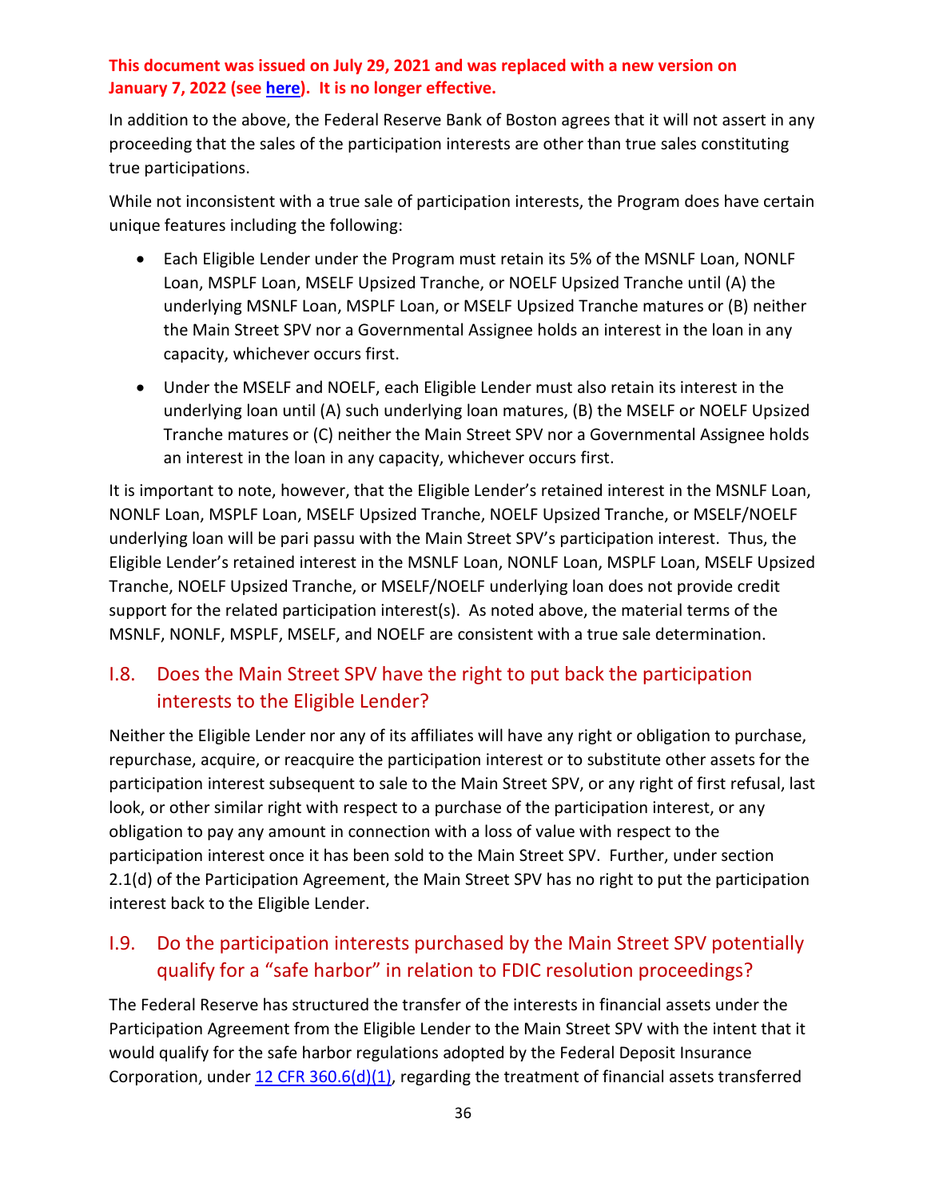**This document was issued on July 29, 2021 and was replaced with a new version on January 7, 2022 (see here). It is no longer effective.**

In addition to the above, the Federal Reserve Bank of Boston agrees that it will not assert in any proceeding that the sales of the participation interests are other than true sales constituting true participations.

While not inconsistent with a true sale of participation interests, the Program does have certain unique features including the following:

- Each Eligible Lender under the Program must retain its 5% of the MSNLF Loan, NONLF Loan, MSPLF Loan, MSELF Upsized Tranche, or NOELF Upsized Tranche until (A) the underlying MSNLF Loan, MSPLF Loan, or MSELF Upsized Tranche matures or (B) neither the Main Street SPV nor a Governmental Assignee holds an interest in the loan in any capacity, whichever occurs first.
- Under the MSELF and NOELF, each Eligible Lender must also retain its interest in the underlying loan until (A) such underlying loan matures, (B) the MSELF or NOELF Upsized Tranche matures or (C) neither the Main Street SPV nor a Governmental Assignee holds an interest in the loan in any capacity, whichever occurs first.

It is important to note, however, that the Eligible Lender's retained interest in the MSNLF Loan, NONLF Loan, MSPLF Loan, MSELF Upsized Tranche, NOELF Upsized Tranche, or MSELF/NOELF underlying loan will be pari passu with the Main Street SPV's participation interest. Thus, the Eligible Lender's retained interest in the MSNLF Loan, NONLF Loan, MSPLF Loan, MSELF Upsized Tranche, NOELF Upsized Tranche, or MSELF/NOELF underlying loan does not provide credit support for the related participation interest(s). As noted above, the material terms of the MSNLF, NONLF, MSPLF, MSELF, and NOELF are consistent with a true sale determination.

## I.8. Does the Main Street SPV have the right to put back the participation interests to the Eligible Lender?

Neither the Eligible Lender nor any of its affiliates will have any right or obligation to purchase, repurchase, acquire, or reacquire the participation interest or to substitute other assets for the participation interest subsequent to sale to the Main Street SPV, or any right of first refusal, last look, or other similar right with respect to a purchase of the participation interest, or any obligation to pay any amount in connection with a loss of value with respect to the participation interest once it has been sold to the Main Street SPV. Further, under section 2.1(d) of the Participation Agreement, the Main Street SPV has no right to put the participation interest back to the Eligible Lender.

## I.9. Do the participation interests purchased by the Main Street SPV potentially qualify for a "safe harbor" in relation to FDIC resolution proceedings?

The Federal Reserve has structured the transfer of the interests in financial assets under the Participation Agreement from the Eligible Lender to the Main Street SPV with the intent that it would qualify for the safe harbor regulations adopted by the Federal Deposit Insurance Corporation, under 12 CFR 360.6(d)(1), regarding the treatment of financial assets transferred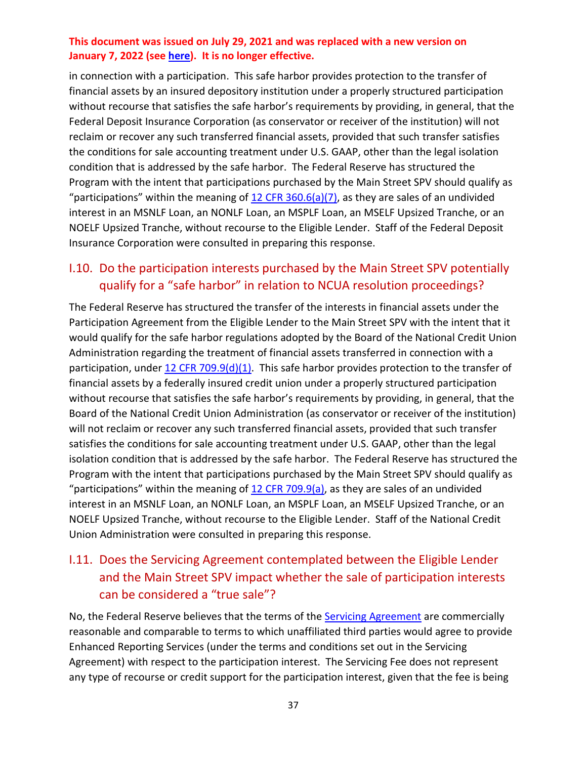**This document was issued on July 29, 2021 and was replaced with a new version on January 7, 2022 (see here). It is no longer effective.**

in connection with a participation. This safe harbor provides protection to the transfer of financial assets by an insured depository institution under a properly structured participation without recourse that satisfies the safe harbor's requirements by providing, in general, that the Federal Deposit Insurance Corporation (as conservator or receiver of the institution) will not reclaim or recover any such transferred financial assets, provided that such transfer satisfies the conditions for sale accounting treatment under U.S. GAAP, other than the legal isolation condition that is addressed by the safe harbor. The Federal Reserve has structured the Program with the intent that participations purchased by the Main Street SPV should qualify as "participations" within the meaning of 12 CFR 360.6(a)(7), as they are sales of an undivided interest in an MSNLF Loan, an NONLF Loan, an MSPLF Loan, an MSELF Upsized Tranche, or an NOELF Upsized Tranche, without recourse to the Eligible Lender. Staff of the Federal Deposit Insurance Corporation were consulted in preparing this response.

## I.10. Do the participation interests purchased by the Main Street SPV potentially qualify for a "safe harbor" in relation to NCUA resolution proceedings?

The Federal Reserve has structured the transfer of the interests in financial assets under the Participation Agreement from the Eligible Lender to the Main Street SPV with the intent that it would qualify for the safe harbor regulations adopted by the Board of the National Credit Union Administration regarding the treatment of financial assets transferred in connection with a participation, under 12 CFR 709.9(d)(1). This safe harbor provides protection to the transfer of financial assets by a federally insured credit union under a properly structured participation without recourse that satisfies the safe harbor's requirements by providing, in general, that the Board of the National Credit Union Administration (as conservator or receiver of the institution) will not reclaim or recover any such transferred financial assets, provided that such transfer satisfies the conditions for sale accounting treatment under U.S. GAAP, other than the legal isolation condition that is addressed by the safe harbor. The Federal Reserve has structured the Program with the intent that participations purchased by the Main Street SPV should qualify as "participations" within the meaning of 12 CFR 709.9(a), as they are sales of an undivided interest in an MSNLF Loan, an NONLF Loan, an MSPLF Loan, an MSELF Upsized Tranche, or an NOELF Upsized Tranche, without recourse to the Eligible Lender. Staff of the National Credit Union Administration were consulted in preparing this response.

## I.11. Does the Servicing Agreement contemplated between the Eligible Lender and the Main Street SPV impact whether the sale of participation interests can be considered a "true sale"?

No, the Federal Reserve believes that the terms of the Servicing Agreement are commercially reasonable and comparable to terms to which unaffiliated third parties would agree to provide Enhanced Reporting Services (under the terms and conditions set out in the Servicing Agreement) with respect to the participation interest. The Servicing Fee does not represent any type of recourse or credit support for the participation interest, given that the fee is being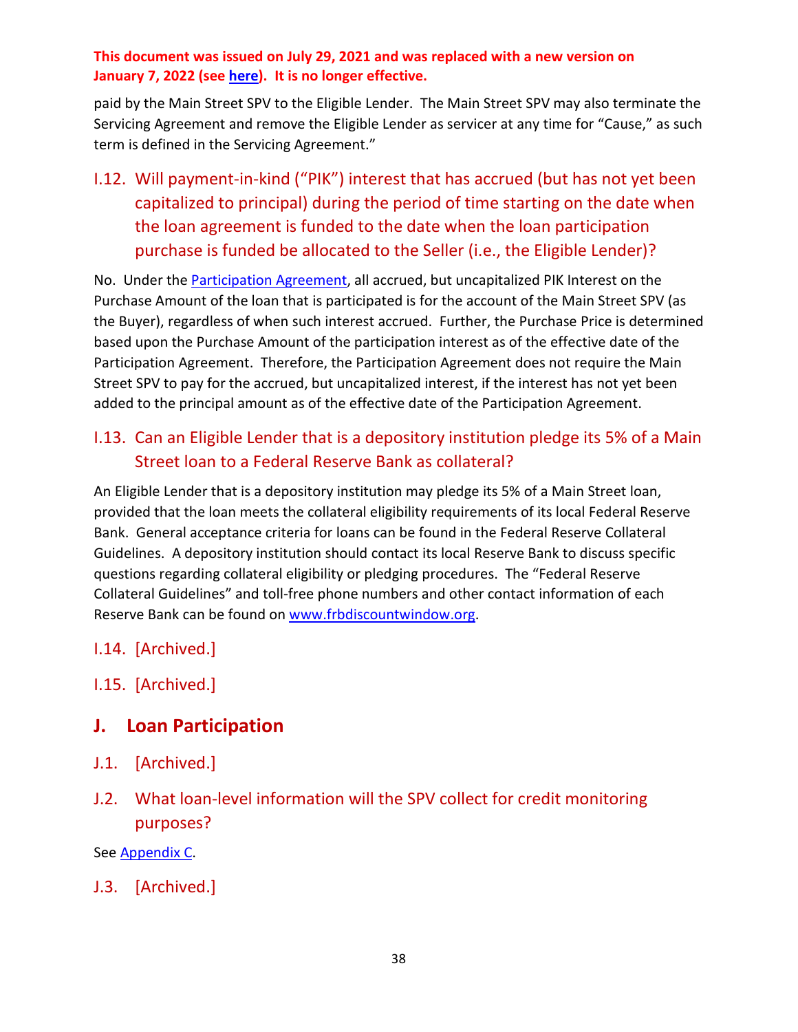**This document was issued on July 29, 2021 and was replaced with a new version on January 7, 2022 (see here). It is no longer effective.**

paid by the Main Street SPV to the Eligible Lender. The Main Street SPV may also terminate the Servicing Agreement and remove the Eligible Lender as servicer at any time for "Cause," as such term is defined in the Servicing Agreement."

### I.12. Will payment-in-kind ("PIK") interest that has accrued (but has not yet been capitalized to principal) during the period of time starting on the date when the loan agreement is funded to the date when the loan participation purchase is funded be allocated to the Seller (i.e., the Eligible Lender)?

No. Under the Participation Agreement, all accrued, but uncapitalized PIK Interest on the Purchase Amount of the loan that is participated is for the account of the Main Street SPV (as the Buyer), regardless of when such interest accrued. Further, the Purchase Price is determined based upon the Purchase Amount of the participation interest as of the effective date of the Participation Agreement. Therefore, the Participation Agreement does not require the Main Street SPV to pay for the accrued, but uncapitalized interest, if the interest has not yet been added to the principal amount as of the effective date of the Participation Agreement.

### I.13. Can an Eligible Lender that is a depository institution pledge its 5% of a Main Street loan to a Federal Reserve Bank as collateral?

An Eligible Lender that is a depository institution may pledge its 5% of a Main Street loan, provided that the loan meets the collateral eligibility requirements of its local Federal Reserve Bank. General acceptance criteria for loans can be found in the Federal Reserve Collateral Guidelines. A depository institution should contact its local Reserve Bank to discuss specific questions regarding collateral eligibility or pledging procedures. The "Federal Reserve Collateral Guidelines" and toll-free phone numbers and other contact information of each Reserve Bank can be found on www.frbdiscountwindow.org.

### I.14. [Archived.]

### I.15. [Archived.]

## J. Loan Participation

### J.1. [Archived.]

### J.2. What loan-level information will the SPV collect for credit monitoring purposes?

See Appendix C.

### J.3. [Archived.]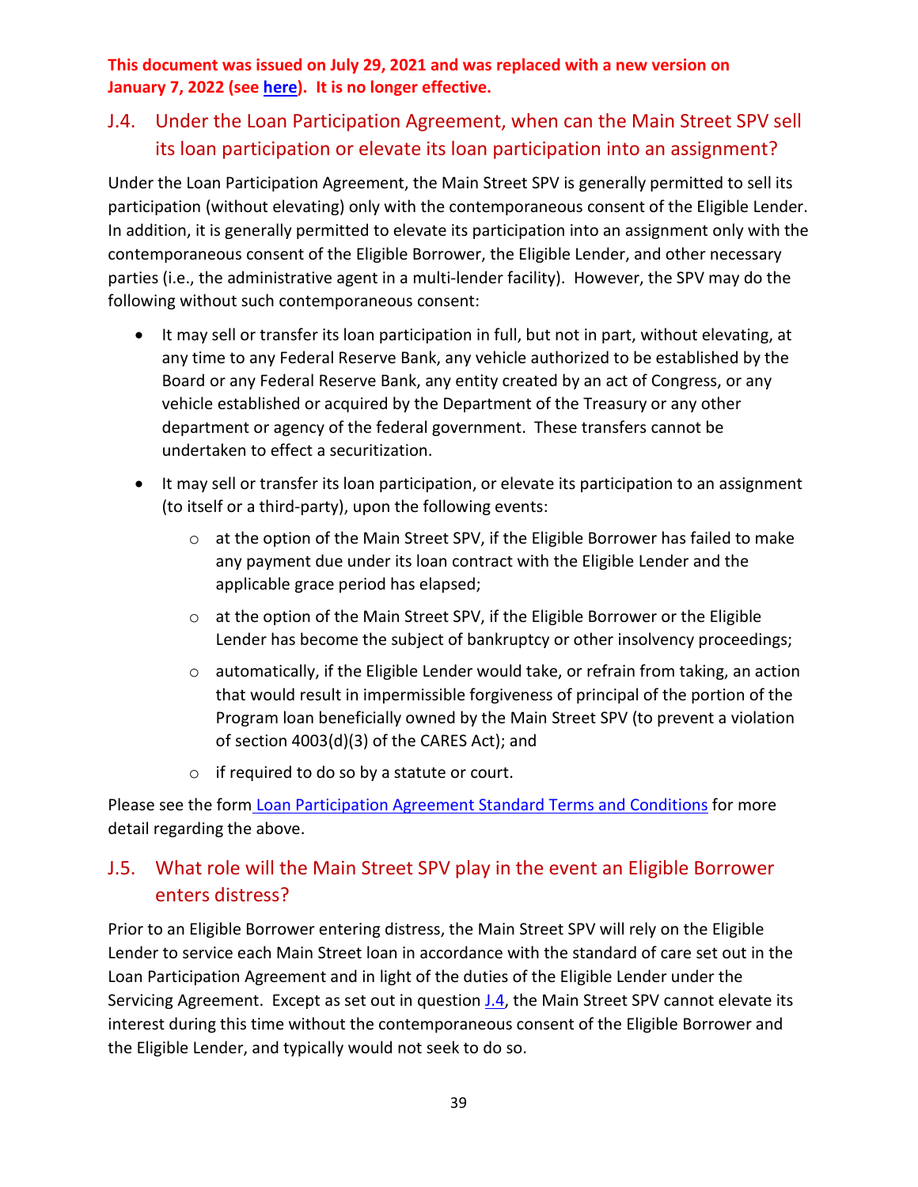**This document was issued on July 29, 2021 and was replaced with a new version on January 7, 2022 (see here). It is no longer effective.**

## J.4. Under the Loan Participation Agreement, when can the Main Street SPV sell its loan participation or elevate its loan participation into an assignment?

Under the Loan Participation Agreement, the Main Street SPV is generally permitted to sell its participation (without elevating) only with the contemporaneous consent of the Eligible Lender. In addition, it is generally permitted to elevate its participation into an assignment only with the contemporaneous consent of the Eligible Borrower, the Eligible Lender, and other necessary parties (i.e., the administrative agent in a multi-lender facility). However, the SPV may do the following without such contemporaneous consent:

- It may sell or transfer its loan participation in full, but not in part, without elevating, at any time to any Federal Reserve Bank, any vehicle authorized to be established by the Board or any Federal Reserve Bank, any entity created by an act of Congress, or any vehicle established or acquired by the Department of the Treasury or any other department or agency of the federal government. These transfers cannot be undertaken to effect a securitization.
- It may sell or transfer its loan participation, or elevate its participation to an assignment (to itself or a third-party), upon the following events:
  - at the option of the Main Street SPV, if the Eligible Borrower has failed to make any payment due under its loan contract with the Eligible Lender and the applicable grace period has elapsed;
  - at the option of the Main Street SPV, if the Eligible Borrower or the Eligible Lender has become the subject of bankruptcy or other insolvency proceedings;
  - automatically, if the Eligible Lender would take, or refrain from taking, an action that would result in impermissible forgiveness of principal of the portion of the Program loan beneficially owned by the Main Street SPV (to prevent a violation of section 4003(d)(3) of the CARES Act); and
  - if required to do so by a statute or court.

Please see the form Loan Participation Agreement Standard Terms and Conditions for more detail regarding the above.

## J.5. What role will the Main Street SPV play in the event an Eligible Borrower enters distress?

Prior to an Eligible Borrower entering distress, the Main Street SPV will rely on the Eligible Lender to service each Main Street loan in accordance with the standard of care set out in the Loan Participation Agreement and in light of the duties of the Eligible Lender under the Servicing Agreement. Except as set out in question J.4, the Main Street SPV cannot elevate its interest during this time without the contemporaneous consent of the Eligible Borrower and the Eligible Lender, and typically would not seek to do so.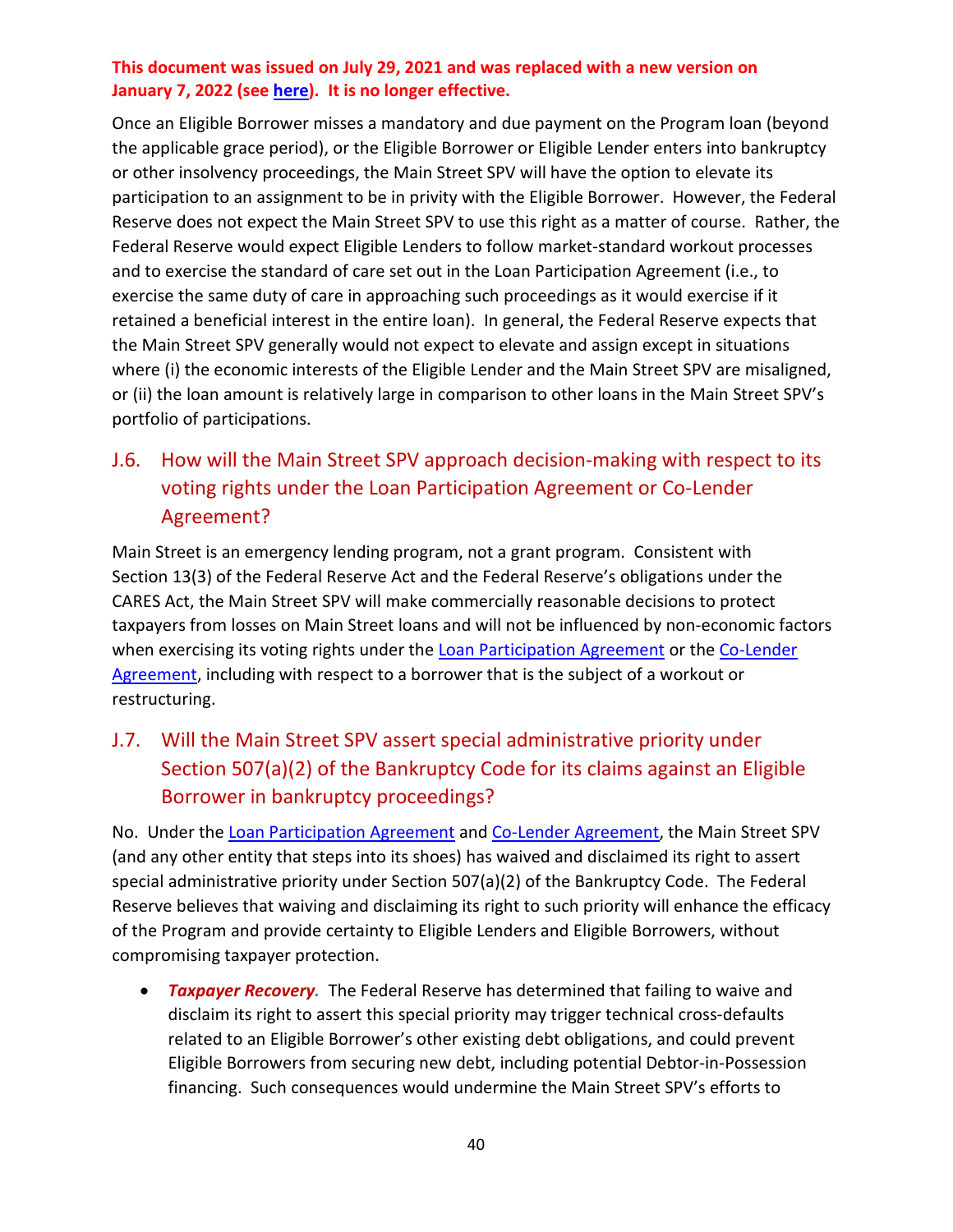**This document was issued on July 29, 2021 and was replaced with a new version on January 7, 2022 (see [here](#)). It is no longer effective.**

Once an Eligible Borrower misses a mandatory and due payment on the Program loan (beyond the applicable grace period), or the Eligible Borrower or Eligible Lender enters into bankruptcy or other insolvency proceedings, the Main Street SPV will have the option to elevate its participation to an assignment to be in privity with the Eligible Borrower. However, the Federal Reserve does not expect the Main Street SPV to use this right as a matter of course. Rather, the Federal Reserve would expect Eligible Lenders to follow market-standard workout processes and to exercise the standard of care set out in the Loan Participation Agreement (i.e., to exercise the same duty of care in approaching such proceedings as it would exercise if it retained a beneficial interest in the entire loan). In general, the Federal Reserve expects that the Main Street SPV generally would not expect to elevate and assign except in situations where (i) the economic interests of the Eligible Lender and the Main Street SPV are misaligned, or (ii) the loan amount is relatively large in comparison to other loans in the Main Street SPV's portfolio of participations.

## J.6. How will the Main Street SPV approach decision-making with respect to its voting rights under the Loan Participation Agreement or Co-Lender Agreement?

Main Street is an emergency lending program, not a grant program. Consistent with Section 13(3) of the Federal Reserve Act and the Federal Reserve's obligations under the CARES Act, the Main Street SPV will make commercially reasonable decisions to protect taxpayers from losses on Main Street loans and will not be influenced by non-economic factors when exercising its voting rights under the Loan Participation Agreement or the Co-Lender Agreement, including with respect to a borrower that is the subject of a workout or restructuring.

## J.7. Will the Main Street SPV assert special administrative priority under Section 507(a)(2) of the Bankruptcy Code for its claims against an Eligible Borrower in bankruptcy proceedings?

No. Under the Loan Participation Agreement and Co-Lender Agreement, the Main Street SPV (and any other entity that steps into its shoes) has waived and disclaimed its right to assert special administrative priority under Section 507(a)(2) of the Bankruptcy Code. The Federal Reserve believes that waiving and disclaiming its right to such priority will enhance the efficacy of the Program and provide certainty to Eligible Lenders and Eligible Borrowers, without compromising taxpayer protection.

- ***Taxpayer Recovery.*** The Federal Reserve has determined that failing to waive and disclaim its right to assert this special priority may trigger technical cross-defaults related to an Eligible Borrower's other existing debt obligations, and could prevent Eligible Borrowers from securing new debt, including potential Debtor-in-Possession financing. Such consequences would undermine the Main Street SPV's efforts to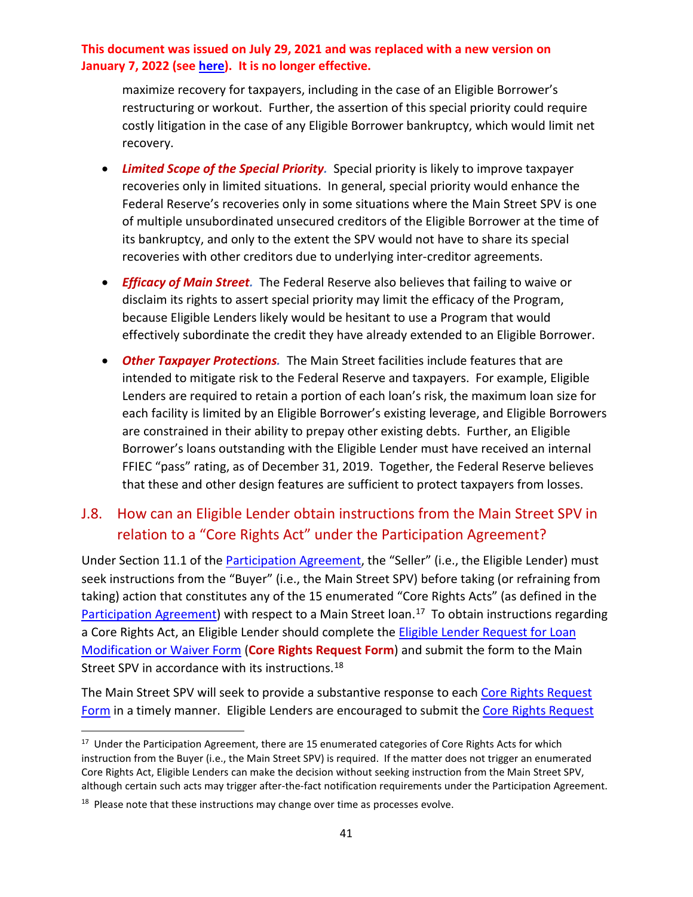**This document was issued on July 29, 2021 and was replaced with a new version on January 7, 2022 (see here). It is no longer effective.**

maximize recovery for taxpayers, including in the case of an Eligible Borrower's restructuring or workout. Further, the assertion of this special priority could require costly litigation in the case of any Eligible Borrower bankruptcy, which would limit net recovery.

- ***Limited Scope of the Special Priority.*** Special priority is likely to improve taxpayer recoveries only in limited situations. In general, special priority would enhance the Federal Reserve's recoveries only in some situations where the Main Street SPV is one of multiple unsubordinated unsecured creditors of the Eligible Borrower at the time of its bankruptcy, and only to the extent the SPV would not have to share its special recoveries with other creditors due to underlying inter-creditor agreements.
- ***Efficacy of Main Street.*** The Federal Reserve also believes that failing to waive or disclaim its rights to assert special priority may limit the efficacy of the Program, because Eligible Lenders likely would be hesitant to use a Program that would effectively subordinate the credit they have already extended to an Eligible Borrower.
- ***Other Taxpayer Protections.*** The Main Street facilities include features that are intended to mitigate risk to the Federal Reserve and taxpayers. For example, Eligible Lenders are required to retain a portion of each loan's risk, the maximum loan size for each facility is limited by an Eligible Borrower's existing leverage, and Eligible Borrowers are constrained in their ability to prepay other existing debts. Further, an Eligible Borrower's loans outstanding with the Eligible Lender must have received an internal FFIEC "pass" rating, as of December 31, 2019. Together, the Federal Reserve believes that these and other design features are sufficient to protect taxpayers from losses.

## J.8. How can an Eligible Lender obtain instructions from the Main Street SPV in relation to a "Core Rights Act" under the Participation Agreement?

Under Section 11.1 of the Participation Agreement, the "Seller" (i.e., the Eligible Lender) must seek instructions from the "Buyer" (i.e., the Main Street SPV) before taking (or refraining from taking) action that constitutes any of the 15 enumerated "Core Rights Acts" (as defined in the Participation Agreement) with respect to a Main Street loan.[17] To obtain instructions regarding a Core Rights Act, an Eligible Lender should complete the Eligible Lender Request for Loan Modification or Waiver Form (**Core Rights Request Form**) and submit the form to the Main Street SPV in accordance with its instructions.[18]

The Main Street SPV will seek to provide a substantive response to each Core Rights Request Form in a timely manner. Eligible Lenders are encouraged to submit the Core Rights Request

---

[17] Under the Participation Agreement, there are 15 enumerated categories of Core Rights Acts for which instruction from the Buyer (i.e., the Main Street SPV) is required. If the matter does not trigger an enumerated Core Rights Act, Eligible Lenders can make the decision without seeking instruction from the Main Street SPV, although certain such acts may trigger after-the-fact notification requirements under the Participation Agreement.

[18] Please note that these instructions may change over time as processes evolve.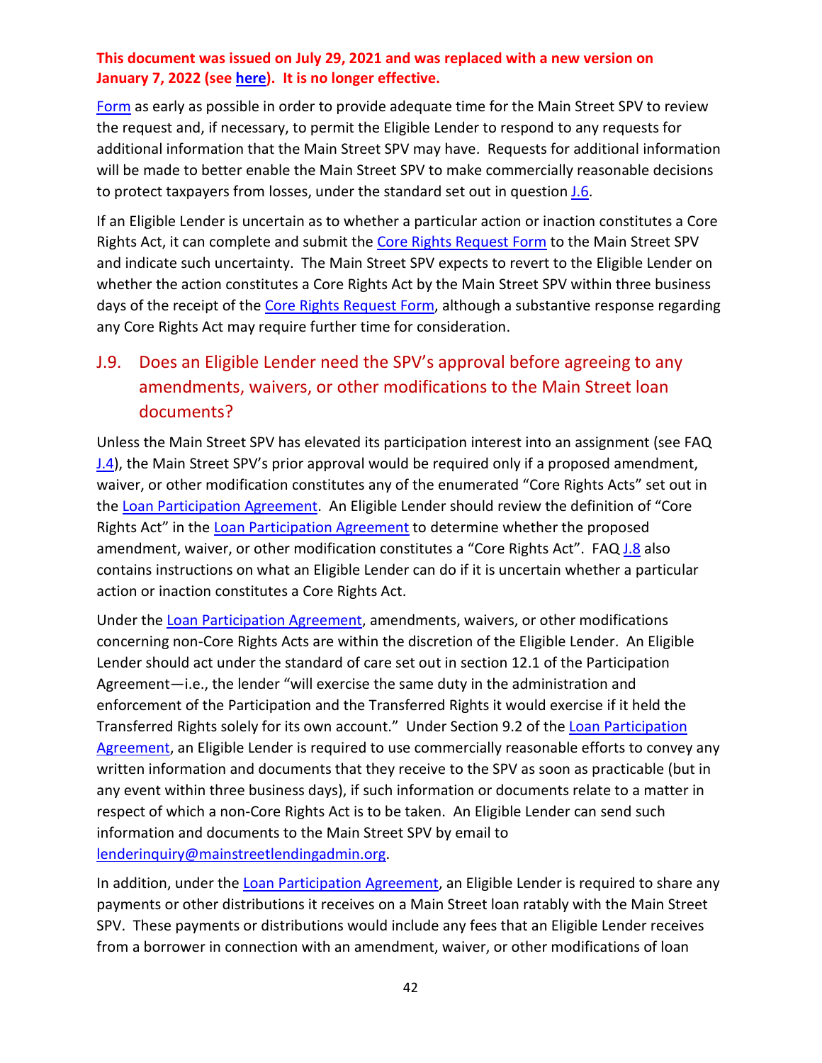**This document was issued on July 29, 2021 and was replaced with a new version on January 7, 2022 (see here). It is no longer effective.**

Form as early as possible in order to provide adequate time for the Main Street SPV to review the request and, if necessary, to permit the Eligible Lender to respond to any requests for additional information that the Main Street SPV may have. Requests for additional information will be made to better enable the Main Street SPV to make commercially reasonable decisions to protect taxpayers from losses, under the standard set out in question J.6.

If an Eligible Lender is uncertain as to whether a particular action or inaction constitutes a Core Rights Act, it can complete and submit the Core Rights Request Form to the Main Street SPV and indicate such uncertainty. The Main Street SPV expects to revert to the Eligible Lender on whether the action constitutes a Core Rights Act by the Main Street SPV within three business days of the receipt of the Core Rights Request Form, although a substantive response regarding any Core Rights Act may require further time for consideration.

## J.9. Does an Eligible Lender need the SPV's approval before agreeing to any amendments, waivers, or other modifications to the Main Street loan documents?

Unless the Main Street SPV has elevated its participation interest into an assignment (see FAQ J.4), the Main Street SPV's prior approval would be required only if a proposed amendment, waiver, or other modification constitutes any of the enumerated "Core Rights Acts" set out in the Loan Participation Agreement. An Eligible Lender should review the definition of "Core Rights Act" in the Loan Participation Agreement to determine whether the proposed amendment, waiver, or other modification constitutes a "Core Rights Act". FAQ J.8 also contains instructions on what an Eligible Lender can do if it is uncertain whether a particular action or inaction constitutes a Core Rights Act.

Under the Loan Participation Agreement, amendments, waivers, or other modifications concerning non-Core Rights Acts are within the discretion of the Eligible Lender. An Eligible Lender should act under the standard of care set out in section 12.1 of the Participation Agreement—i.e., the lender "will exercise the same duty in the administration and enforcement of the Participation and the Transferred Rights it would exercise if it held the Transferred Rights solely for its own account." Under Section 9.2 of the Loan Participation Agreement, an Eligible Lender is required to use commercially reasonable efforts to convey any written information and documents that they receive to the SPV as soon as practicable (but in any event within three business days), if such information or documents relate to a matter in respect of which a non-Core Rights Act is to be taken. An Eligible Lender can send such information and documents to the Main Street SPV by email to lenderinquiry@mainstreetlendingadmin.org.

In addition, under the Loan Participation Agreement, an Eligible Lender is required to share any payments or other distributions it receives on a Main Street loan ratably with the Main Street SPV. These payments or distributions would include any fees that an Eligible Lender receives from a borrower in connection with an amendment, waiver, or other modifications of loan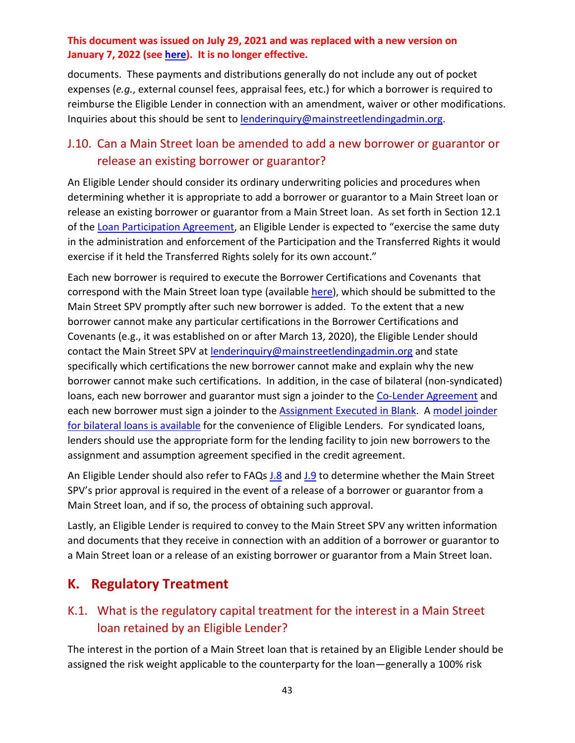**This document was issued on July 29, 2021 and was replaced with a new version on January 7, 2022 (see here). It is no longer effective.**

documents. These payments and distributions generally do not include any out of pocket expenses (*e.g.*, external counsel fees, appraisal fees, etc.) for which a borrower is required to reimburse the Eligible Lender in connection with an amendment, waiver or other modifications. Inquiries about this should be sent to lenderinquiry@mainstreetlendingadmin.org.

### J.10. Can a Main Street loan be amended to add a new borrower or guarantor or release an existing borrower or guarantor?

An Eligible Lender should consider its ordinary underwriting policies and procedures when determining whether it is appropriate to add a borrower or guarantor to a Main Street loan or release an existing borrower or guarantor from a Main Street loan. As set forth in Section 12.1 of the Loan Participation Agreement, an Eligible Lender is expected to "exercise the same duty in the administration and enforcement of the Participation and the Transferred Rights it would exercise if it held the Transferred Rights solely for its own account."

Each new borrower is required to execute the Borrower Certifications and Covenants that correspond with the Main Street loan type (available here), which should be submitted to the Main Street SPV promptly after such new borrower is added. To the extent that a new borrower cannot make any particular certifications in the Borrower Certifications and Covenants (e.g., it was established on or after March 13, 2020), the Eligible Lender should contact the Main Street SPV at lenderinquiry@mainstreetlendingadmin.org and state specifically which certifications the new borrower cannot make and explain why the new borrower cannot make such certifications. In addition, in the case of bilateral (non-syndicated) loans, each new borrower and guarantor must sign a joinder to the Co-Lender Agreement and each new borrower must sign a joinder to the Assignment Executed in Blank. A model joinder for bilateral loans is available for the convenience of Eligible Lenders. For syndicated loans, lenders should use the appropriate form for the lending facility to join new borrowers to the assignment and assumption agreement specified in the credit agreement.

An Eligible Lender should also refer to FAQs J.8 and J.9 to determine whether the Main Street SPV's prior approval is required in the event of a release of a borrower or guarantor from a Main Street loan, and if so, the process of obtaining such approval.

Lastly, an Eligible Lender is required to convey to the Main Street SPV any written information and documents that they receive in connection with an addition of a borrower or guarantor to a Main Street loan or a release of an existing borrower or guarantor from a Main Street loan.

## K. Regulatory Treatment

### K.1. What is the regulatory capital treatment for the interest in a Main Street loan retained by an Eligible Lender?

The interest in the portion of a Main Street loan that is retained by an Eligible Lender should be assigned the risk weight applicable to the counterparty for the loan—generally a 100% risk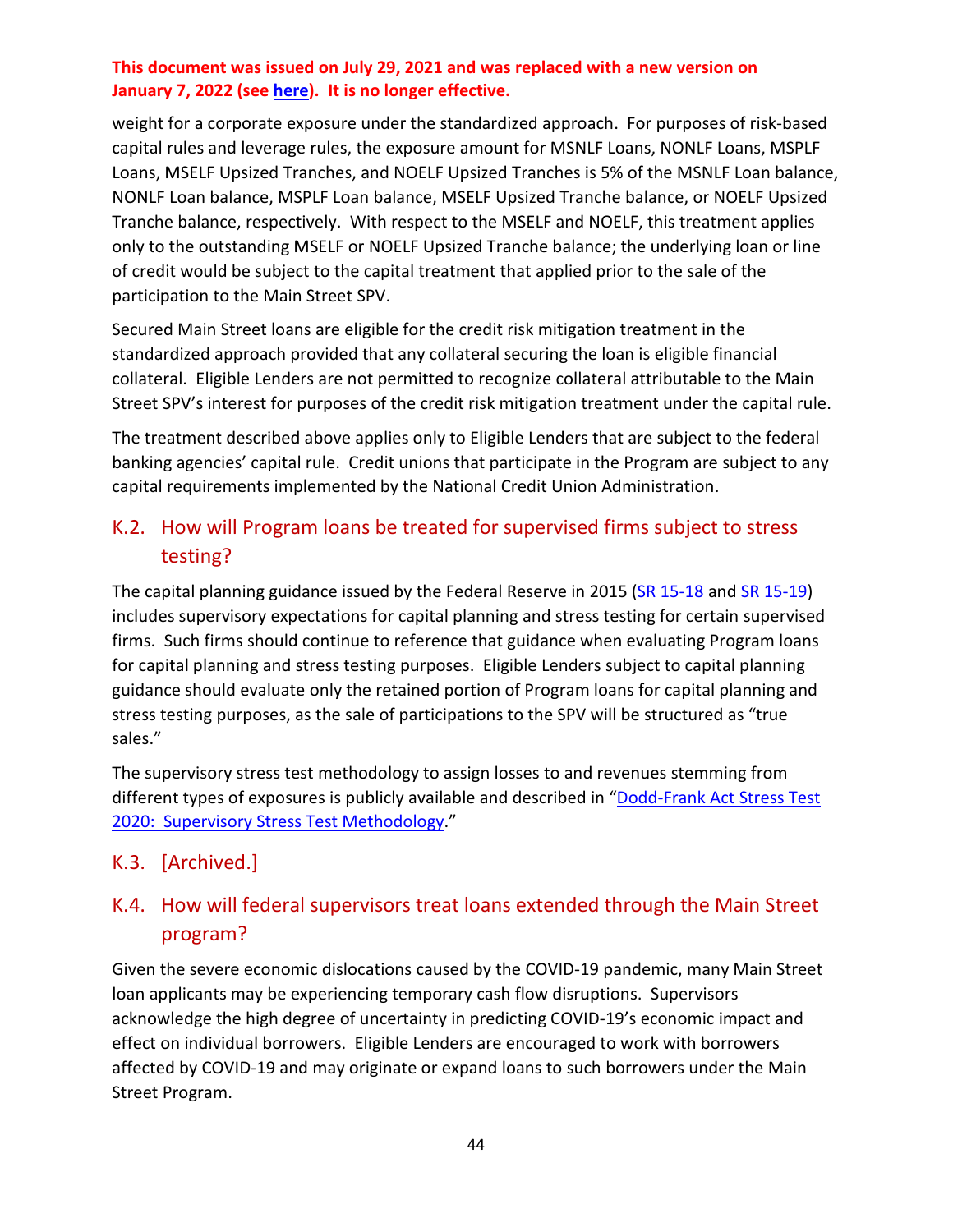**This document was issued on July 29, 2021 and was replaced with a new version on January 7, 2022 (see here). It is no longer effective.**

weight for a corporate exposure under the standardized approach. For purposes of risk-based capital rules and leverage rules, the exposure amount for MSNLF Loans, NONLF Loans, MSPLF Loans, MSELF Upsized Tranches, and NOELF Upsized Tranches is 5% of the MSNLF Loan balance, NONLF Loan balance, MSPLF Loan balance, MSELF Upsized Tranche balance, or NOELF Upsized Tranche balance, respectively. With respect to the MSELF and NOELF, this treatment applies only to the outstanding MSELF or NOELF Upsized Tranche balance; the underlying loan or line of credit would be subject to the capital treatment that applied prior to the sale of the participation to the Main Street SPV.

Secured Main Street loans are eligible for the credit risk mitigation treatment in the standardized approach provided that any collateral securing the loan is eligible financial collateral. Eligible Lenders are not permitted to recognize collateral attributable to the Main Street SPV's interest for purposes of the credit risk mitigation treatment under the capital rule.

The treatment described above applies only to Eligible Lenders that are subject to the federal banking agencies' capital rule. Credit unions that participate in the Program are subject to any capital requirements implemented by the National Credit Union Administration.

## K.2. How will Program loans be treated for supervised firms subject to stress testing?

The capital planning guidance issued by the Federal Reserve in 2015 (SR 15-18 and SR 15-19) includes supervisory expectations for capital planning and stress testing for certain supervised firms. Such firms should continue to reference that guidance when evaluating Program loans for capital planning and stress testing purposes. Eligible Lenders subject to capital planning guidance should evaluate only the retained portion of Program loans for capital planning and stress testing purposes, as the sale of participations to the SPV will be structured as "true sales."

The supervisory stress test methodology to assign losses to and revenues stemming from different types of exposures is publicly available and described in "Dodd-Frank Act Stress Test 2020: Supervisory Stress Test Methodology."

## K.3. [Archived.]

## K.4. How will federal supervisors treat loans extended through the Main Street program?

Given the severe economic dislocations caused by the COVID-19 pandemic, many Main Street loan applicants may be experiencing temporary cash flow disruptions. Supervisors acknowledge the high degree of uncertainty in predicting COVID-19's economic impact and effect on individual borrowers. Eligible Lenders are encouraged to work with borrowers affected by COVID-19 and may originate or expand loans to such borrowers under the Main Street Program.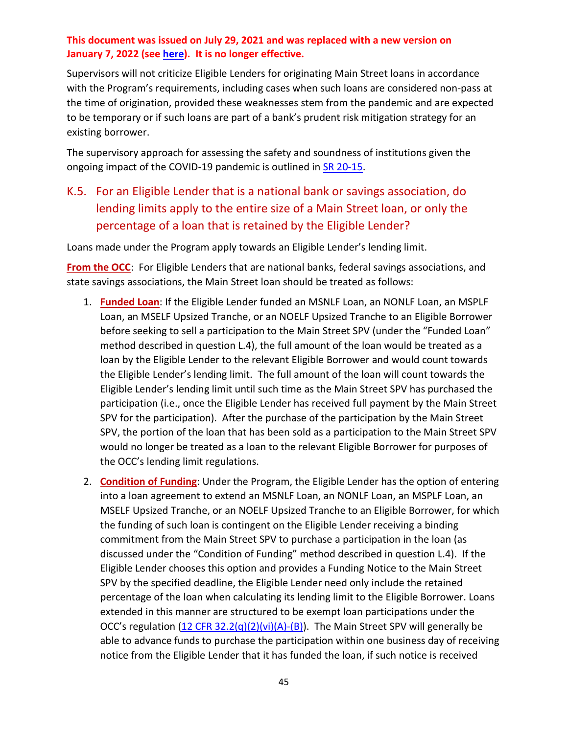**This document was issued on July 29, 2021 and was replaced with a new version on January 7, 2022 (see here). It is no longer effective.**

Supervisors will not criticize Eligible Lenders for originating Main Street loans in accordance with the Program's requirements, including cases when such loans are considered non-pass at the time of origination, provided these weaknesses stem from the pandemic and are expected to be temporary or if such loans are part of a bank's prudent risk mitigation strategy for an existing borrower.

The supervisory approach for assessing the safety and soundness of institutions given the ongoing impact of the COVID-19 pandemic is outlined in SR 20-15.

## K.5. For an Eligible Lender that is a national bank or savings association, do lending limits apply to the entire size of a Main Street loan, or only the percentage of a loan that is retained by the Eligible Lender?

Loans made under the Program apply towards an Eligible Lender's lending limit.

**From the OCC**: For Eligible Lenders that are national banks, federal savings associations, and state savings associations, the Main Street loan should be treated as follows:

1. **Funded Loan**: If the Eligible Lender funded an MSNLF Loan, an NONLF Loan, an MSPLF Loan, an MSELF Upsized Tranche, or an NOELF Upsized Tranche to an Eligible Borrower before seeking to sell a participation to the Main Street SPV (under the "Funded Loan" method described in question L.4), the full amount of the loan would be treated as a loan by the Eligible Lender to the relevant Eligible Borrower and would count towards the Eligible Lender's lending limit. The full amount of the loan will count towards the Eligible Lender's lending limit until such time as the Main Street SPV has purchased the participation (i.e., once the Eligible Lender has received full payment by the Main Street SPV for the participation). After the purchase of the participation by the Main Street SPV, the portion of the loan that has been sold as a participation to the Main Street SPV would no longer be treated as a loan to the relevant Eligible Borrower for purposes of the OCC's lending limit regulations.
2. **Condition of Funding**: Under the Program, the Eligible Lender has the option of entering into a loan agreement to extend an MSNLF Loan, an NONLF Loan, an MSPLF Loan, an MSELF Upsized Tranche, or an NOELF Upsized Tranche to an Eligible Borrower, for which the funding of such loan is contingent on the Eligible Lender receiving a binding commitment from the Main Street SPV to purchase a participation in the loan (as discussed under the "Condition of Funding" method described in question L.4). If the Eligible Lender chooses this option and provides a Funding Notice to the Main Street SPV by the specified deadline, the Eligible Lender need only include the retained percentage of the loan when calculating its lending limit to the Eligible Borrower. Loans extended in this manner are structured to be exempt loan participations under the OCC's regulation (12 CFR 32.2(q)(2)(vi)(A)-(B)). The Main Street SPV will generally be able to advance funds to purchase the participation within one business day of receiving notice from the Eligible Lender that it has funded the loan, if such notice is received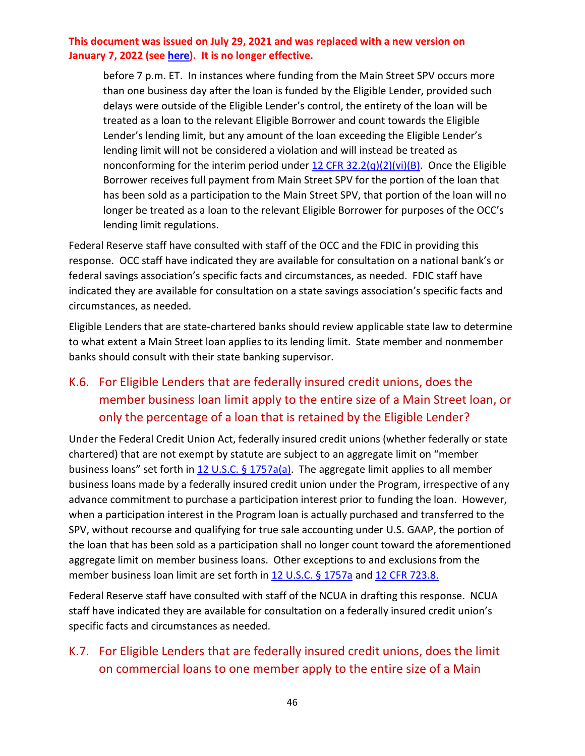**This document was issued on July 29, 2021 and was replaced with a new version on January 7, 2022 (see here). It is no longer effective.**

> before 7 p.m. ET. In instances where funding from the Main Street SPV occurs more than one business day after the loan is funded by the Eligible Lender, provided such delays were outside of the Eligible Lender's control, the entirety of the loan will be treated as a loan to the relevant Eligible Borrower and count towards the Eligible Lender's lending limit, but any amount of the loan exceeding the Eligible Lender's lending limit will not be considered a violation and will instead be treated as nonconforming for the interim period under 12 CFR 32.2(q)(2)(vi)(B). Once the Eligible Borrower receives full payment from Main Street SPV for the portion of the loan that has been sold as a participation to the Main Street SPV, that portion of the loan will no longer be treated as a loan to the relevant Eligible Borrower for purposes of the OCC's lending limit regulations.

Federal Reserve staff have consulted with staff of the OCC and the FDIC in providing this response. OCC staff have indicated they are available for consultation on a national bank's or federal savings association's specific facts and circumstances, as needed. FDIC staff have indicated they are available for consultation on a state savings association's specific facts and circumstances, as needed.

Eligible Lenders that are state-chartered banks should review applicable state law to determine to what extent a Main Street loan applies to its lending limit. State member and nonmember banks should consult with their state banking supervisor.

## K.6. For Eligible Lenders that are federally insured credit unions, does the member business loan limit apply to the entire size of a Main Street loan, or only the percentage of a loan that is retained by the Eligible Lender?

Under the Federal Credit Union Act, federally insured credit unions (whether federally or state chartered) that are not exempt by statute are subject to an aggregate limit on "member business loans" set forth in 12 U.S.C. § 1757a(a). The aggregate limit applies to all member business loans made by a federally insured credit union under the Program, irrespective of any advance commitment to purchase a participation interest prior to funding the loan. However, when a participation interest in the Program loan is actually purchased and transferred to the SPV, without recourse and qualifying for true sale accounting under U.S. GAAP, the portion of the loan that has been sold as a participation shall no longer count toward the aforementioned aggregate limit on member business loans. Other exceptions to and exclusions from the member business loan limit are set forth in 12 U.S.C. § 1757a and 12 CFR 723.8.

Federal Reserve staff have consulted with staff of the NCUA in drafting this response. NCUA staff have indicated they are available for consultation on a federally insured credit union's specific facts and circumstances as needed.

## K.7. For Eligible Lenders that are federally insured credit unions, does the limit on commercial loans to one member apply to the entire size of a Main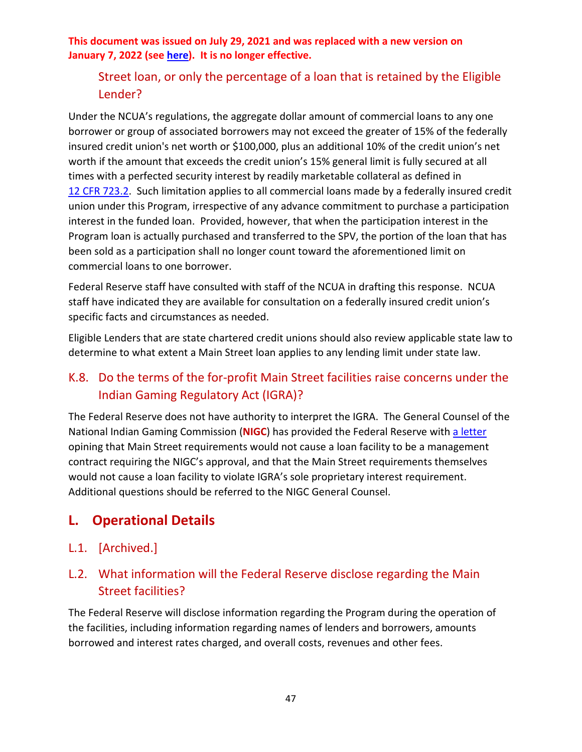**This document was issued on July 29, 2021 and was replaced with a new version on January 7, 2022 (see here). It is no longer effective.**

### Street loan, or only the percentage of a loan that is retained by the Eligible Lender?

Under the NCUA's regulations, the aggregate dollar amount of commercial loans to any one borrower or group of associated borrowers may not exceed the greater of 15% of the federally insured credit union's net worth or $100,000, plus an additional 10% of the credit union's net worth if the amount that exceeds the credit union's 15% general limit is fully secured at all times with a perfected security interest by readily marketable collateral as defined in 12 CFR 723.2. Such limitation applies to all commercial loans made by a federally insured credit union under this Program, irrespective of any advance commitment to purchase a participation interest in the funded loan. Provided, however, that when the participation interest in the Program loan is actually purchased and transferred to the SPV, the portion of the loan that has been sold as a participation shall no longer count toward the aforementioned limit on commercial loans to one borrower.

Federal Reserve staff have consulted with staff of the NCUA in drafting this response. NCUA staff have indicated they are available for consultation on a federally insured credit union's specific facts and circumstances as needed.

Eligible Lenders that are state chartered credit unions should also review applicable state law to determine to what extent a Main Street loan applies to any lending limit under state law.

### K.8. Do the terms of the for-profit Main Street facilities raise concerns under the Indian Gaming Regulatory Act (IGRA)?

The Federal Reserve does not have authority to interpret the IGRA. The General Counsel of the National Indian Gaming Commission (**NIGC**) has provided the Federal Reserve with a letter opining that Main Street requirements would not cause a loan facility to be a management contract requiring the NIGC's approval, and that the Main Street requirements themselves would not cause a loan facility to violate IGRA's sole proprietary interest requirement. Additional questions should be referred to the NIGC General Counsel.

## L. Operational Details

### L.1. [Archived.]

### L.2. What information will the Federal Reserve disclose regarding the Main Street facilities?

The Federal Reserve will disclose information regarding the Program during the operation of the facilities, including information regarding names of lenders and borrowers, amounts borrowed and interest rates charged, and overall costs, revenues and other fees.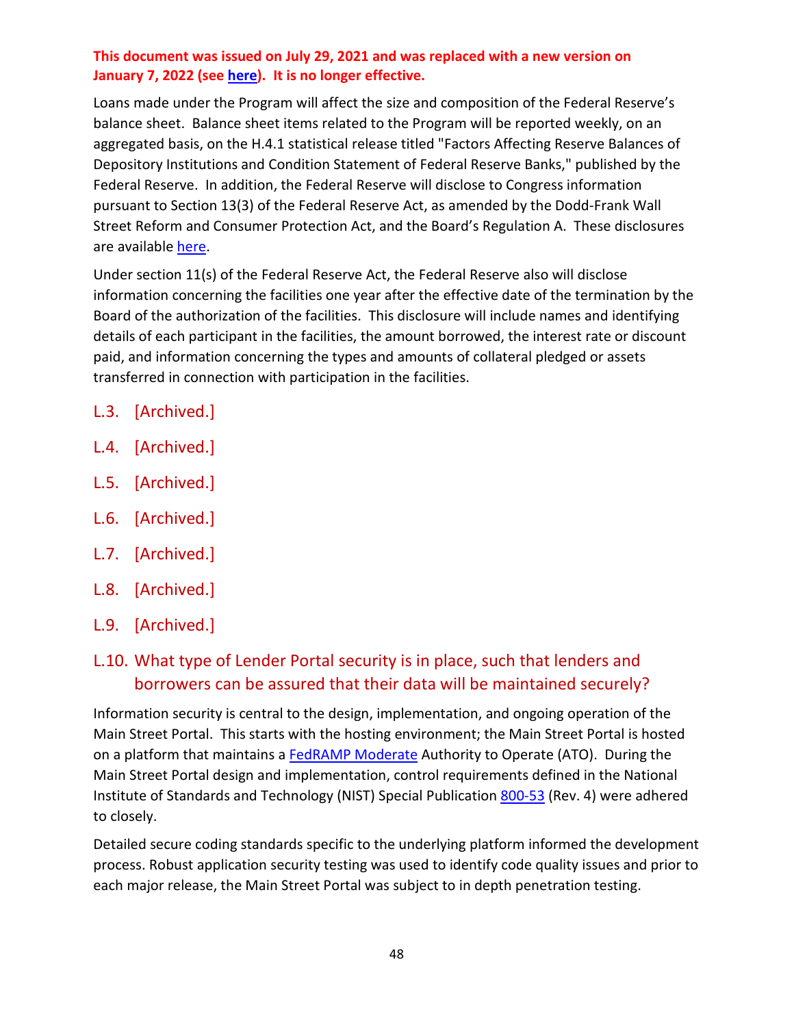**This document was issued on July 29, 2021 and was replaced with a new version on January 7, 2022 (see here). It is no longer effective.**

Loans made under the Program will affect the size and composition of the Federal Reserve's balance sheet. Balance sheet items related to the Program will be reported weekly, on an aggregated basis, on the H.4.1 statistical release titled "Factors Affecting Reserve Balances of Depository Institutions and Condition Statement of Federal Reserve Banks," published by the Federal Reserve. In addition, the Federal Reserve will disclose to Congress information pursuant to Section 13(3) of the Federal Reserve Act, as amended by the Dodd-Frank Wall Street Reform and Consumer Protection Act, and the Board's Regulation A. These disclosures are available here.

Under section 11(s) of the Federal Reserve Act, the Federal Reserve also will disclose information concerning the facilities one year after the effective date of the termination by the Board of the authorization of the facilities. This disclosure will include names and identifying details of each participant in the facilities, the amount borrowed, the interest rate or discount paid, and information concerning the types and amounts of collateral pledged or assets transferred in connection with participation in the facilities.

## L.3. [Archived.]

## L.4. [Archived.]

## L.5. [Archived.]

## L.6. [Archived.]

## L.7. [Archived.]

## L.8. [Archived.]

## L.9. [Archived.]

## L.10. What type of Lender Portal security is in place, such that lenders and borrowers can be assured that their data will be maintained securely?

Information security is central to the design, implementation, and ongoing operation of the Main Street Portal. This starts with the hosting environment; the Main Street Portal is hosted on a platform that maintains a FedRAMP Moderate Authority to Operate (ATO). During the Main Street Portal design and implementation, control requirements defined in the National Institute of Standards and Technology (NIST) Special Publication 800-53 (Rev. 4) were adhered to closely.

Detailed secure coding standards specific to the underlying platform informed the development process. Robust application security testing was used to identify code quality issues and prior to each major release, the Main Street Portal was subject to in depth penetration testing.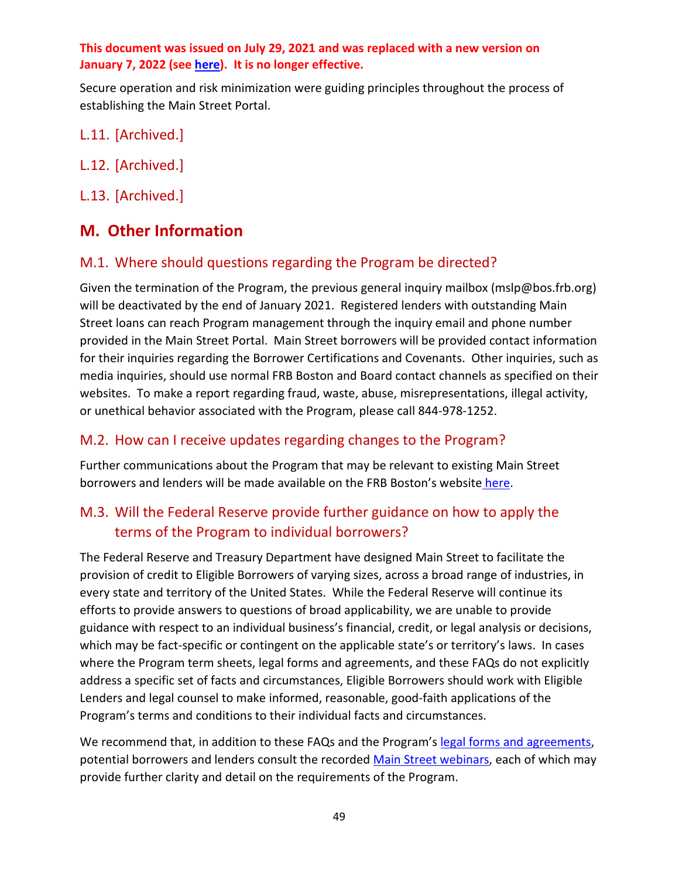**This document was issued on July 29, 2021 and was replaced with a new version on January 7, 2022 (see here). It is no longer effective.**

Secure operation and risk minimization were guiding principles throughout the process of establishing the Main Street Portal.

### L.11. [Archived.]

### L.12. [Archived.]

### L.13. [Archived.]

## M. Other Information

### M.1. Where should questions regarding the Program be directed?

Given the termination of the Program, the previous general inquiry mailbox (mslp@bos.frb.org) will be deactivated by the end of January 2021. Registered lenders with outstanding Main Street loans can reach Program management through the inquiry email and phone number provided in the Main Street Portal. Main Street borrowers will be provided contact information for their inquiries regarding the Borrower Certifications and Covenants. Other inquiries, such as media inquiries, should use normal FRB Boston and Board contact channels as specified on their websites. To make a report regarding fraud, waste, abuse, misrepresentations, illegal activity, or unethical behavior associated with the Program, please call 844-978-1252.

### M.2. How can I receive updates regarding changes to the Program?

Further communications about the Program that may be relevant to existing Main Street borrowers and lenders will be made available on the FRB Boston's website here.

### M.3. Will the Federal Reserve provide further guidance on how to apply the terms of the Program to individual borrowers?

The Federal Reserve and Treasury Department have designed Main Street to facilitate the provision of credit to Eligible Borrowers of varying sizes, across a broad range of industries, in every state and territory of the United States. While the Federal Reserve will continue its efforts to provide answers to questions of broad applicability, we are unable to provide guidance with respect to an individual business's financial, credit, or legal analysis or decisions, which may be fact-specific or contingent on the applicable state's or territory's laws. In cases where the Program term sheets, legal forms and agreements, and these FAQs do not explicitly address a specific set of facts and circumstances, Eligible Borrowers should work with Eligible Lenders and legal counsel to make informed, reasonable, good-faith applications of the Program's terms and conditions to their individual facts and circumstances.

We recommend that, in addition to these FAQs and the Program's legal forms and agreements, potential borrowers and lenders consult the recorded Main Street webinars, each of which may provide further clarity and detail on the requirements of the Program.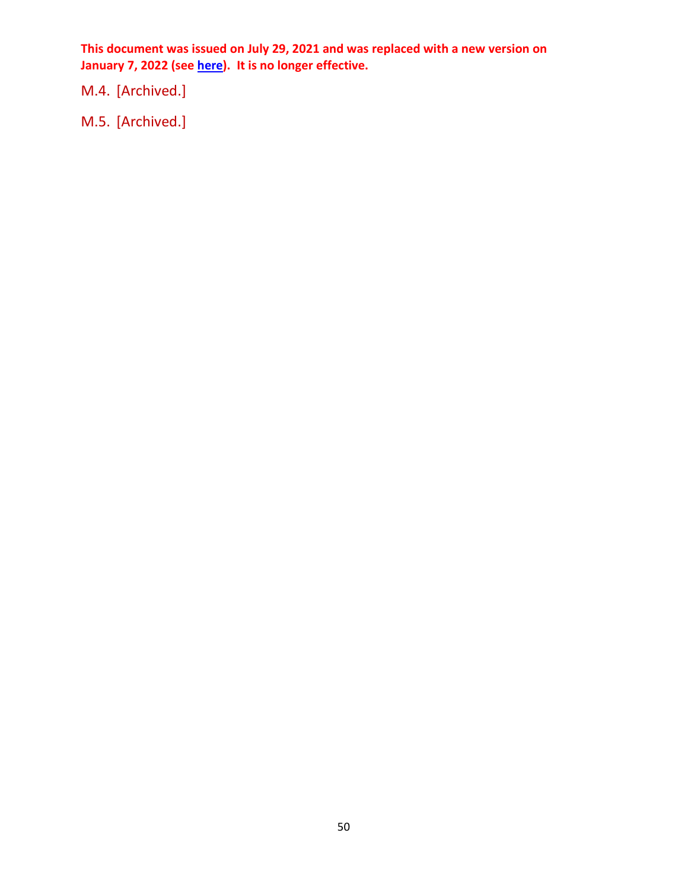**This document was issued on July 29, 2021 and was replaced with a new version on January 7, 2022 (see here). It is no longer effective.**

## M.4. [Archived.]

## M.5. [Archived.]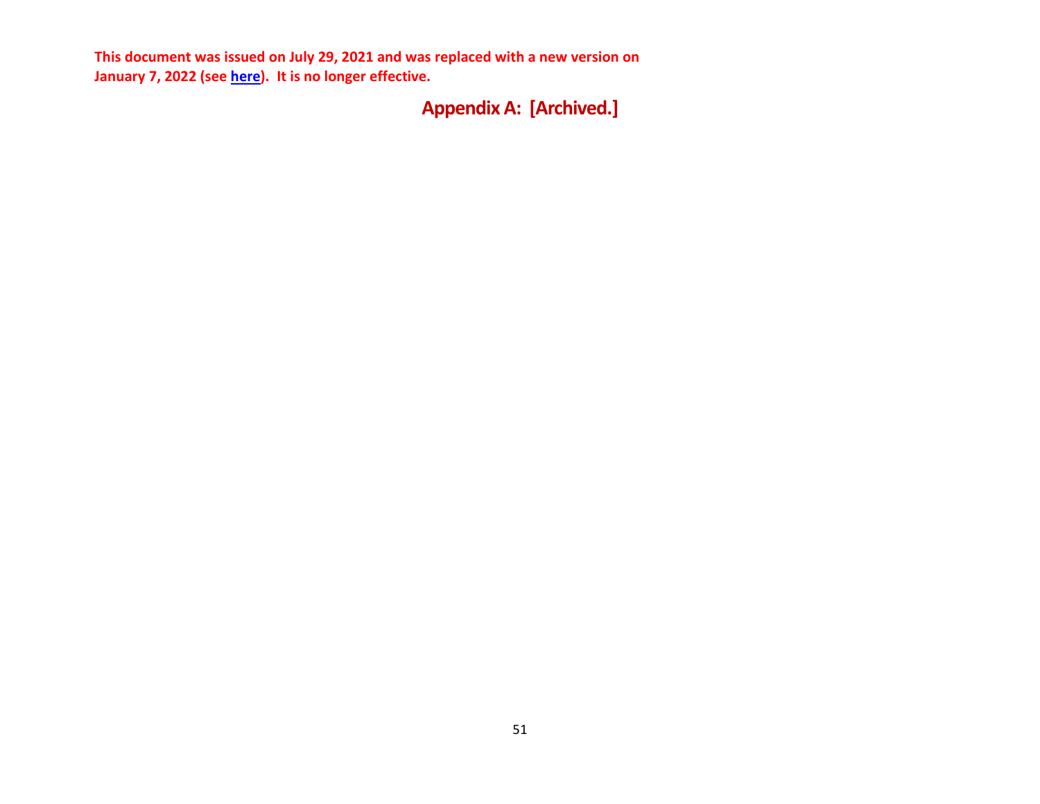**This document was issued on July 29, 2021 and was replaced with a new version on January 7, 2022 (see here). It is no longer effective.**

# Appendix A: [Archived.]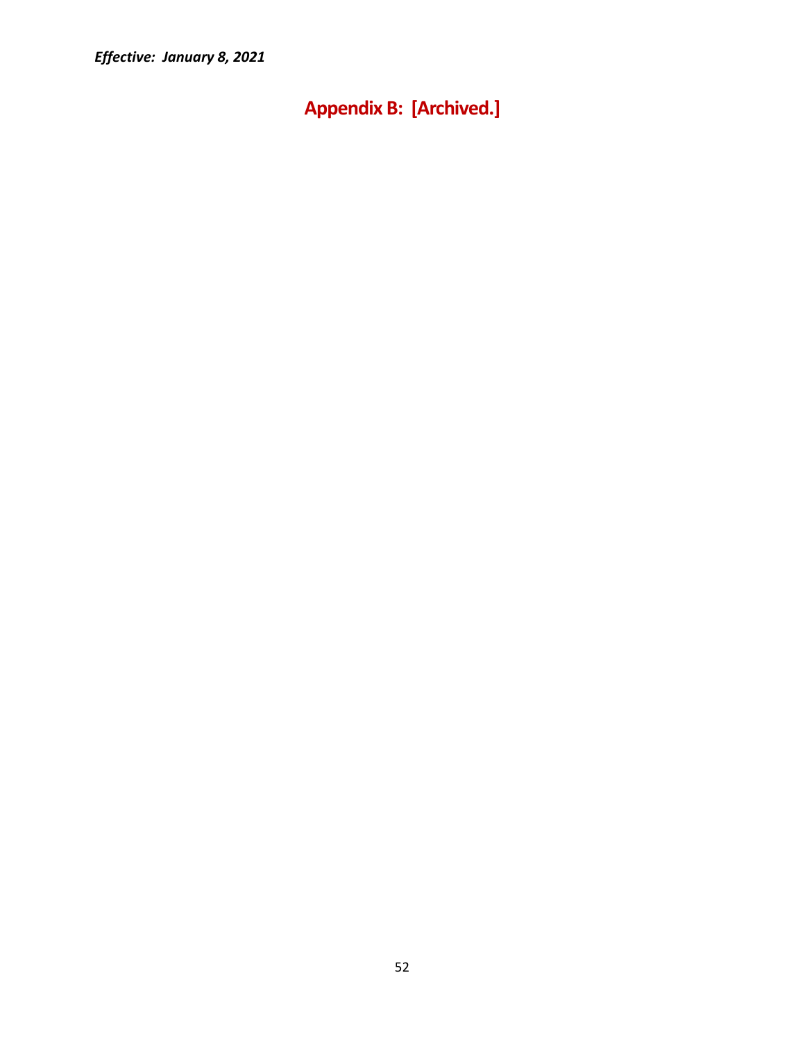# Appendix B: [Archived.]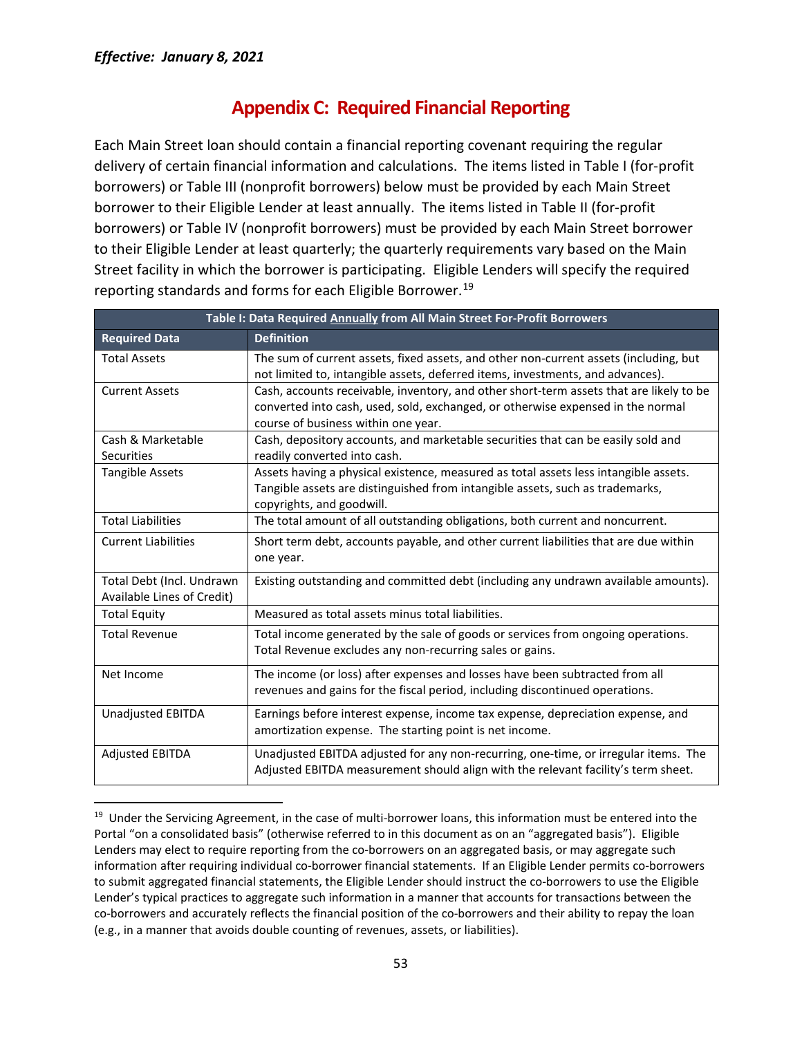*Effective: January 8, 2021*

# Appendix C: Required Financial Reporting

Each Main Street loan should contain a financial reporting covenant requiring the regular delivery of certain financial information and calculations. The items listed in Table I (for-profit borrowers) or Table III (nonprofit borrowers) below must be provided by each Main Street borrower to their Eligible Lender at least annually. The items listed in Table II (for-profit borrowers) or Table IV (nonprofit borrowers) must be provided by each Main Street borrower to their Eligible Lender at least quarterly; the quarterly requirements vary based on the Main Street facility in which the borrower is participating. Eligible Lenders will specify the required reporting standards and forms for each Eligible Borrower.[19]

**Table I: Data Required Annually from All Main Street For-Profit Borrowers**

| Required Data | Definition |
|---|---|
| Total Assets | The sum of current assets, fixed assets, and other non-current assets (including, but not limited to, intangible assets, deferred items, investments, and advances). |
| Current Assets | Cash, accounts receivable, inventory, and other short-term assets that are likely to be converted into cash, used, sold, exchanged, or otherwise expensed in the normal course of business within one year. |
| Cash & Marketable Securities | Cash, depository accounts, and marketable securities that can be easily sold and readily converted into cash. |
| Tangible Assets | Assets having a physical existence, measured as total assets less intangible assets. Tangible assets are distinguished from intangible assets, such as trademarks, copyrights, and goodwill. |
| Total Liabilities | The total amount of all outstanding obligations, both current and noncurrent. |
| Current Liabilities | Short term debt, accounts payable, and other current liabilities that are due within one year. |
| Total Debt (Incl. Undrawn Available Lines of Credit) | Existing outstanding and committed debt (including any undrawn available amounts). |
| Total Equity | Measured as total assets minus total liabilities. |
| Total Revenue | Total income generated by the sale of goods or services from ongoing operations. Total Revenue excludes any non-recurring sales or gains. |
| Net Income | The income (or loss) after expenses and losses have been subtracted from all revenues and gains for the fiscal period, including discontinued operations. |
| Unadjusted EBITDA | Earnings before interest expense, income tax expense, depreciation expense, and amortization expense. The starting point is net income. |
| Adjusted EBITDA | Unadjusted EBITDA adjusted for any non-recurring, one-time, or irregular items. The Adjusted EBITDA measurement should align with the relevant facility's term sheet. |

[19] Under the Servicing Agreement, in the case of multi-borrower loans, this information must be entered into the Portal "on a consolidated basis" (otherwise referred to in this document as on an "aggregated basis"). Eligible Lenders may elect to require reporting from the co-borrowers on an aggregated basis, or may aggregate such information after requiring individual co-borrower financial statements. If an Eligible Lender permits co-borrowers to submit aggregated financial statements, the Eligible Lender should instruct the co-borrowers to use the Eligible Lender's typical practices to aggregate such information in a manner that accounts for transactions between the co-borrowers and accurately reflects the financial position of the co-borrowers and their ability to repay the loan (e.g., in a manner that avoids double counting of revenues, assets, or liabilities).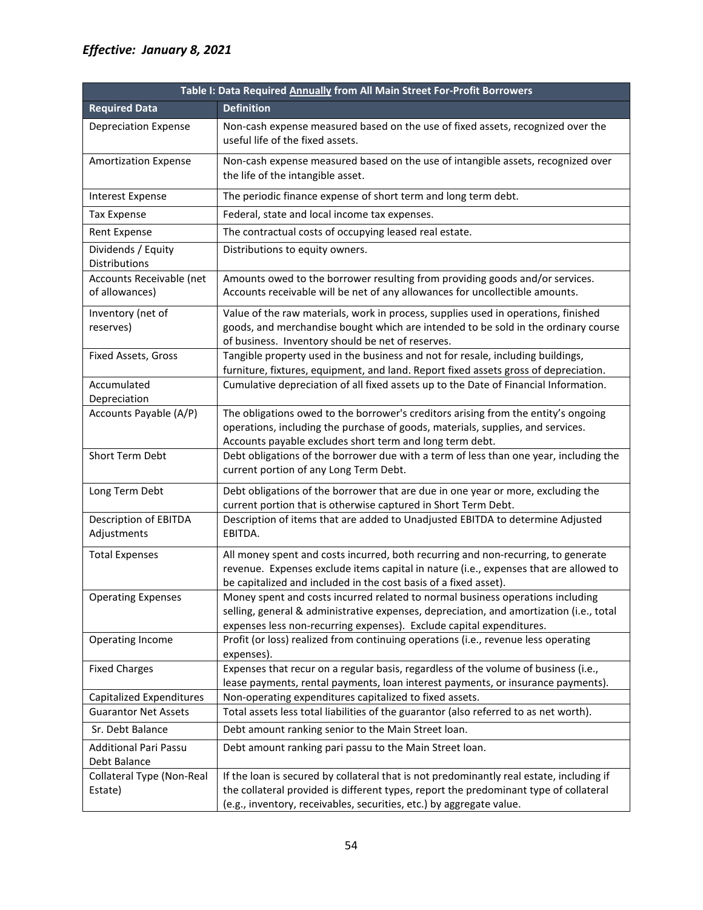*Effective: January 8, 2021*

| Table I: Data Required Annually from All Main Street For-Profit Borrowers | |
|---|---|
| **Required Data** | **Definition** |
| Depreciation Expense | Non-cash expense measured based on the use of fixed assets, recognized over the useful life of the fixed assets. |
| Amortization Expense | Non-cash expense measured based on the use of intangible assets, recognized over the life of the intangible asset. |
| Interest Expense | The periodic finance expense of short term and long term debt. |
| Tax Expense | Federal, state and local income tax expenses. |
| Rent Expense | The contractual costs of occupying leased real estate. |
| Dividends / Equity Distributions | Distributions to equity owners. |
| Accounts Receivable (net of allowances) | Amounts owed to the borrower resulting from providing goods and/or services. Accounts receivable will be net of any allowances for uncollectible amounts. |
| Inventory (net of reserves) | Value of the raw materials, work in process, supplies used in operations, finished goods, and merchandise bought which are intended to be sold in the ordinary course of business. Inventory should be net of reserves. |
| Fixed Assets, Gross | Tangible property used in the business and not for resale, including buildings, furniture, fixtures, equipment, and land. Report fixed assets gross of depreciation. |
| Accumulated Depreciation | Cumulative depreciation of all fixed assets up to the Date of Financial Information. |
| Accounts Payable (A/P) | The obligations owed to the borrower's creditors arising from the entity's ongoing operations, including the purchase of goods, materials, supplies, and services. Accounts payable excludes short term and long term debt. |
| Short Term Debt | Debt obligations of the borrower due with a term of less than one year, including the current portion of any Long Term Debt. |
| Long Term Debt | Debt obligations of the borrower that are due in one year or more, excluding the current portion that is otherwise captured in Short Term Debt. |
| Description of EBITDA Adjustments | Description of items that are added to Unadjusted EBITDA to determine Adjusted EBITDA. |
| Total Expenses | All money spent and costs incurred, both recurring and non-recurring, to generate revenue. Expenses exclude items capital in nature (i.e., expenses that are allowed to be capitalized and included in the cost basis of a fixed asset). |
| Operating Expenses | Money spent and costs incurred related to normal business operations including selling, general & administrative expenses, depreciation, and amortization (i.e., total expenses less non-recurring expenses). Exclude capital expenditures. |
| Operating Income | Profit (or loss) realized from continuing operations (i.e., revenue less operating expenses). |
| Fixed Charges | Expenses that recur on a regular basis, regardless of the volume of business (i.e., lease payments, rental payments, loan interest payments, or insurance payments). |
| Capitalized Expenditures | Non-operating expenditures capitalized to fixed assets. |
| Guarantor Net Assets | Total assets less total liabilities of the guarantor (also referred to as net worth). |
| Sr. Debt Balance | Debt amount ranking senior to the Main Street loan. |
| Additional Pari Passu Debt Balance | Debt amount ranking pari passu to the Main Street loan. |
| Collateral Type (Non-Real Estate) | If the loan is secured by collateral that is not predominantly real estate, including if the collateral provided is different types, report the predominant type of collateral (e.g., inventory, receivables, securities, etc.) by aggregate value. |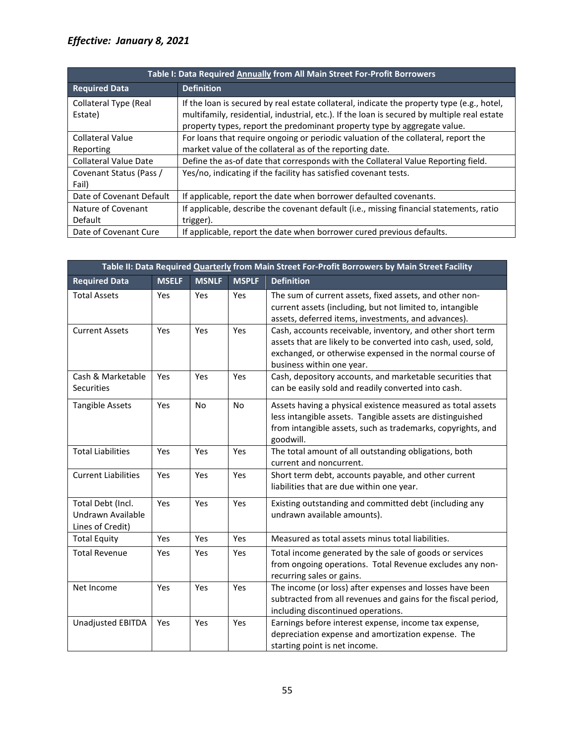*Effective: January 8, 2021*

| Table I: Data Required Annually from All Main Street For-Profit Borrowers | |
|---|---|
| **Required Data** | **Definition** |
| Collateral Type (Real Estate) | If the loan is secured by real estate collateral, indicate the property type (e.g., hotel, multifamily, residential, industrial, etc.). If the loan is secured by multiple real estate property types, report the predominant property type by aggregate value. |
| Collateral Value Reporting | For loans that require ongoing or periodic valuation of the collateral, report the market value of the collateral as of the reporting date. |
| Collateral Value Date | Define the as-of date that corresponds with the Collateral Value Reporting field. |
| Covenant Status (Pass / Fail) | Yes/no, indicating if the facility has satisfied covenant tests. |
| Date of Covenant Default | If applicable, report the date when borrower defaulted covenants. |
| Nature of Covenant Default | If applicable, describe the covenant default (i.e., missing financial statements, ratio trigger). |
| Date of Covenant Cure | If applicable, report the date when borrower cured previous defaults. |

| Table II: Data Required Quarterly from Main Street For-Profit Borrowers by Main Street Facility | | | | |
|---|---|---|---|---|
| **Required Data** | **MSELF** | **MSNLF** | **MSPLF** | **Definition** |
| Total Assets | Yes | Yes | Yes | The sum of current assets, fixed assets, and other non-current assets (including, but not limited to, intangible assets, deferred items, investments, and advances). |
| Current Assets | Yes | Yes | Yes | Cash, accounts receivable, inventory, and other short term assets that are likely to be converted into cash, used, sold, exchanged, or otherwise expensed in the normal course of business within one year. |
| Cash & Marketable Securities | Yes | Yes | Yes | Cash, depository accounts, and marketable securities that can be easily sold and readily converted into cash. |
| Tangible Assets | Yes | No | No | Assets having a physical existence measured as total assets less intangible assets. Tangible assets are distinguished from intangible assets, such as trademarks, copyrights, and goodwill. |
| Total Liabilities | Yes | Yes | Yes | The total amount of all outstanding obligations, both current and noncurrent. |
| Current Liabilities | Yes | Yes | Yes | Short term debt, accounts payable, and other current liabilities that are due within one year. |
| Total Debt (Incl. Undrawn Available Lines of Credit) | Yes | Yes | Yes | Existing outstanding and committed debt (including any undrawn available amounts). |
| Total Equity | Yes | Yes | Yes | Measured as total assets minus total liabilities. |
| Total Revenue | Yes | Yes | Yes | Total income generated by the sale of goods or services from ongoing operations. Total Revenue excludes any non-recurring sales or gains. |
| Net Income | Yes | Yes | Yes | The income (or loss) after expenses and losses have been subtracted from all revenues and gains for the fiscal period, including discontinued operations. |
| Unadjusted EBITDA | Yes | Yes | Yes | Earnings before interest expense, income tax expense, depreciation expense and amortization expense. The starting point is net income. |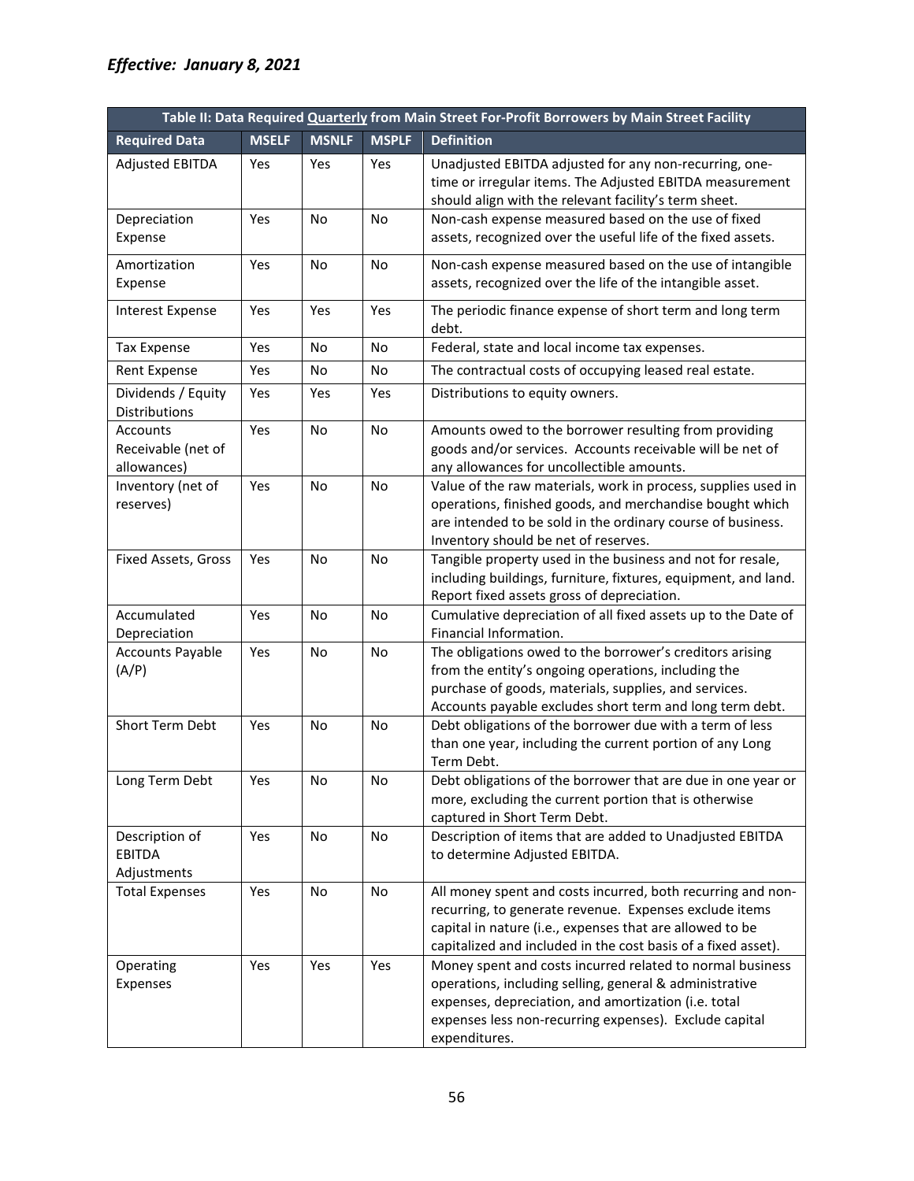*Effective: January 8, 2021*

| Table II: Data Required Quarterly from Main Street For-Profit Borrowers by Main Street Facility | | | | |
|---|---|---|---|---|
| **Required Data** | **MSELF** | **MSNLF** | **MSPLF** | **Definition** |
| Adjusted EBITDA | Yes | Yes | Yes | Unadjusted EBITDA adjusted for any non-recurring, one-time or irregular items. The Adjusted EBITDA measurement should align with the relevant facility's term sheet. |
| Depreciation Expense | Yes | No | No | Non-cash expense measured based on the use of fixed assets, recognized over the useful life of the fixed assets. |
| Amortization Expense | Yes | No | No | Non-cash expense measured based on the use of intangible assets, recognized over the life of the intangible asset. |
| Interest Expense | Yes | Yes | Yes | The periodic finance expense of short term and long term debt. |
| Tax Expense | Yes | No | No | Federal, state and local income tax expenses. |
| Rent Expense | Yes | No | No | The contractual costs of occupying leased real estate. |
| Dividends / Equity Distributions | Yes | Yes | Yes | Distributions to equity owners. |
| Accounts Receivable (net of allowances) | Yes | No | No | Amounts owed to the borrower resulting from providing goods and/or services. Accounts receivable will be net of any allowances for uncollectible amounts. |
| Inventory (net of reserves) | Yes | No | No | Value of the raw materials, work in process, supplies used in operations, finished goods, and merchandise bought which are intended to be sold in the ordinary course of business. Inventory should be net of reserves. |
| Fixed Assets, Gross | Yes | No | No | Tangible property used in the business and not for resale, including buildings, furniture, fixtures, equipment, and land. Report fixed assets gross of depreciation. |
| Accumulated Depreciation | Yes | No | No | Cumulative depreciation of all fixed assets up to the Date of Financial Information. |
| Accounts Payable (A/P) | Yes | No | No | The obligations owed to the borrower's creditors arising from the entity's ongoing operations, including the purchase of goods, materials, supplies, and services. Accounts payable excludes short term and long term debt. |
| Short Term Debt | Yes | No | No | Debt obligations of the borrower due with a term of less than one year, including the current portion of any Long Term Debt. |
| Long Term Debt | Yes | No | No | Debt obligations of the borrower that are due in one year or more, excluding the current portion that is otherwise captured in Short Term Debt. |
| Description of EBITDA Adjustments | Yes | No | No | Description of items that are added to Unadjusted EBITDA to determine Adjusted EBITDA. |
| Total Expenses | Yes | No | No | All money spent and costs incurred, both recurring and non-recurring, to generate revenue. Expenses exclude items capital in nature (i.e., expenses that are allowed to be capitalized and included in the cost basis of a fixed asset). |
| Operating Expenses | Yes | Yes | Yes | Money spent and costs incurred related to normal business operations, including selling, general & administrative expenses, depreciation, and amortization (i.e. total expenses less non-recurring expenses). Exclude capital expenditures. |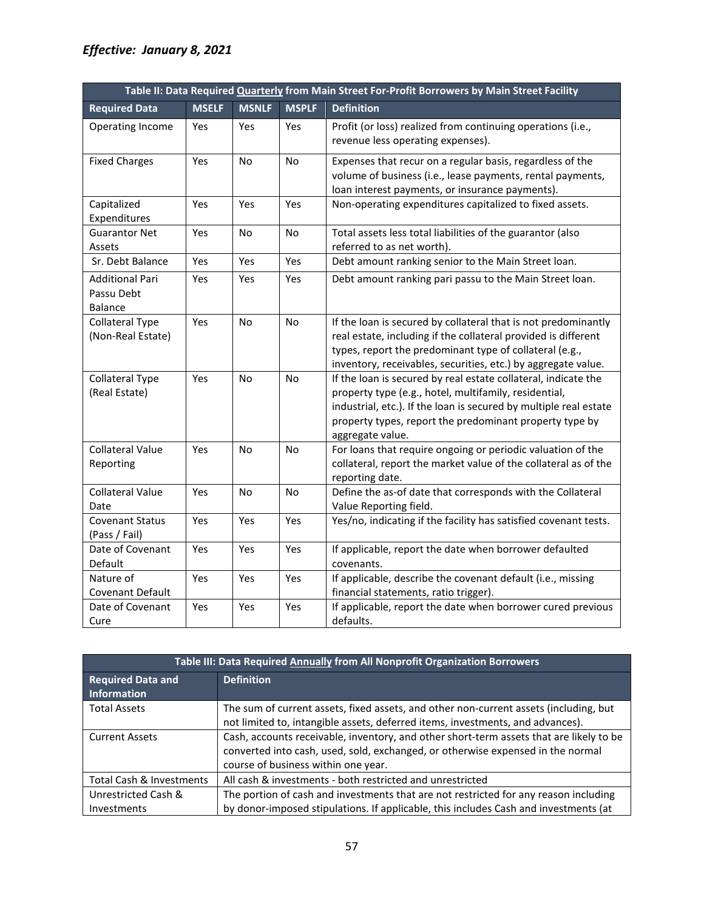*Effective: January 8, 2021*

| Table II: Data Required Quarterly from Main Street For-Profit Borrowers by Main Street Facility | | | | |
|---|---|---|---|---|
| **Required Data** | **MSELF** | **MSNLF** | **MSPLF** | **Definition** |
| Operating Income | Yes | Yes | Yes | Profit (or loss) realized from continuing operations (i.e., revenue less operating expenses). |
| Fixed Charges | Yes | No | No | Expenses that recur on a regular basis, regardless of the volume of business (i.e., lease payments, rental payments, loan interest payments, or insurance payments). |
| Capitalized Expenditures | Yes | Yes | Yes | Non-operating expenditures capitalized to fixed assets. |
| Guarantor Net Assets | Yes | No | No | Total assets less total liabilities of the guarantor (also referred to as net worth). |
| Sr. Debt Balance | Yes | Yes | Yes | Debt amount ranking senior to the Main Street loan. |
| Additional Pari Passu Debt Balance | Yes | Yes | Yes | Debt amount ranking pari passu to the Main Street loan. |
| Collateral Type (Non-Real Estate) | Yes | No | No | If the loan is secured by collateral that is not predominantly real estate, including if the collateral provided is different types, report the predominant type of collateral (e.g., inventory, receivables, securities, etc.) by aggregate value. |
| Collateral Type (Real Estate) | Yes | No | No | If the loan is secured by real estate collateral, indicate the property type (e.g., hotel, multifamily, residential, industrial, etc.). If the loan is secured by multiple real estate property types, report the predominant property type by aggregate value. |
| Collateral Value Reporting | Yes | No | No | For loans that require ongoing or periodic valuation of the collateral, report the market value of the collateral as of the reporting date. |
| Collateral Value Date | Yes | No | No | Define the as-of date that corresponds with the Collateral Value Reporting field. |
| Covenant Status (Pass / Fail) | Yes | Yes | Yes | Yes/no, indicating if the facility has satisfied covenant tests. |
| Date of Covenant Default | Yes | Yes | Yes | If applicable, report the date when borrower defaulted covenants. |
| Nature of Covenant Default | Yes | Yes | Yes | If applicable, describe the covenant default (i.e., missing financial statements, ratio trigger). |
| Date of Covenant Cure | Yes | Yes | Yes | If applicable, report the date when borrower cured previous defaults. |

| Table III: Data Required Annually from All Nonprofit Organization Borrowers | |
|---|---|
| **Required Data and Information** | **Definition** |
| Total Assets | The sum of current assets, fixed assets, and other non-current assets (including, but not limited to, intangible assets, deferred items, investments, and advances). |
| Current Assets | Cash, accounts receivable, inventory, and other short-term assets that are likely to be converted into cash, used, sold, exchanged, or otherwise expensed in the normal course of business within one year. |
| Total Cash & Investments | All cash & investments - both restricted and unrestricted |
| Unrestricted Cash & Investments | The portion of cash and investments that are not restricted for any reason including by donor-imposed stipulations. If applicable, this includes Cash and investments (at |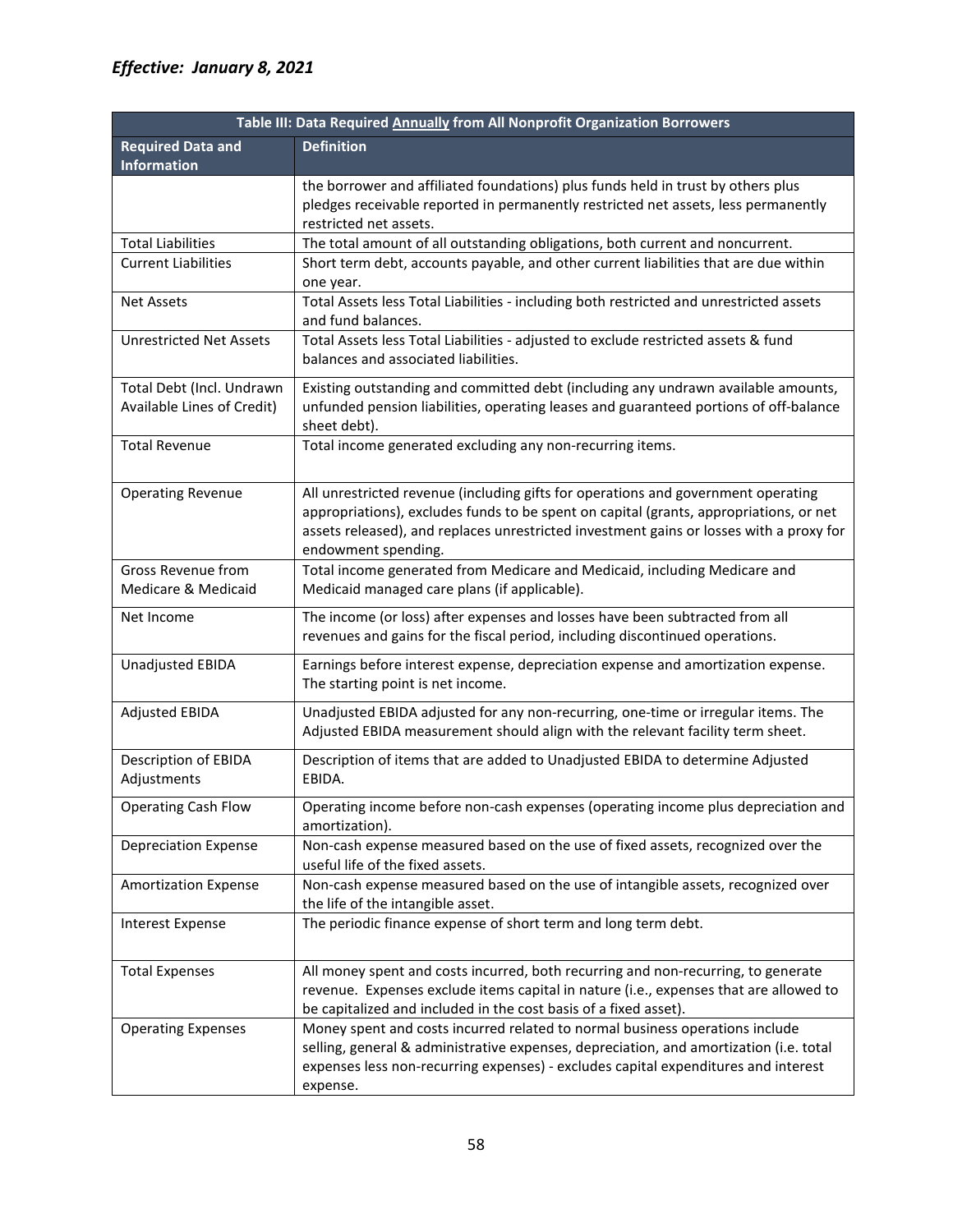*Effective: January 8, 2021*

| Table III: Data Required <u>Annually</u> from All Nonprofit Organization Borrowers | |
|---|---|
| **Required Data and Information** | **Definition** |
| | the borrower and affiliated foundations) plus funds held in trust by others plus pledges receivable reported in permanently restricted net assets, less permanently restricted net assets. |
| Total Liabilities | The total amount of all outstanding obligations, both current and noncurrent. |
| Current Liabilities | Short term debt, accounts payable, and other current liabilities that are due within one year. |
| Net Assets | Total Assets less Total Liabilities - including both restricted and unrestricted assets and fund balances. |
| Unrestricted Net Assets | Total Assets less Total Liabilities - adjusted to exclude restricted assets & fund balances and associated liabilities. |
| Total Debt (Incl. Undrawn Available Lines of Credit) | Existing outstanding and committed debt (including any undrawn available amounts, unfunded pension liabilities, operating leases and guaranteed portions of off-balance sheet debt). |
| Total Revenue | Total income generated excluding any non-recurring items. |
| Operating Revenue | All unrestricted revenue (including gifts for operations and government operating appropriations), excludes funds to be spent on capital (grants, appropriations, or net assets released), and replaces unrestricted investment gains or losses with a proxy for endowment spending. |
| Gross Revenue from Medicare & Medicaid | Total income generated from Medicare and Medicaid, including Medicare and Medicaid managed care plans (if applicable). |
| Net Income | The income (or loss) after expenses and losses have been subtracted from all revenues and gains for the fiscal period, including discontinued operations. |
| Unadjusted EBIDA | Earnings before interest expense, depreciation expense and amortization expense. The starting point is net income. |
| Adjusted EBIDA | Unadjusted EBIDA adjusted for any non-recurring, one-time or irregular items. The Adjusted EBIDA measurement should align with the relevant facility term sheet. |
| Description of EBIDA Adjustments | Description of items that are added to Unadjusted EBIDA to determine Adjusted EBIDA. |
| Operating Cash Flow | Operating income before non-cash expenses (operating income plus depreciation and amortization). |
| Depreciation Expense | Non-cash expense measured based on the use of fixed assets, recognized over the useful life of the fixed assets. |
| Amortization Expense | Non-cash expense measured based on the use of intangible assets, recognized over the life of the intangible asset. |
| Interest Expense | The periodic finance expense of short term and long term debt. |
| Total Expenses | All money spent and costs incurred, both recurring and non-recurring, to generate revenue. Expenses exclude items capital in nature (i.e., expenses that are allowed to be capitalized and included in the cost basis of a fixed asset). |
| Operating Expenses | Money spent and costs incurred related to normal business operations include selling, general & administrative expenses, depreciation, and amortization (i.e. total expenses less non-recurring expenses) - excludes capital expenditures and interest expense. |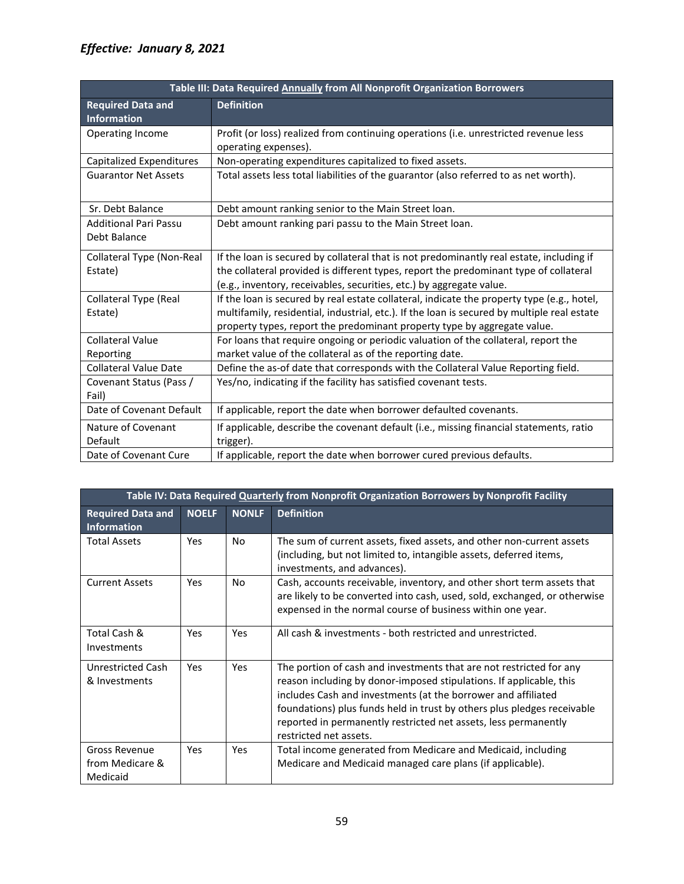*Effective: January 8, 2021*

| Table III: Data Required Annually from All Nonprofit Organization Borrowers | |
|---|---|
| **Required Data and Information** | **Definition** |
| Operating Income | Profit (or loss) realized from continuing operations (i.e. unrestricted revenue less operating expenses). |
| Capitalized Expenditures | Non-operating expenditures capitalized to fixed assets. |
| Guarantor Net Assets | Total assets less total liabilities of the guarantor (also referred to as net worth). |
| Sr. Debt Balance | Debt amount ranking senior to the Main Street loan. |
| Additional Pari Passu Debt Balance | Debt amount ranking pari passu to the Main Street loan. |
| Collateral Type (Non-Real Estate) | If the loan is secured by collateral that is not predominantly real estate, including if the collateral provided is different types, report the predominant type of collateral (e.g., inventory, receivables, securities, etc.) by aggregate value. |
| Collateral Type (Real Estate) | If the loan is secured by real estate collateral, indicate the property type (e.g., hotel, multifamily, residential, industrial, etc.). If the loan is secured by multiple real estate property types, report the predominant property type by aggregate value. |
| Collateral Value Reporting | For loans that require ongoing or periodic valuation of the collateral, report the market value of the collateral as of the reporting date. |
| Collateral Value Date | Define the as-of date that corresponds with the Collateral Value Reporting field. |
| Covenant Status (Pass / Fail) | Yes/no, indicating if the facility has satisfied covenant tests. |
| Date of Covenant Default | If applicable, report the date when borrower defaulted covenants. |
| Nature of Covenant Default | If applicable, describe the covenant default (i.e., missing financial statements, ratio trigger). |
| Date of Covenant Cure | If applicable, report the date when borrower cured previous defaults. |

| Table IV: Data Required Quarterly from Nonprofit Organization Borrowers by Nonprofit Facility | | | |
|---|---|---|---|
| **Required Data and Information** | **NOELF** | **NONLF** | **Definition** |
| Total Assets | Yes | No | The sum of current assets, fixed assets, and other non-current assets (including, but not limited to, intangible assets, deferred items, investments, and advances). |
| Current Assets | Yes | No | Cash, accounts receivable, inventory, and other short term assets that are likely to be converted into cash, used, sold, exchanged, or otherwise expensed in the normal course of business within one year. |
| Total Cash & Investments | Yes | Yes | All cash & investments - both restricted and unrestricted. |
| Unrestricted Cash & Investments | Yes | Yes | The portion of cash and investments that are not restricted for any reason including by donor-imposed stipulations. If applicable, this includes Cash and investments (at the borrower and affiliated foundations) plus funds held in trust by others plus pledges receivable reported in permanently restricted net assets, less permanently restricted net assets. |
| Gross Revenue from Medicare & Medicaid | Yes | Yes | Total income generated from Medicare and Medicaid, including Medicare and Medicaid managed care plans (if applicable). |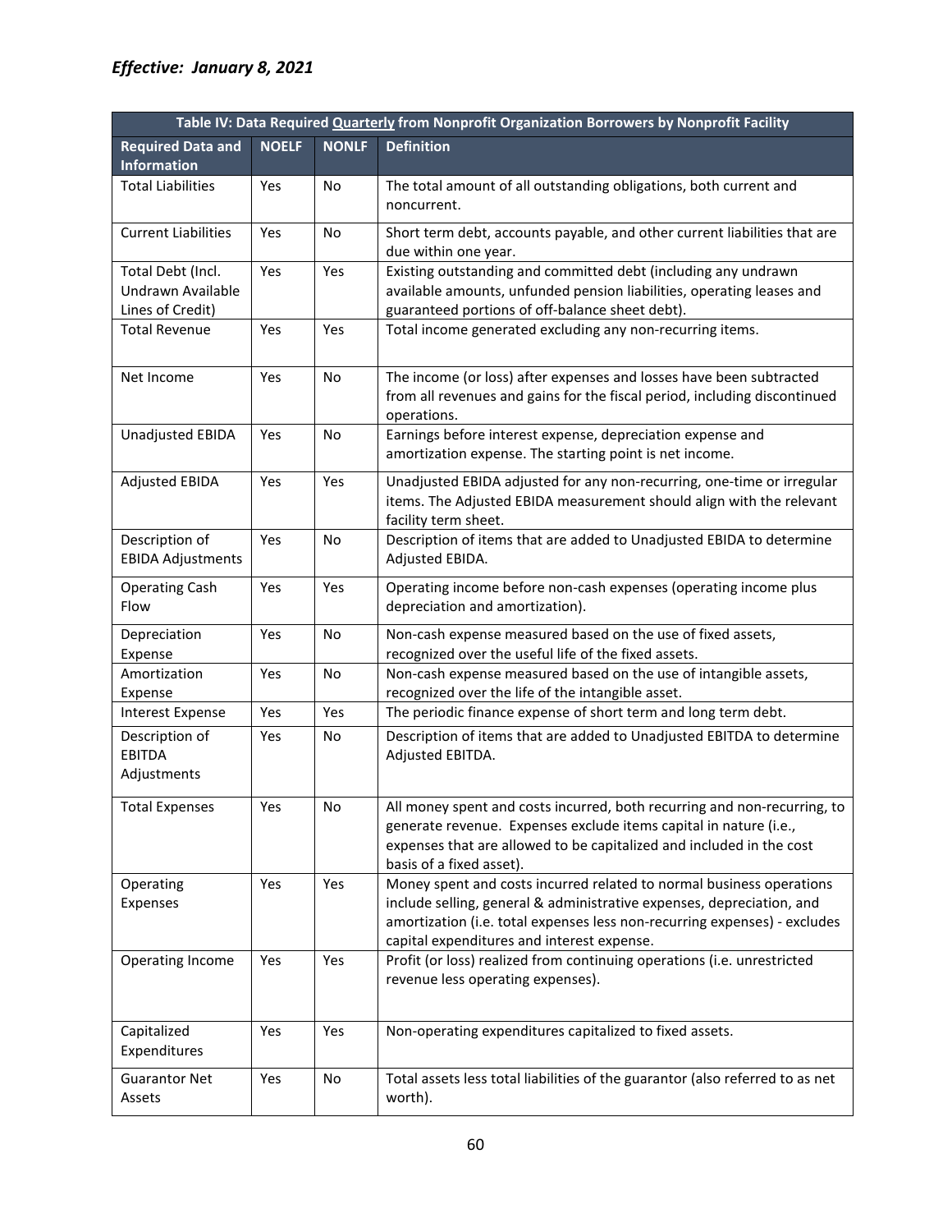*Effective: January 8, 2021*

| Table IV: Data Required Quarterly from Nonprofit Organization Borrowers by Nonprofit Facility | | | |
|---|---|---|---|
| **Required Data and Information** | **NOELF** | **NONLF** | **Definition** |
| Total Liabilities | Yes | No | The total amount of all outstanding obligations, both current and noncurrent. |
| Current Liabilities | Yes | No | Short term debt, accounts payable, and other current liabilities that are due within one year. |
| Total Debt (Incl. Undrawn Available Lines of Credit) | Yes | Yes | Existing outstanding and committed debt (including any undrawn available amounts, unfunded pension liabilities, operating leases and guaranteed portions of off-balance sheet debt). |
| Total Revenue | Yes | Yes | Total income generated excluding any non-recurring items. |
| Net Income | Yes | No | The income (or loss) after expenses and losses have been subtracted from all revenues and gains for the fiscal period, including discontinued operations. |
| Unadjusted EBIDA | Yes | No | Earnings before interest expense, depreciation expense and amortization expense. The starting point is net income. |
| Adjusted EBIDA | Yes | Yes | Unadjusted EBIDA adjusted for any non-recurring, one-time or irregular items. The Adjusted EBIDA measurement should align with the relevant facility term sheet. |
| Description of EBIDA Adjustments | Yes | No | Description of items that are added to Unadjusted EBIDA to determine Adjusted EBIDA. |
| Operating Cash Flow | Yes | Yes | Operating income before non-cash expenses (operating income plus depreciation and amortization). |
| Depreciation Expense | Yes | No | Non-cash expense measured based on the use of fixed assets, recognized over the useful life of the fixed assets. |
| Amortization Expense | Yes | No | Non-cash expense measured based on the use of intangible assets, recognized over the life of the intangible asset. |
| Interest Expense | Yes | Yes | The periodic finance expense of short term and long term debt. |
| Description of EBITDA Adjustments | Yes | No | Description of items that are added to Unadjusted EBITDA to determine Adjusted EBITDA. |
| Total Expenses | Yes | No | All money spent and costs incurred, both recurring and non-recurring, to generate revenue. Expenses exclude items capital in nature (i.e., expenses that are allowed to be capitalized and included in the cost basis of a fixed asset). |
| Operating Expenses | Yes | Yes | Money spent and costs incurred related to normal business operations include selling, general & administrative expenses, depreciation, and amortization (i.e. total expenses less non-recurring expenses) - excludes capital expenditures and interest expense. |
| Operating Income | Yes | Yes | Profit (or loss) realized from continuing operations (i.e. unrestricted revenue less operating expenses). |
| Capitalized Expenditures | Yes | Yes | Non-operating expenditures capitalized to fixed assets. |
| Guarantor Net Assets | Yes | No | Total assets less total liabilities of the guarantor (also referred to as net worth). |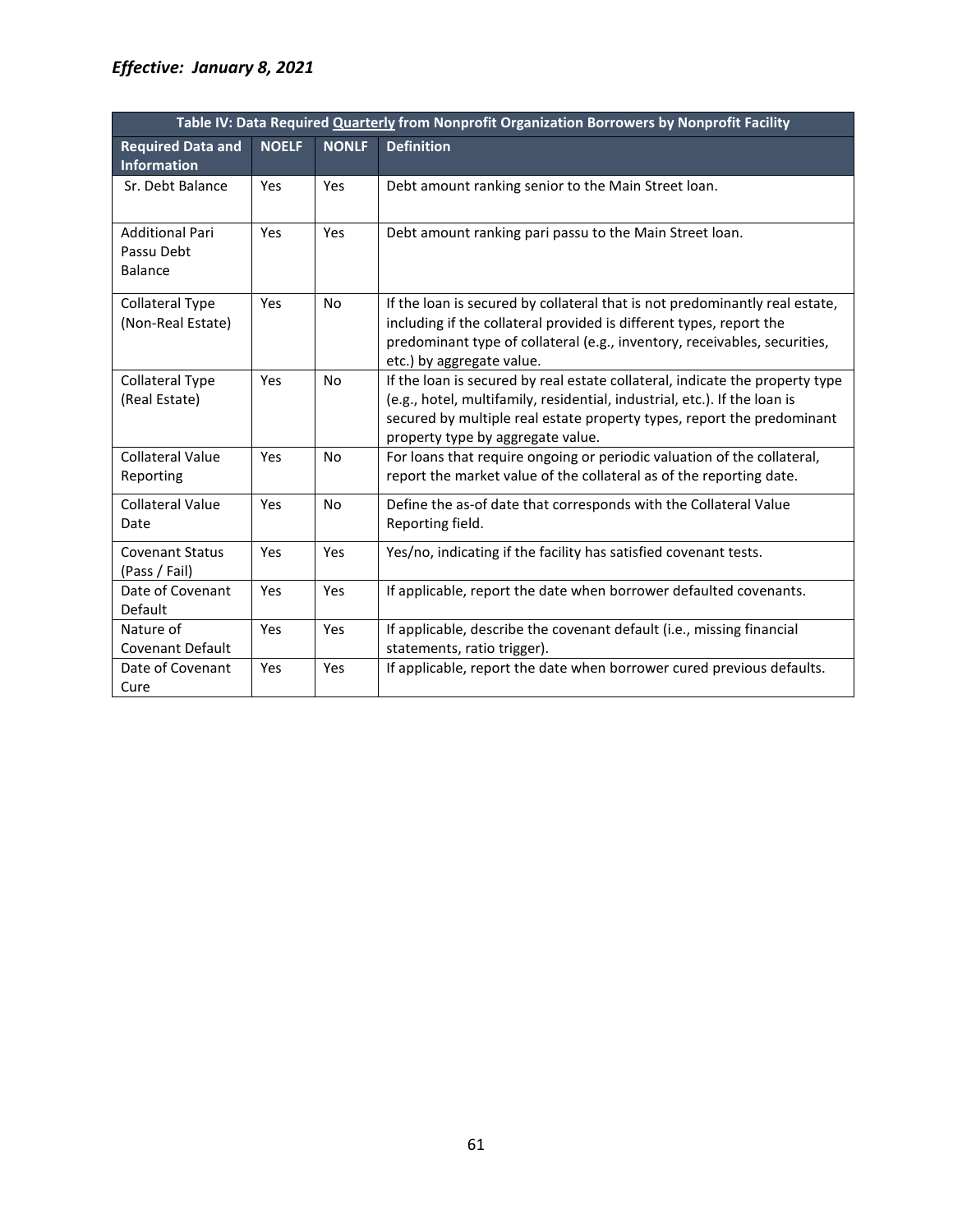*Effective: January 8, 2021*

| Table IV: Data Required Quarterly from Nonprofit Organization Borrowers by Nonprofit Facility | | | |
|---|---|---|---|
| **Required Data and Information** | **NOELF** | **NONLF** | **Definition** |
| Sr. Debt Balance | Yes | Yes | Debt amount ranking senior to the Main Street loan. |
| Additional Pari Passu Debt Balance | Yes | Yes | Debt amount ranking pari passu to the Main Street loan. |
| Collateral Type (Non-Real Estate) | Yes | No | If the loan is secured by collateral that is not predominantly real estate, including if the collateral provided is different types, report the predominant type of collateral (e.g., inventory, receivables, securities, etc.) by aggregate value. |
| Collateral Type (Real Estate) | Yes | No | If the loan is secured by real estate collateral, indicate the property type (e.g., hotel, multifamily, residential, industrial, etc.). If the loan is secured by multiple real estate property types, report the predominant property type by aggregate value. |
| Collateral Value Reporting | Yes | No | For loans that require ongoing or periodic valuation of the collateral, report the market value of the collateral as of the reporting date. |
| Collateral Value Date | Yes | No | Define the as-of date that corresponds with the Collateral Value Reporting field. |
| Covenant Status (Pass / Fail) | Yes | Yes | Yes/no, indicating if the facility has satisfied covenant tests. |
| Date of Covenant Default | Yes | Yes | If applicable, report the date when borrower defaulted covenants. |
| Nature of Covenant Default | Yes | Yes | If applicable, describe the covenant default (i.e., missing financial statements, ratio trigger). |
| Date of Covenant Cure | Yes | Yes | If applicable, report the date when borrower cured previous defaults. |